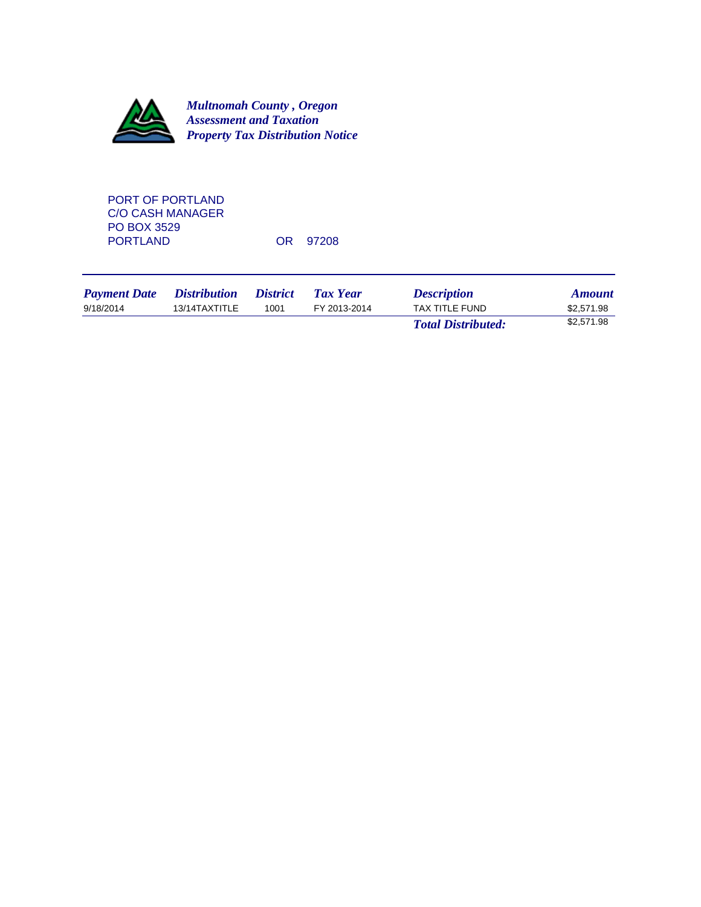***Multnomah County , Oregon***
***Assessment and Taxation***
***Property Tax Distribution Notice***

PORT OF PORTLAND
C/O CASH MANAGER
PO BOX 3529
PORTLAND OR 97208

| *Payment Date* | *Distribution* | *District* | *Tax Year* | *Description* | *Amount* |
|---|---|---|---|---|---|
| 9/18/2014 | 13/14TAXTITLE | 1001 | FY 2013-2014 | TAX TITLE FUND | $2,571.98 |
| | | | | ***Total Distributed:*** | $2,571.98 |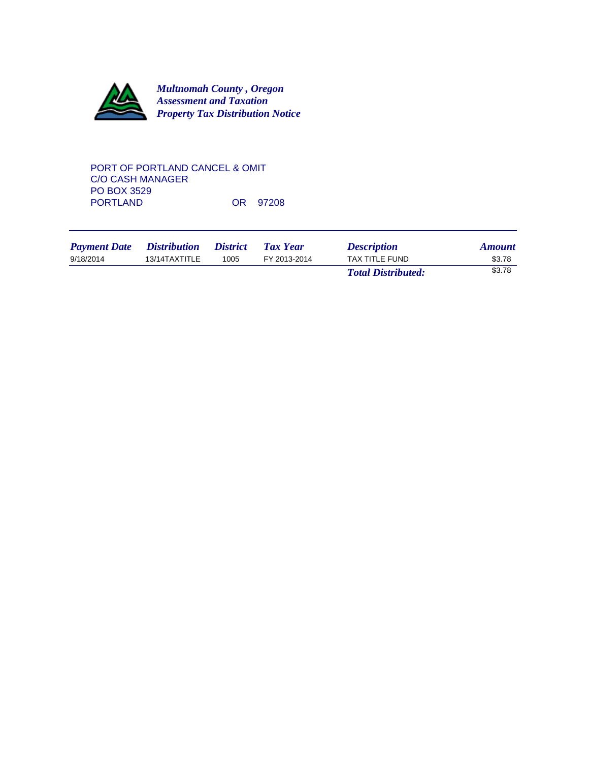***Multnomah County , Oregon***
***Assessment and Taxation***
***Property Tax Distribution Notice***

PORT OF PORTLAND CANCEL & OMIT
C/O CASH MANAGER
PO BOX 3529
PORTLAND OR 97208

| *Payment Date* | *Distribution* | *District* | *Tax Year* | *Description* | *Amount* |
|---|---|---|---|---|---|
| 9/18/2014 | 13/14TAXTITLE | 1005 | FY 2013-2014 | TAX TITLE FUND | $3.78 |
| | | | | ***Total Distributed:*** | $3.78 |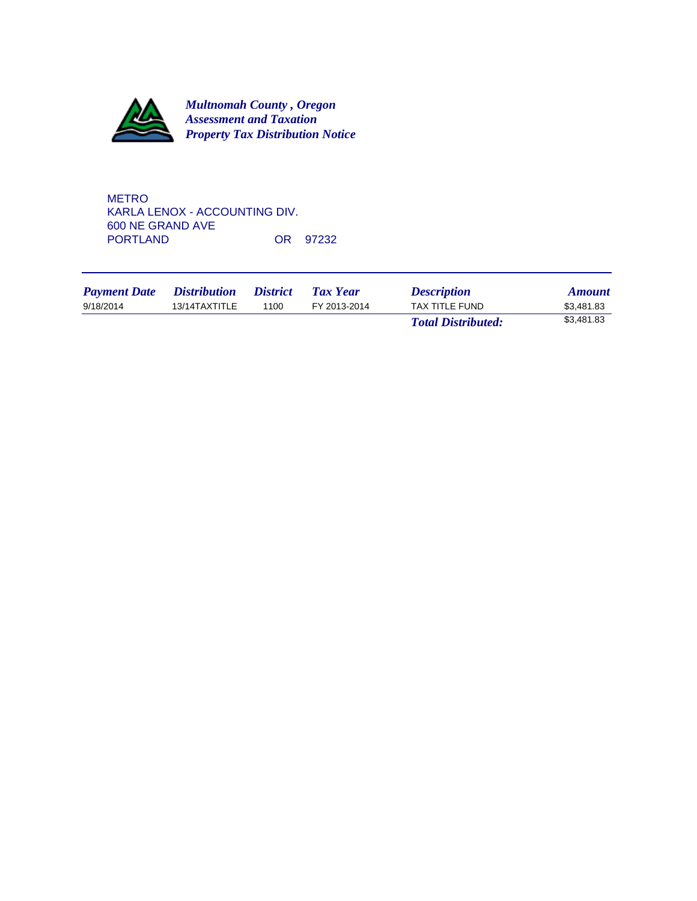***Multnomah County , Oregon***
***Assessment and Taxation***
***Property Tax Distribution Notice***

METRO
KARLA LENOX - ACCOUNTING DIV.
600 NE GRAND AVE
PORTLAND OR 97232

| *Payment Date* | *Distribution* | *District* | *Tax Year* | *Description* | *Amount* |
|---|---|---|---|---|---|
| 9/18/2014 | 13/14TAXTITLE | 1100 | FY 2013-2014 | TAX TITLE FUND | $3,481.83 |
| | | | | ***Total Distributed:*** | $3,481.83 |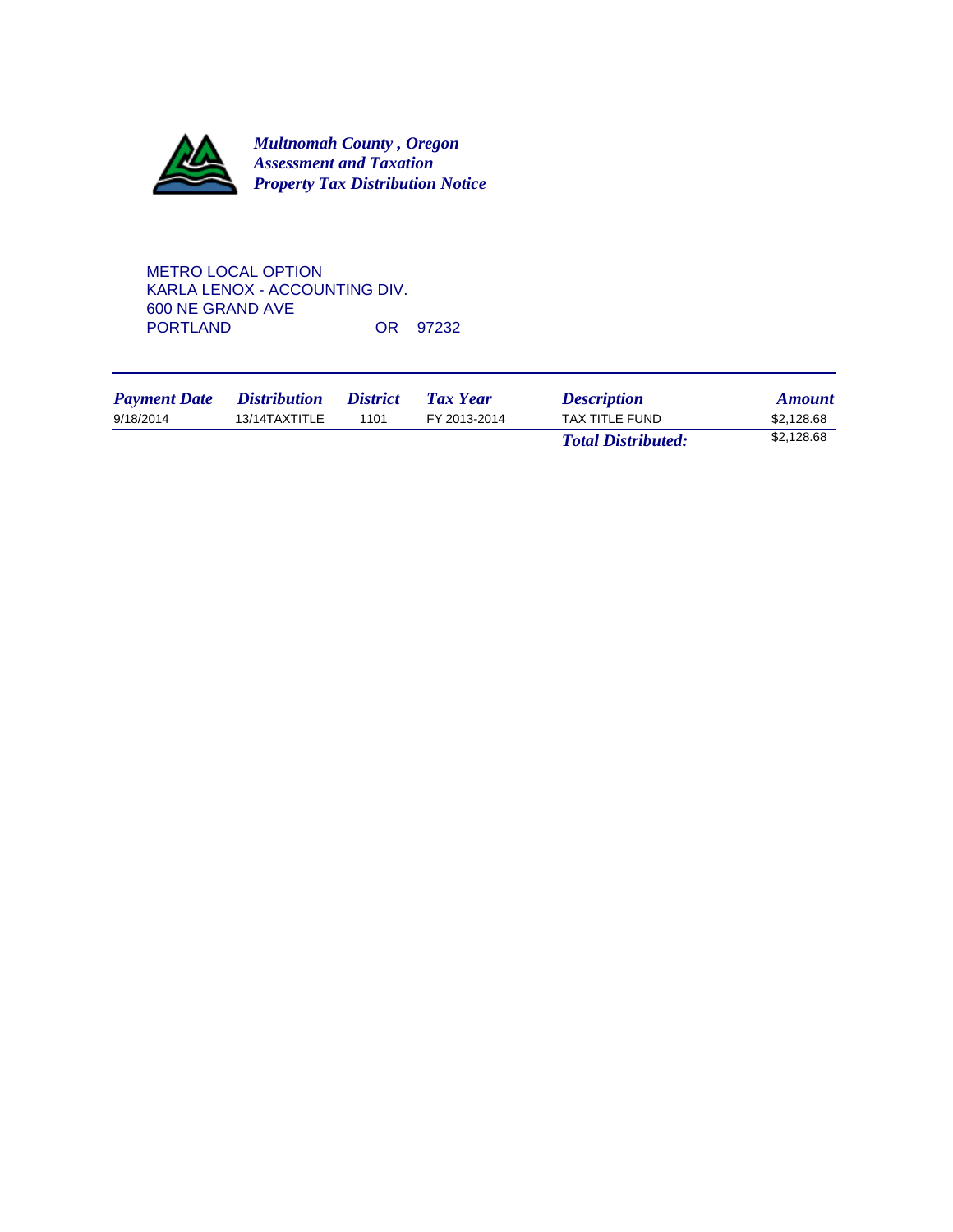***Multnomah County , Oregon***
***Assessment and Taxation***
***Property Tax Distribution Notice***

METRO LOCAL OPTION
KARLA LENOX - ACCOUNTING DIV.
600 NE GRAND AVE
PORTLAND OR 97232

| *Payment Date* | *Distribution* | *District* | *Tax Year* | *Description* | *Amount* |
|---|---|---|---|---|---|
| 9/18/2014 | 13/14TAXTITLE | 1101 | FY 2013-2014 | TAX TITLE FUND | $2,128.68 |
| | | | | ***Total Distributed:*** | $2,128.68 |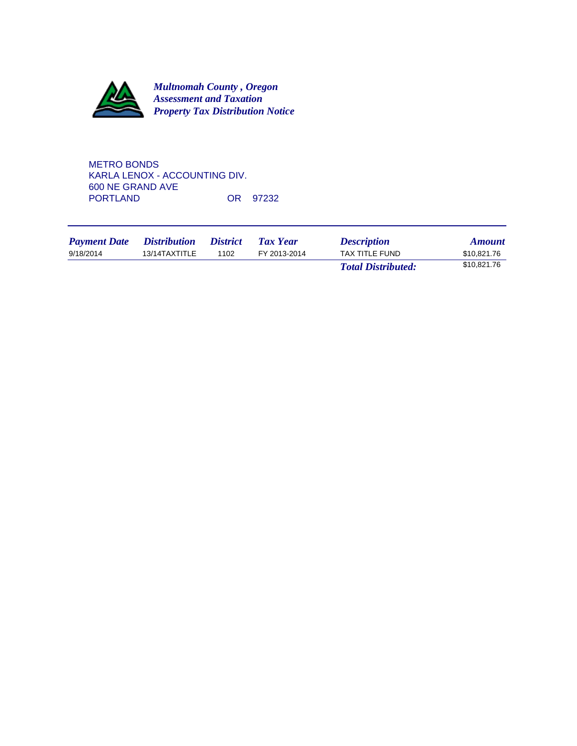***Multnomah County , Oregon***
***Assessment and Taxation***
***Property Tax Distribution Notice***

METRO BONDS
KARLA LENOX - ACCOUNTING DIV.
600 NE GRAND AVE
PORTLAND OR 97232

| *Payment Date* | *Distribution* | *District* | *Tax Year* | *Description* | *Amount* |
|---|---|---|---|---|---|
| 9/18/2014 | 13/14TAXTITLE | 1102 | FY 2013-2014 | TAX TITLE FUND | $10,821.76 |
| | | | | ***Total Distributed:*** | $10,821.76 |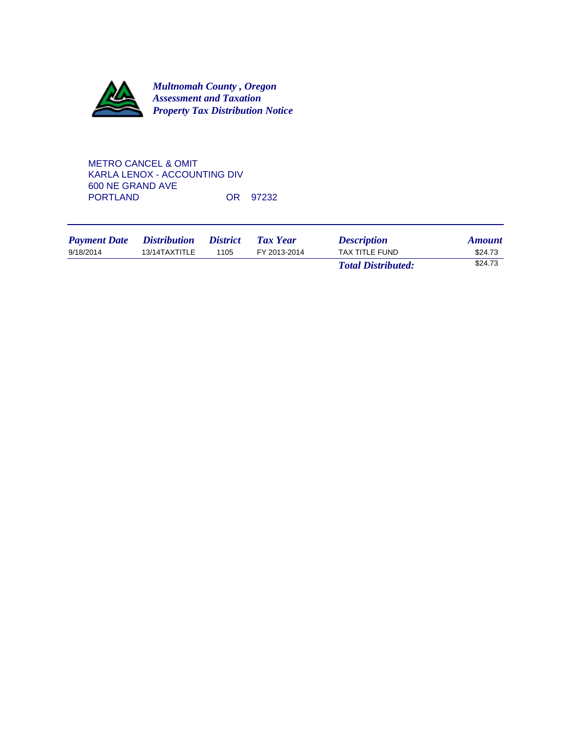***Multnomah County , Oregon***
***Assessment and Taxation***
***Property Tax Distribution Notice***

METRO CANCEL & OMIT
KARLA LENOX - ACCOUNTING DIV
600 NE GRAND AVE
PORTLAND OR 97232

| *Payment Date* | *Distribution* | *District* | *Tax Year* | *Description* | *Amount* |
|---|---|---|---|---|---|
| 9/18/2014 | 13/14TAXTITLE | 1105 | FY 2013-2014 | TAX TITLE FUND | $24.73 |
| | | | | ***Total Distributed:*** | $24.73 |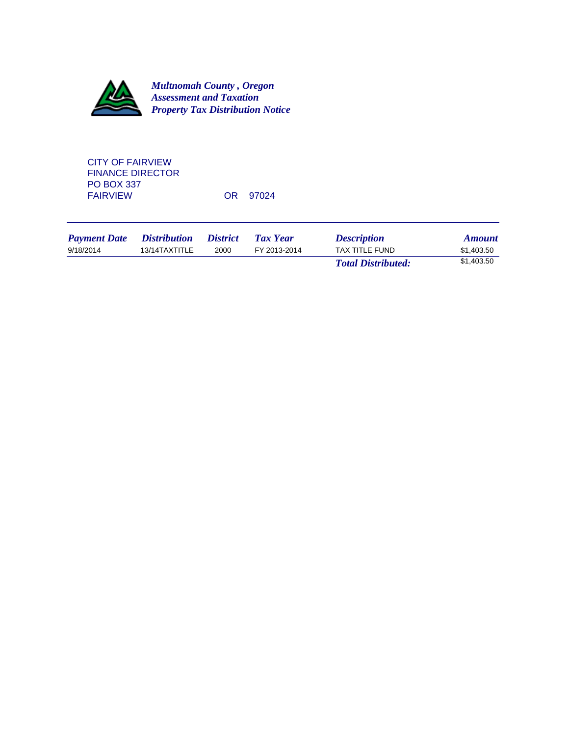***Multnomah County , Oregon***
***Assessment and Taxation***
***Property Tax Distribution Notice***

CITY OF FAIRVIEW
FINANCE DIRECTOR
PO BOX 337
FAIRVIEW OR 97024

| *Payment Date* | *Distribution* | *District* | *Tax Year* | *Description* | *Amount* |
|---|---|---|---|---|---|
| 9/18/2014 | 13/14TAXTITLE | 2000 | FY 2013-2014 | TAX TITLE FUND | $1,403.50 |
| | | | | ***Total Distributed:*** | $1,403.50 |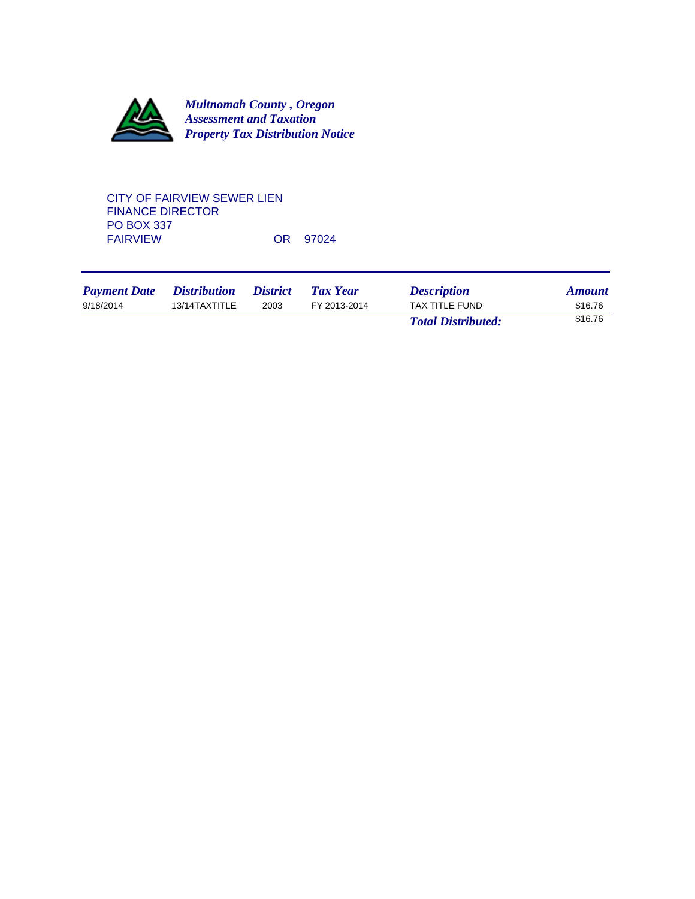***Multnomah County , Oregon***
***Assessment and Taxation***
***Property Tax Distribution Notice***

CITY OF FAIRVIEW SEWER LIEN
FINANCE DIRECTOR
PO BOX 337
FAIRVIEW OR 97024

| *Payment Date* | *Distribution* | *District* | *Tax Year* | *Description* | *Amount* |
|---|---|---|---|---|---|
| 9/18/2014 | 13/14TAXTITLE | 2003 | FY 2013-2014 | TAX TITLE FUND | $16.76 |
| | | | | ***Total Distributed:*** | $16.76 |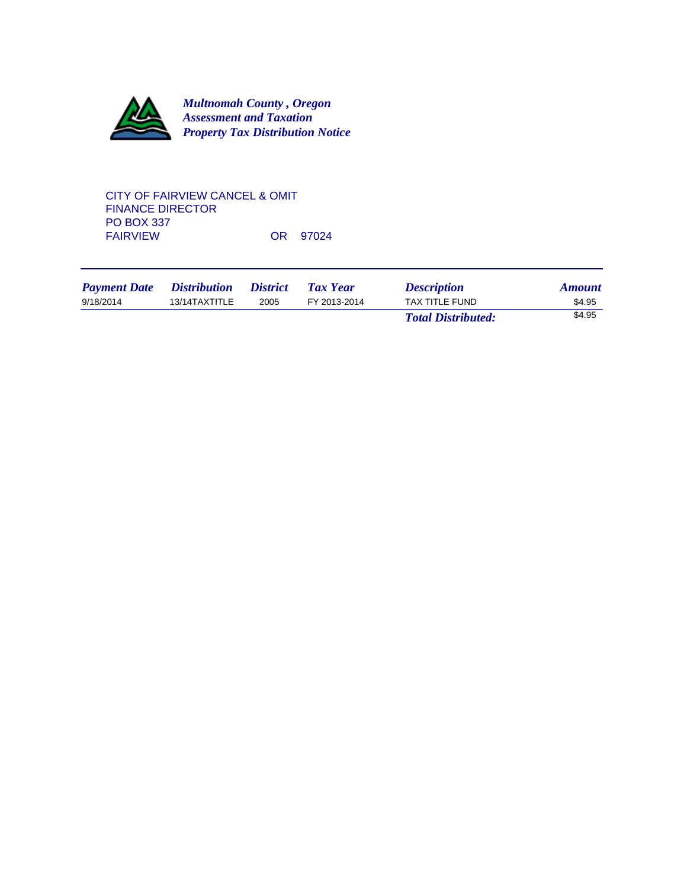***Multnomah County , Oregon***
***Assessment and Taxation***
***Property Tax Distribution Notice***

CITY OF FAIRVIEW CANCEL & OMIT
FINANCE DIRECTOR
PO BOX 337
FAIRVIEW OR 97024

| *Payment Date* | *Distribution* | *District* | *Tax Year* | *Description* | *Amount* |
|---|---|---|---|---|---|
| 9/18/2014 | 13/14TAXTITLE | 2005 | FY 2013-2014 | TAX TITLE FUND | $4.95 |
| | | | | ***Total Distributed:*** | $4.95 |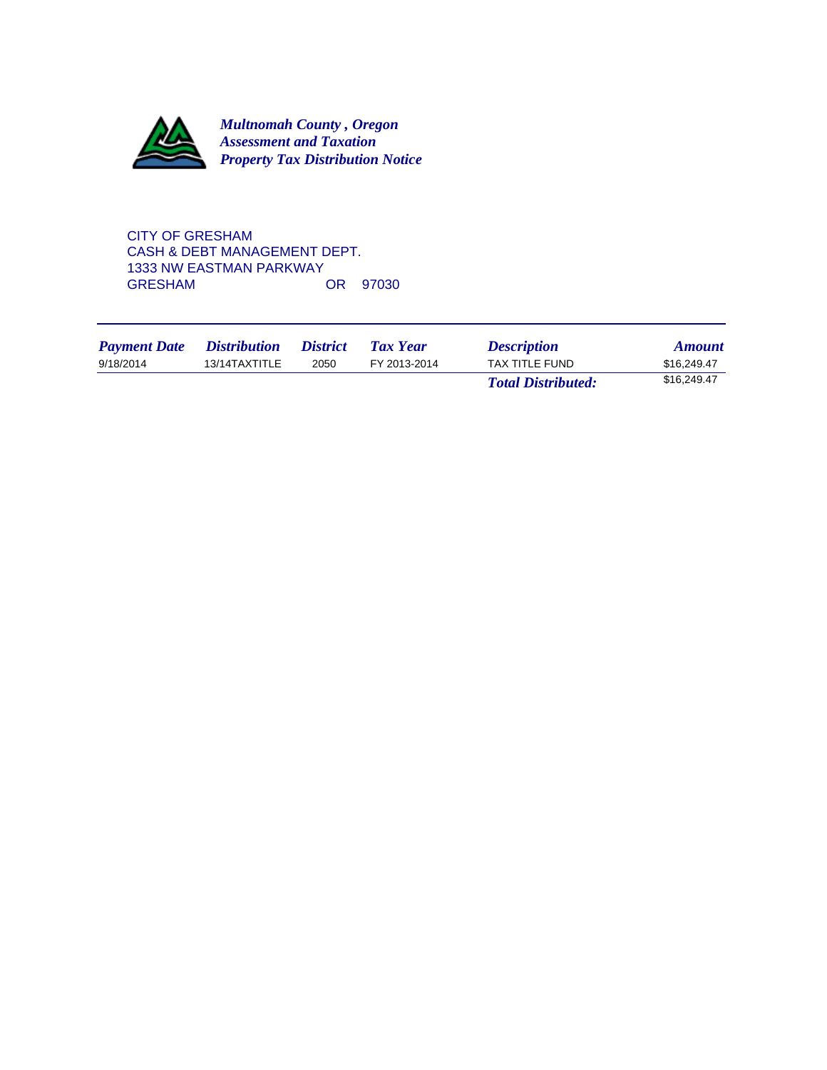***Multnomah County , Oregon***
***Assessment and Taxation***
***Property Tax Distribution Notice***

CITY OF GRESHAM
CASH & DEBT MANAGEMENT DEPT.
1333 NW EASTMAN PARKWAY
GRESHAM OR 97030

| *Payment Date* | *Distribution* | *District* | *Tax Year* | *Description* | *Amount* |
|---|---|---|---|---|---|
| 9/18/2014 | 13/14TAXTITLE | 2050 | FY 2013-2014 | TAX TITLE FUND | $16,249.47 |
| | | | | ***Total Distributed:*** | $16,249.47 |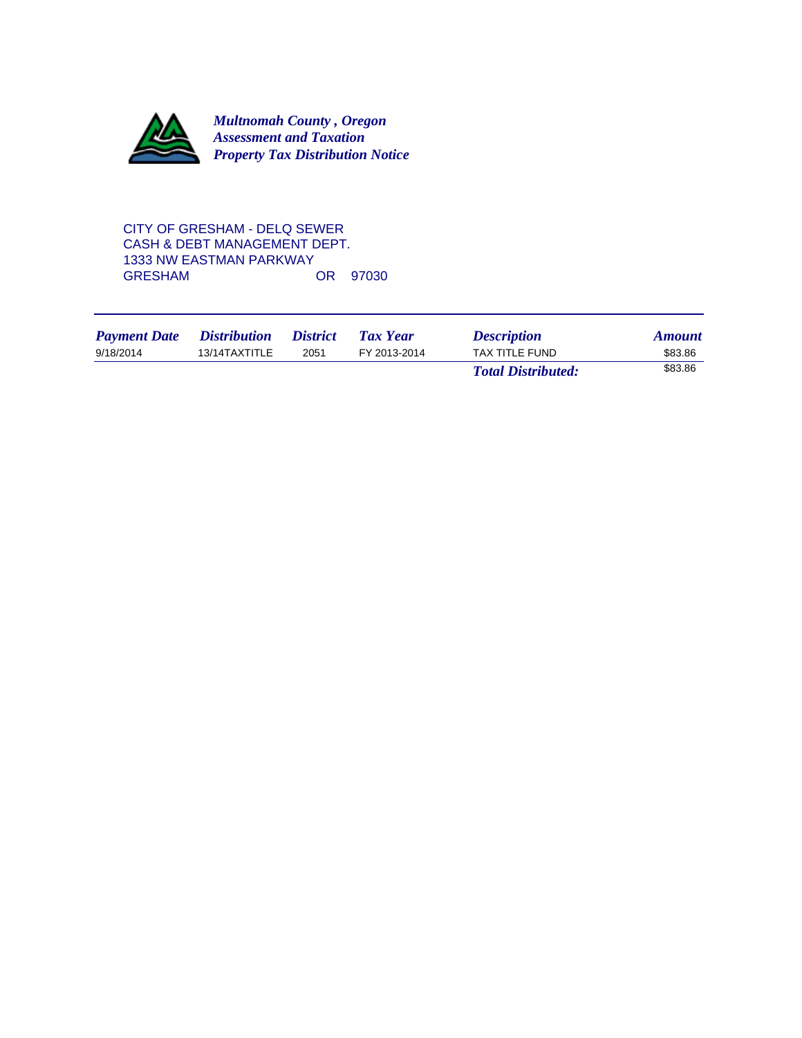***Multnomah County , Oregon***
***Assessment and Taxation***
***Property Tax Distribution Notice***

CITY OF GRESHAM - DELQ SEWER
CASH & DEBT MANAGEMENT DEPT.
1333 NW EASTMAN PARKWAY
GRESHAM OR 97030

| *Payment Date* | *Distribution* | *District* | *Tax Year* | *Description* | *Amount* |
|---|---|---|---|---|---|
| 9/18/2014 | 13/14TAXTITLE | 2051 | FY 2013-2014 | TAX TITLE FUND | $83.86 |
| | | | | ***Total Distributed:*** | $83.86 |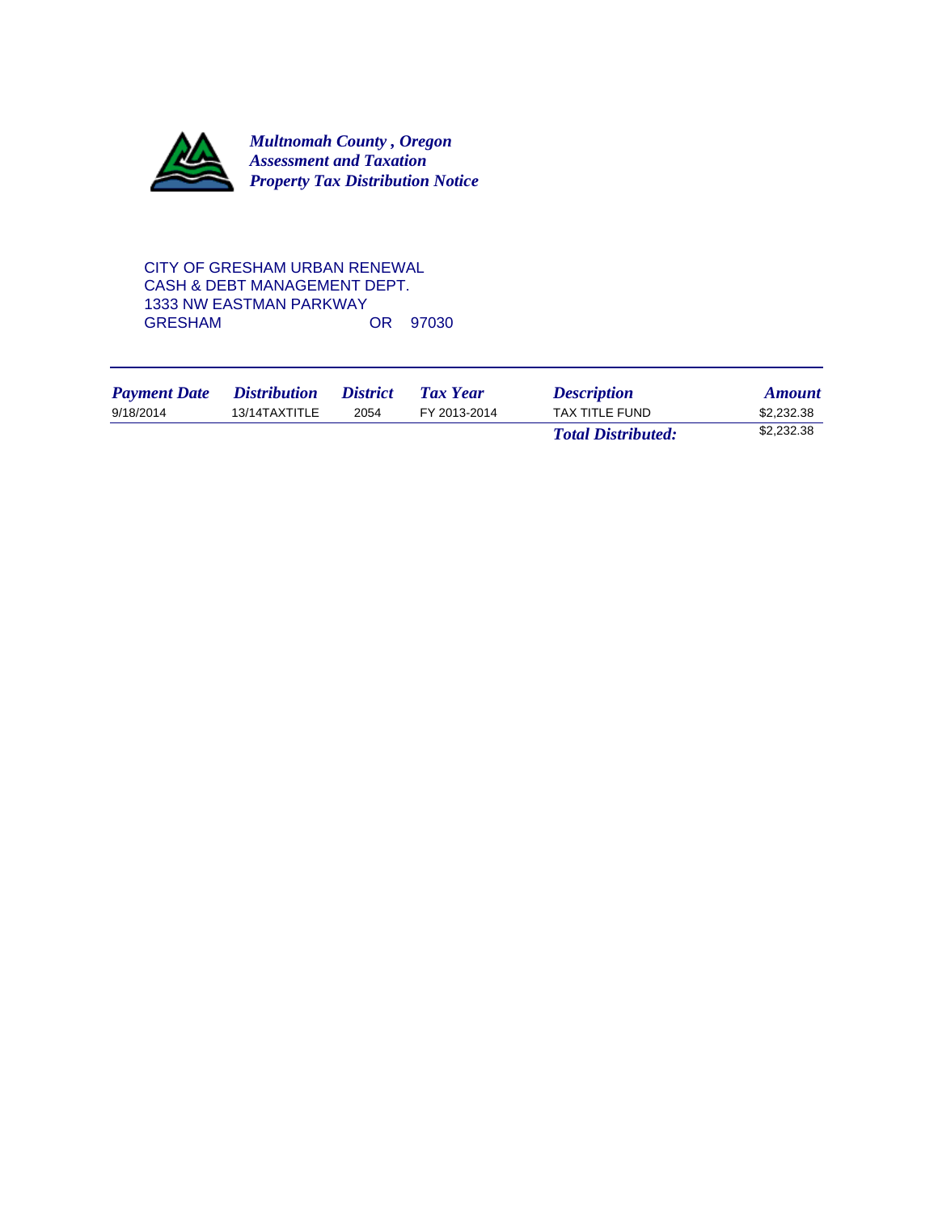***Multnomah County , Oregon***
***Assessment and Taxation***
***Property Tax Distribution Notice***

CITY OF GRESHAM URBAN RENEWAL
CASH & DEBT MANAGEMENT DEPT.
1333 NW EASTMAN PARKWAY
GRESHAM OR 97030

| *Payment Date* | *Distribution* | *District* | *Tax Year* | *Description* | *Amount* |
|---|---|---|---|---|---|
| 9/18/2014 | 13/14TAXTITLE | 2054 | FY 2013-2014 | TAX TITLE FUND | $2,232.38 |
| | | | | ***Total Distributed:*** | $2,232.38 |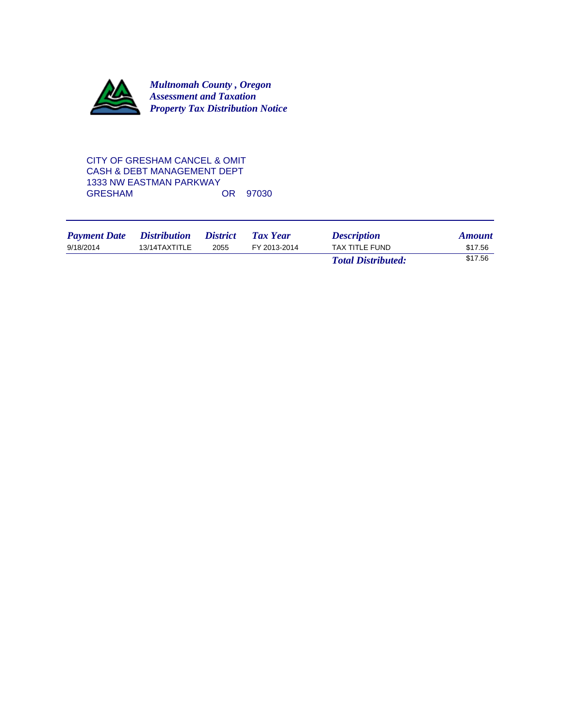***Multnomah County , Oregon***
***Assessment and Taxation***
***Property Tax Distribution Notice***

CITY OF GRESHAM CANCEL & OMIT
CASH & DEBT MANAGEMENT DEPT
1333 NW EASTMAN PARKWAY
GRESHAM OR 97030

| *Payment Date* | *Distribution* | *District* | *Tax Year* | *Description* | *Amount* |
|---|---|---|---|---|---|
| 9/18/2014 | 13/14TAXTITLE | 2055 | FY 2013-2014 | TAX TITLE FUND | $17.56 |
| | | | | ***Total Distributed:*** | $17.56 |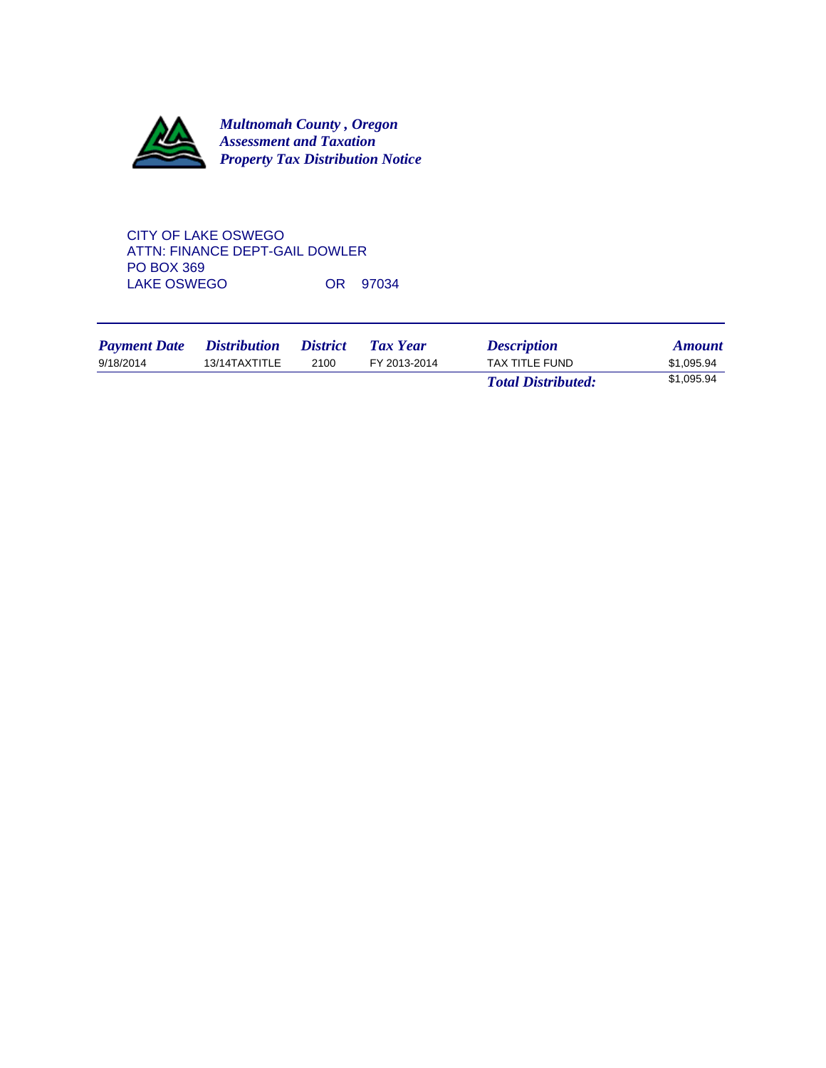***Multnomah County , Oregon***
***Assessment and Taxation***
***Property Tax Distribution Notice***

CITY OF LAKE OSWEGO
ATTN: FINANCE DEPT-GAIL DOWLER
PO BOX 369
LAKE OSWEGO OR 97034

| *Payment Date* | *Distribution* | *District* | *Tax Year* | *Description* | *Amount* |
|---|---|---|---|---|---|
| 9/18/2014 | 13/14TAXTITLE | 2100 | FY 2013-2014 | TAX TITLE FUND | $1,095.94 |
| | | | | ***Total Distributed:*** | $1,095.94 |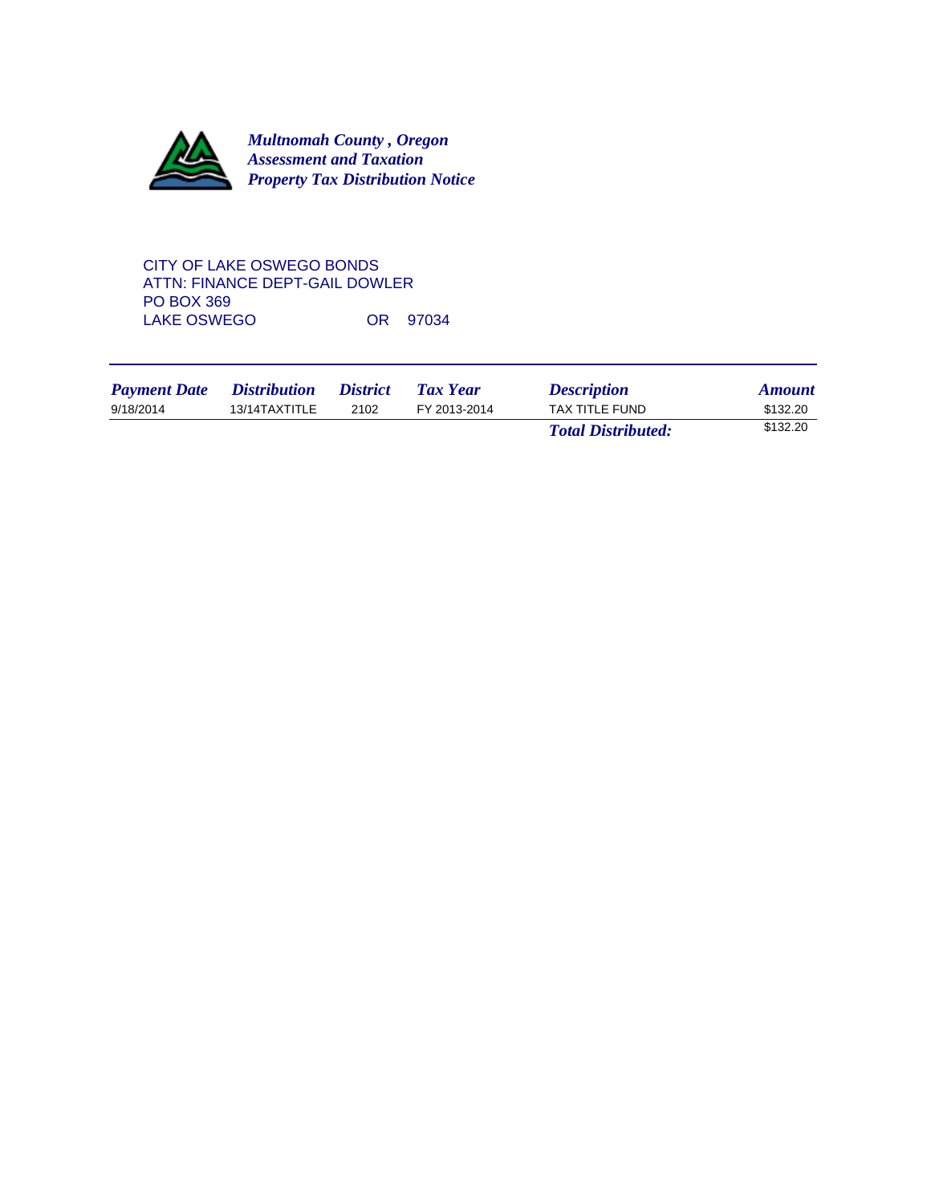***Multnomah County , Oregon***
***Assessment and Taxation***
***Property Tax Distribution Notice***

CITY OF LAKE OSWEGO BONDS
ATTN: FINANCE DEPT-GAIL DOWLER
PO BOX 369
LAKE OSWEGO OR 97034

| *Payment Date* | *Distribution* | *District* | *Tax Year* | *Description* | *Amount* |
|---|---|---|---|---|---|
| 9/18/2014 | 13/14TAXTITLE | 2102 | FY 2013-2014 | TAX TITLE FUND | $132.20 |
| | | | | ***Total Distributed:*** | $132.20 |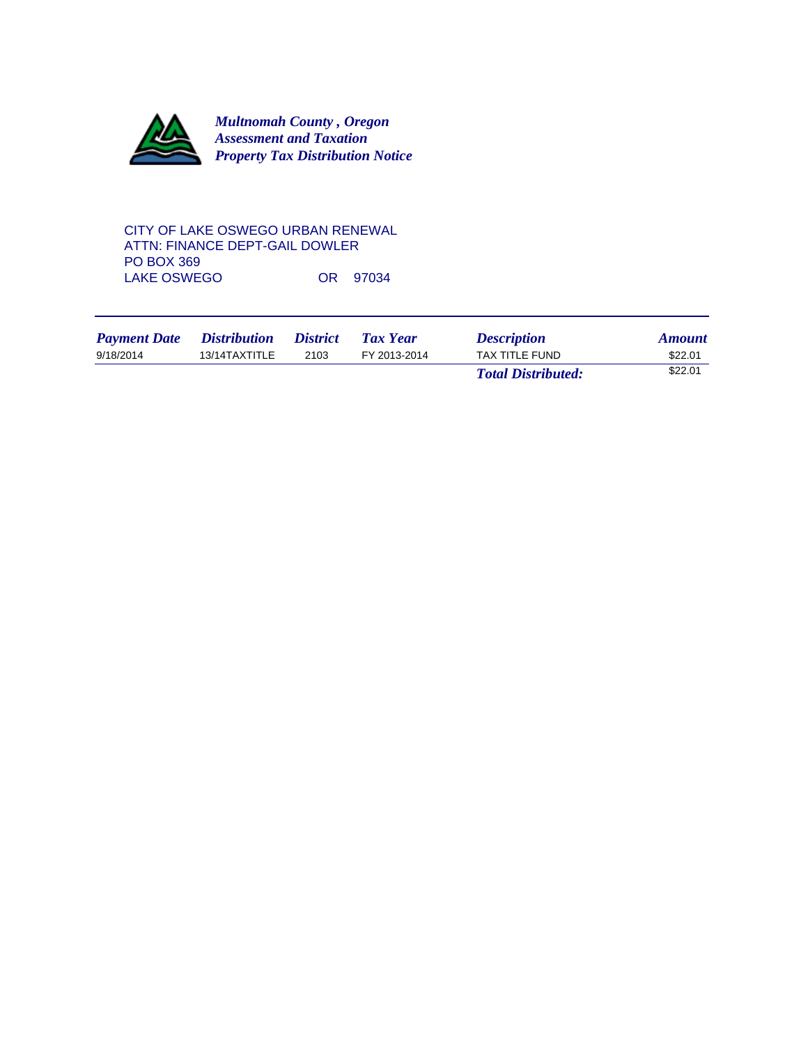***Multnomah County , Oregon***
***Assessment and Taxation***
***Property Tax Distribution Notice***

CITY OF LAKE OSWEGO URBAN RENEWAL
ATTN: FINANCE DEPT-GAIL DOWLER
PO BOX 369
LAKE OSWEGO OR 97034

| *Payment Date* | *Distribution* | *District* | *Tax Year* | *Description* | *Amount* |
|---|---|---|---|---|---|
| 9/18/2014 | 13/14TAXTITLE | 2103 | FY 2013-2014 | TAX TITLE FUND | $22.01 |
| | | | | ***Total Distributed:*** | $22.01 |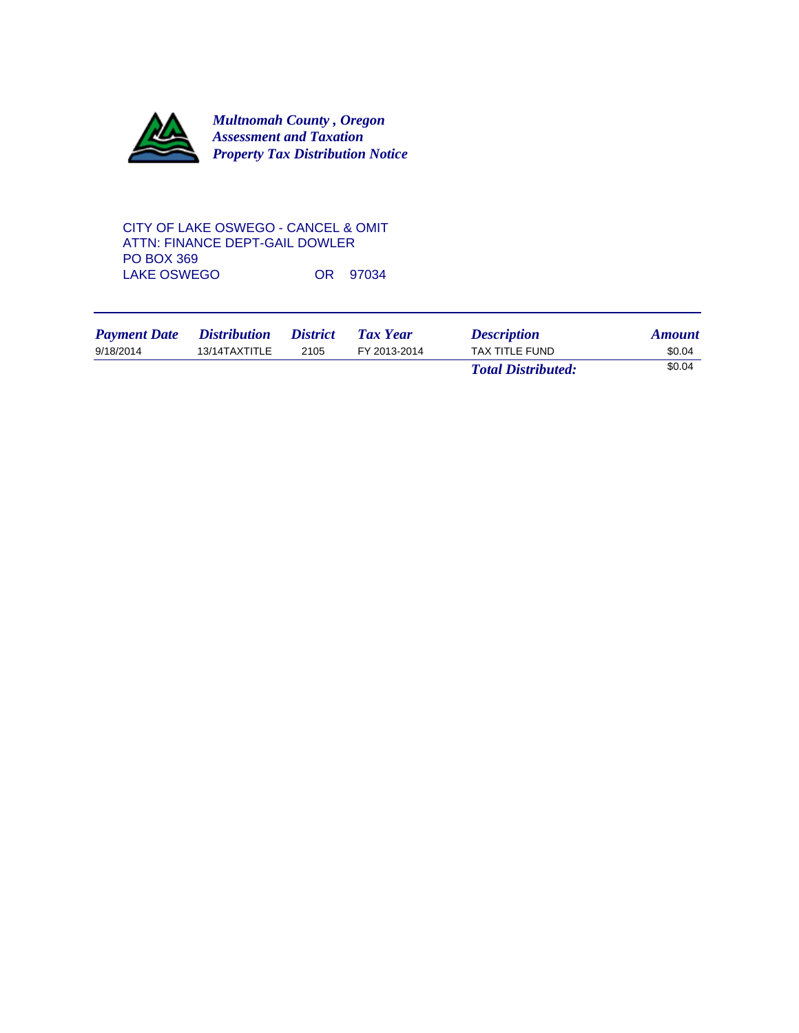***Multnomah County , Oregon***
***Assessment and Taxation***
***Property Tax Distribution Notice***

CITY OF LAKE OSWEGO - CANCEL & OMIT
ATTN: FINANCE DEPT-GAIL DOWLER
PO BOX 369
LAKE OSWEGO OR 97034

| *Payment Date* | *Distribution* | *District* | *Tax Year* | *Description* | *Amount* |
|---|---|---|---|---|---|
| 9/18/2014 | 13/14TAXTITLE | 2105 | FY 2013-2014 | TAX TITLE FUND | \$0.04 |
| | | | | ***Total Distributed:*** | \$0.04 |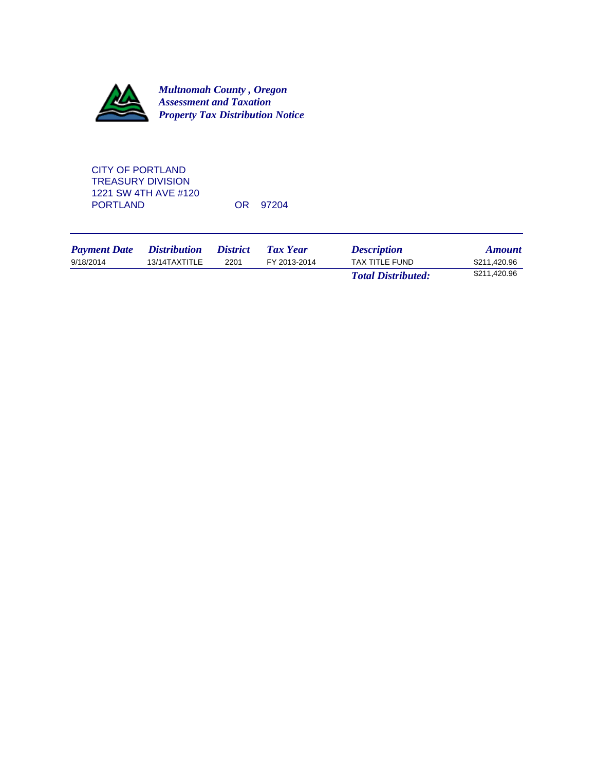***Multnomah County , Oregon***
***Assessment and Taxation***
***Property Tax Distribution Notice***

CITY OF PORTLAND
TREASURY DIVISION
1221 SW 4TH AVE #120
PORTLAND OR 97204

| *Payment Date* | *Distribution* | *District* | *Tax Year* | *Description* | *Amount* |
|---|---|---|---|---|---|
| 9/18/2014 | 13/14TAXTITLE | 2201 | FY 2013-2014 | TAX TITLE FUND | $211,420.96 |
| | | | | ***Total Distributed:*** | $211,420.96 |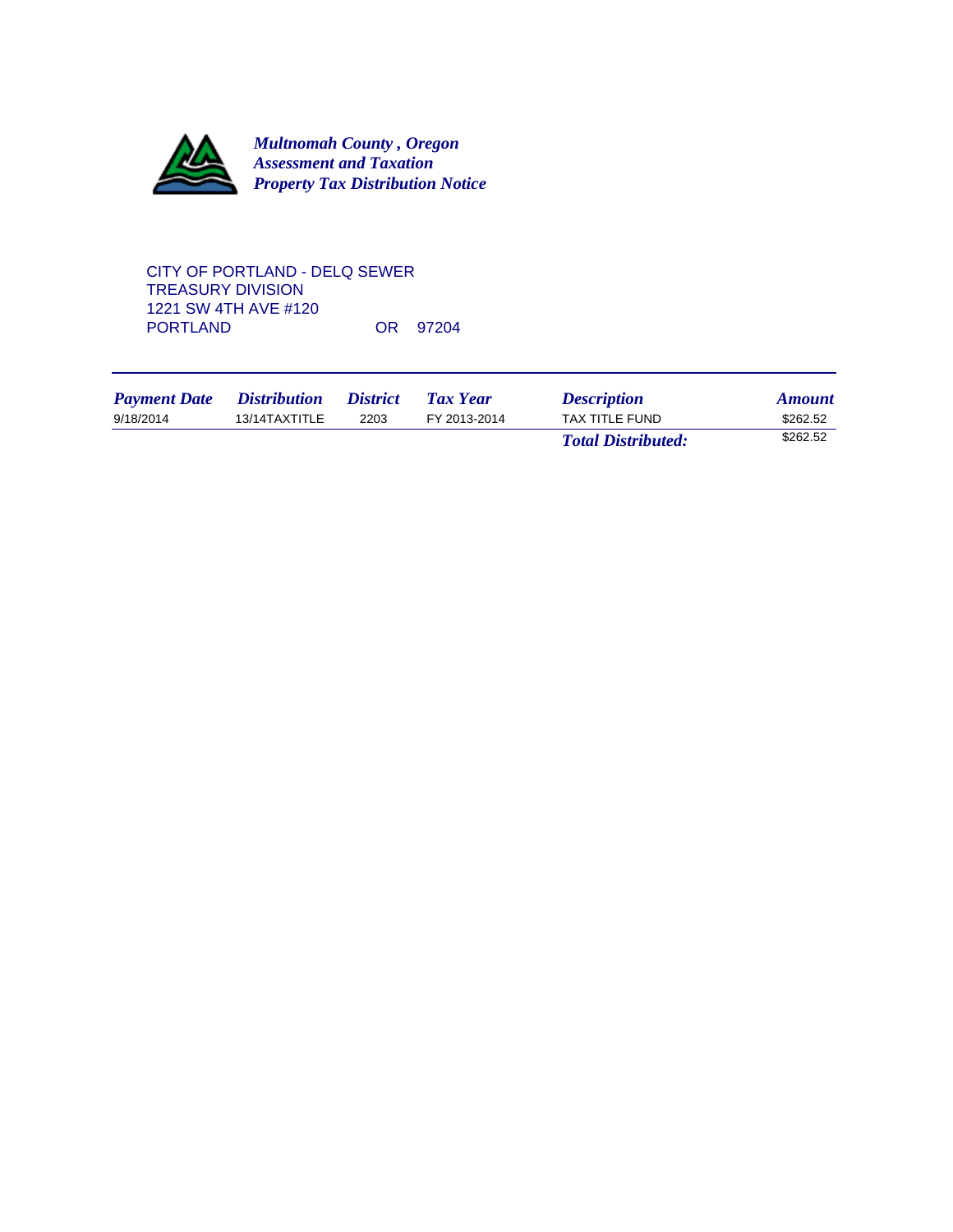***Multnomah County , Oregon***
***Assessment and Taxation***
***Property Tax Distribution Notice***

CITY OF PORTLAND - DELQ SEWER
TREASURY DIVISION
1221 SW 4TH AVE #120
PORTLAND OR 97204

| *Payment Date* | *Distribution* | *District* | *Tax Year* | *Description* | *Amount* |
|---|---|---|---|---|---|
| 9/18/2014 | 13/14TAXTITLE | 2203 | FY 2013-2014 | TAX TITLE FUND | $262.52 |
| | | | | ***Total Distributed:*** | $262.52 |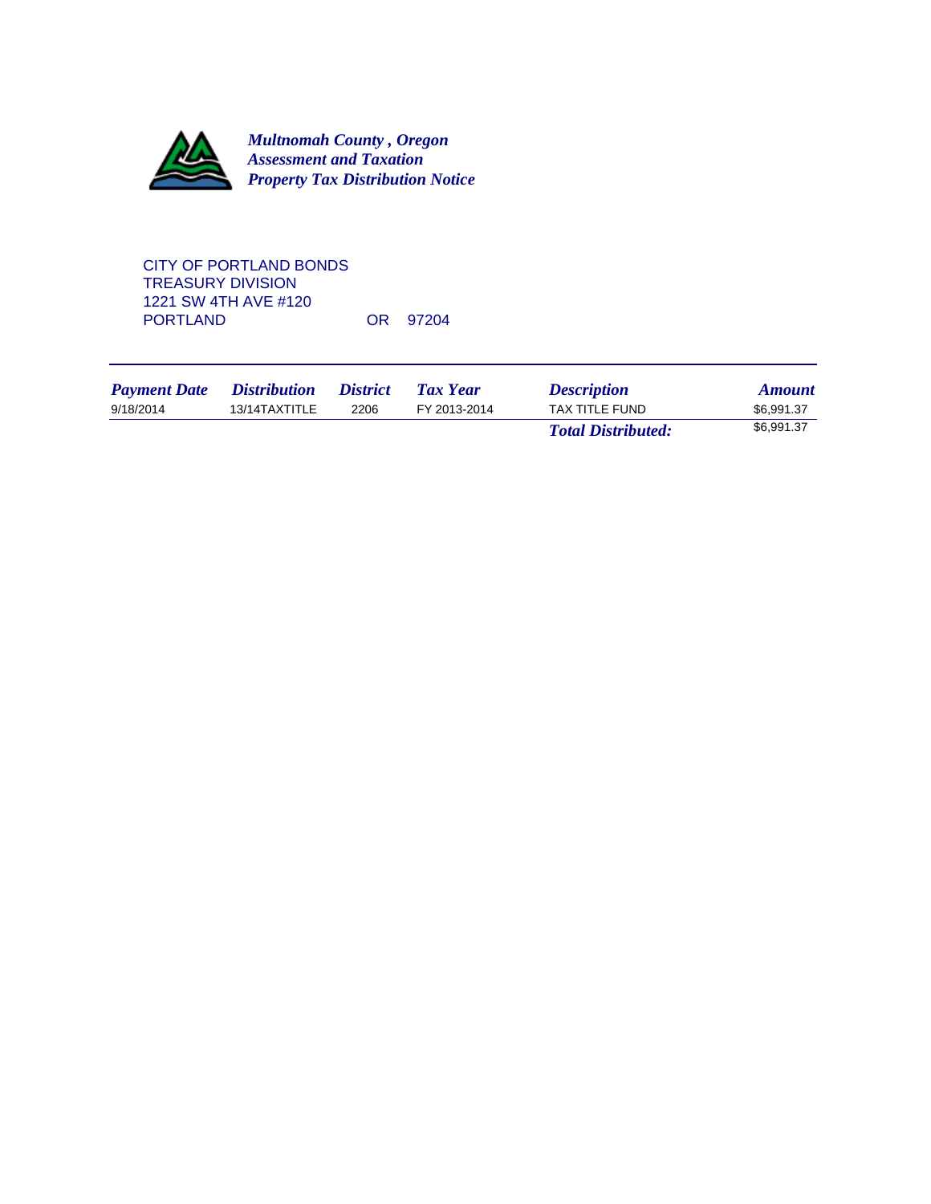***Multnomah County , Oregon***
***Assessment and Taxation***
***Property Tax Distribution Notice***

CITY OF PORTLAND BONDS
TREASURY DIVISION
1221 SW 4TH AVE #120
PORTLAND OR 97204

| *Payment Date* | *Distribution* | *District* | *Tax Year* | *Description* | *Amount* |
|---|---|---|---|---|---|
| 9/18/2014 | 13/14TAXTITLE | 2206 | FY 2013-2014 | TAX TITLE FUND | $6,991.37 |
| | | | | ***Total Distributed:*** | $6,991.37 |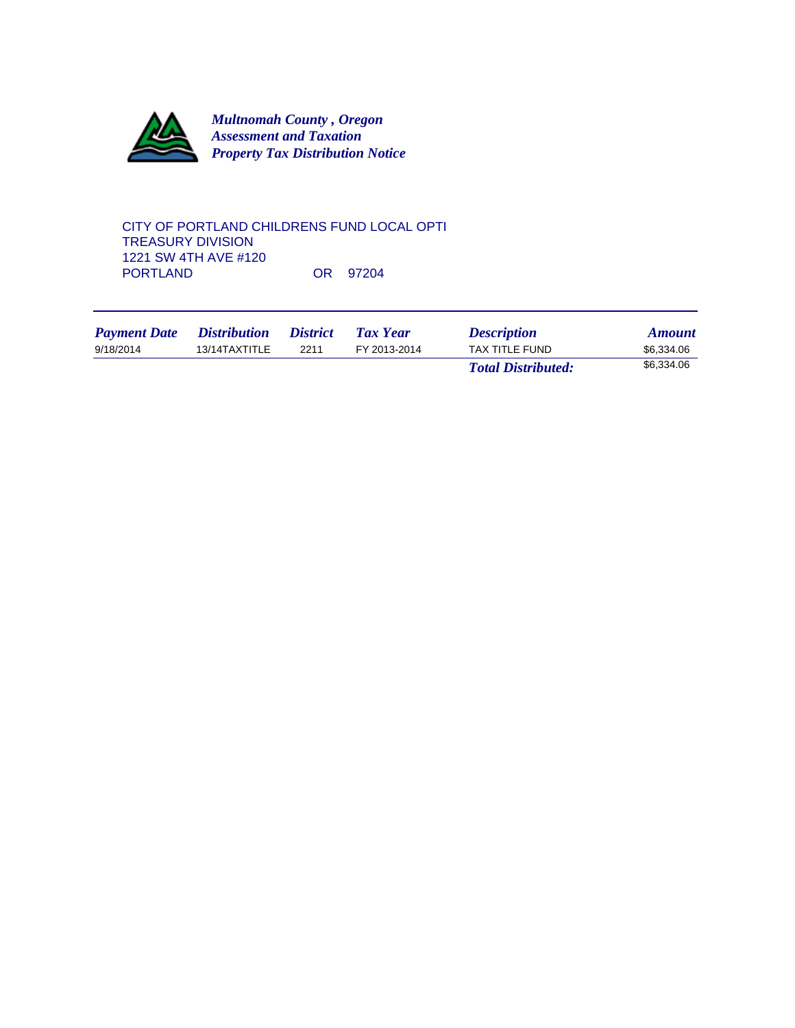*Multnomah County , Oregon*
*Assessment and Taxation*
*Property Tax Distribution Notice*

CITY OF PORTLAND CHILDRENS FUND LOCAL OPTI
TREASURY DIVISION
1221 SW 4TH AVE #120
PORTLAND OR 97204

| *Payment Date* | *Distribution* | *District* | *Tax Year* | *Description* | *Amount* |
|---|---|---|---|---|---|
| 9/18/2014 | 13/14TAXTITLE | 2211 | FY 2013-2014 | TAX TITLE FUND | $6,334.06 |
| | | | | ***Total Distributed:*** | $6,334.06 |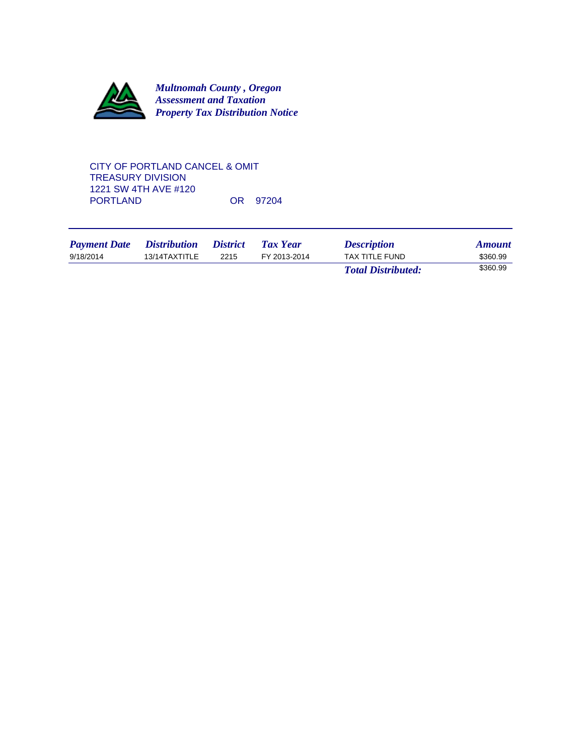***Multnomah County , Oregon***
***Assessment and Taxation***
***Property Tax Distribution Notice***

CITY OF PORTLAND CANCEL & OMIT
TREASURY DIVISION
1221 SW 4TH AVE #120
PORTLAND OR 97204

| *Payment Date* | *Distribution* | *District* | *Tax Year* | *Description* | *Amount* |
|---|---|---|---|---|---|
| 9/18/2014 | 13/14TAXTITLE | 2215 | FY 2013-2014 | TAX TITLE FUND | $360.99 |
| | | | | ***Total Distributed:*** | $360.99 |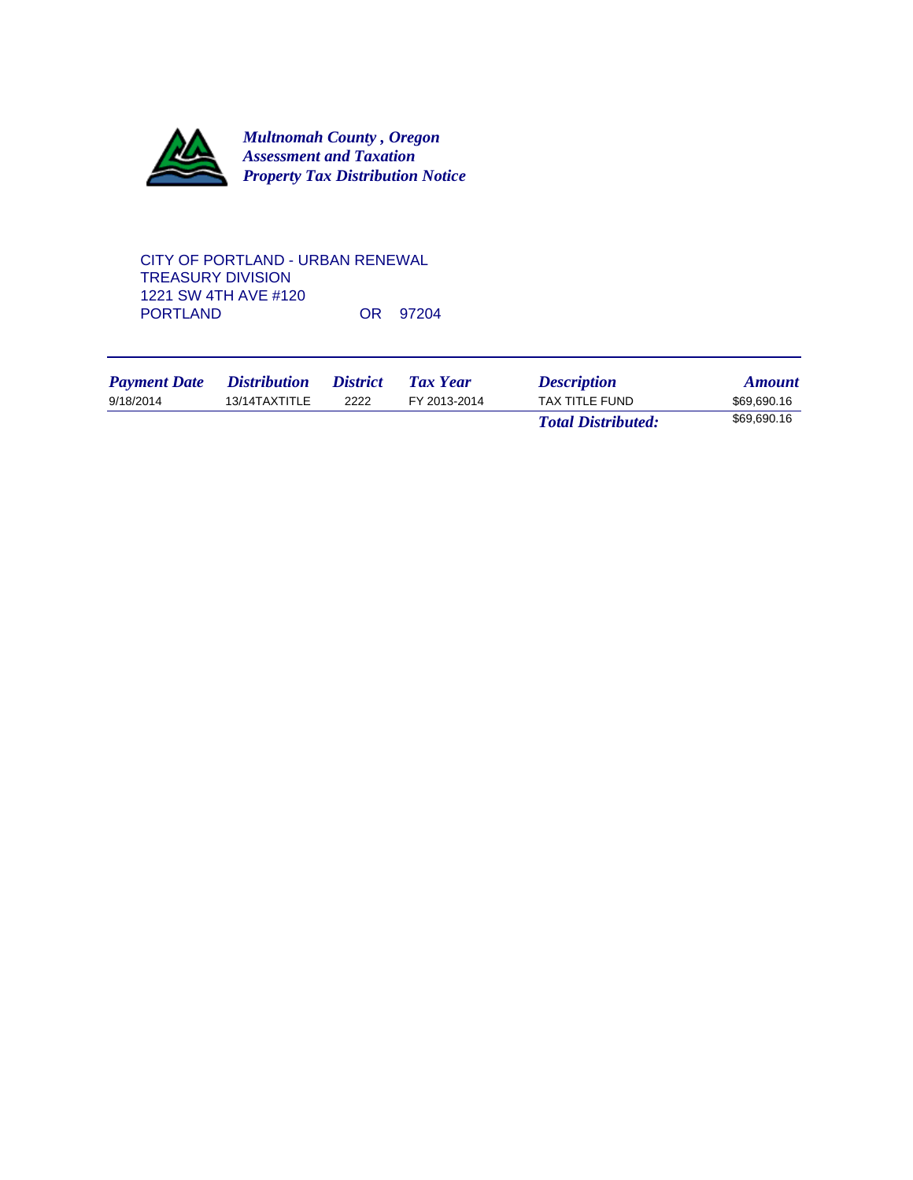***Multnomah County , Oregon***
***Assessment and Taxation***
***Property Tax Distribution Notice***

CITY OF PORTLAND - URBAN RENEWAL
TREASURY DIVISION
1221 SW 4TH AVE #120
PORTLAND OR 97204

| *Payment Date* | *Distribution* | *District* | *Tax Year* | *Description* | *Amount* |
|---|---|---|---|---|---|
| 9/18/2014 | 13/14TAXTITLE | 2222 | FY 2013-2014 | TAX TITLE FUND | $69,690.16 |
| | | | | ***Total Distributed:*** | $69,690.16 |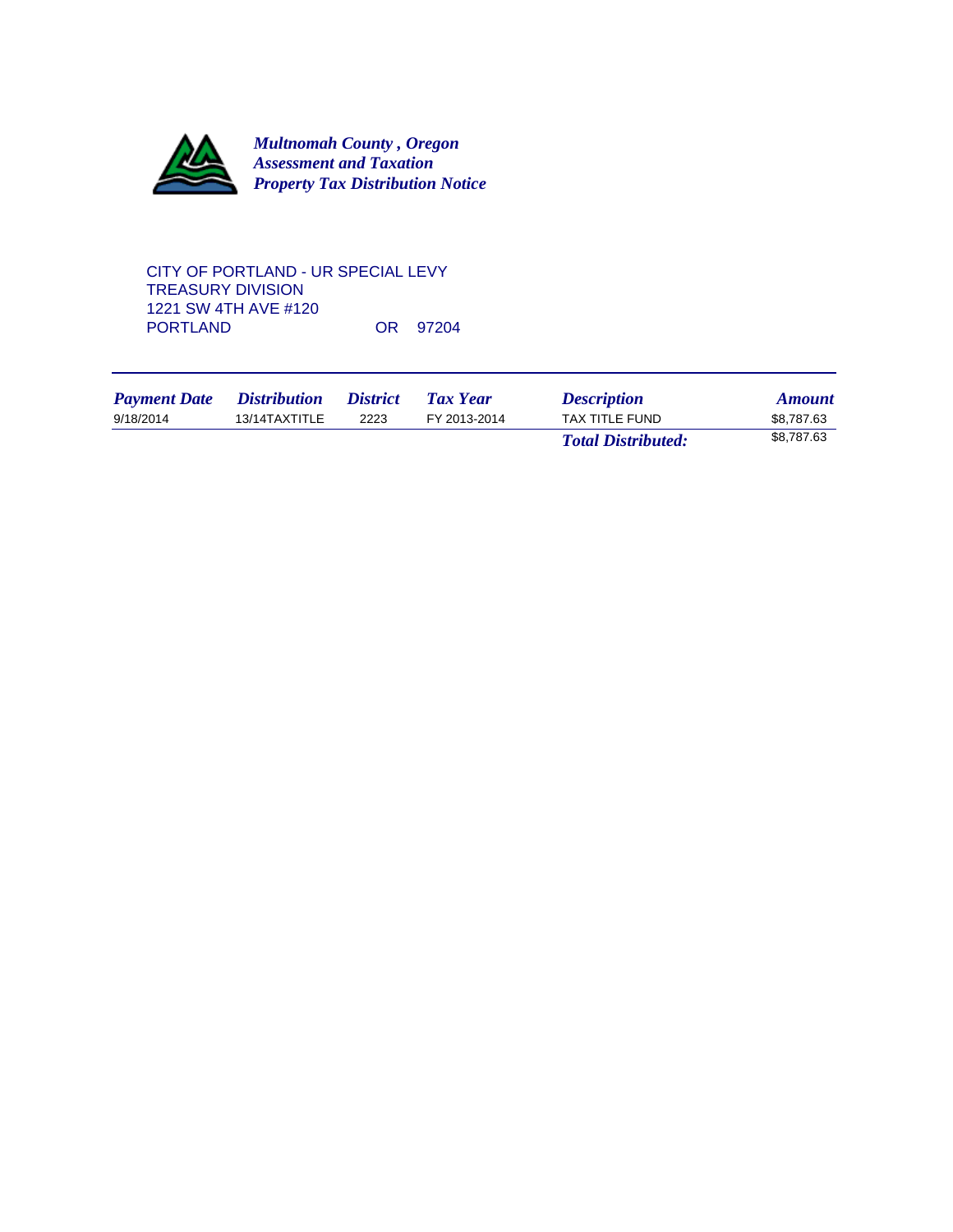***Multnomah County , Oregon***
***Assessment and Taxation***
***Property Tax Distribution Notice***

CITY OF PORTLAND - UR SPECIAL LEVY
TREASURY DIVISION
1221 SW 4TH AVE #120
PORTLAND OR 97204

| *Payment Date* | *Distribution* | *District* | *Tax Year* | *Description* | *Amount* |
|---|---|---|---|---|---|
| 9/18/2014 | 13/14TAXTITLE | 2223 | FY 2013-2014 | TAX TITLE FUND | $8,787.63 |
| | | | | ***Total Distributed:*** | $8,787.63 |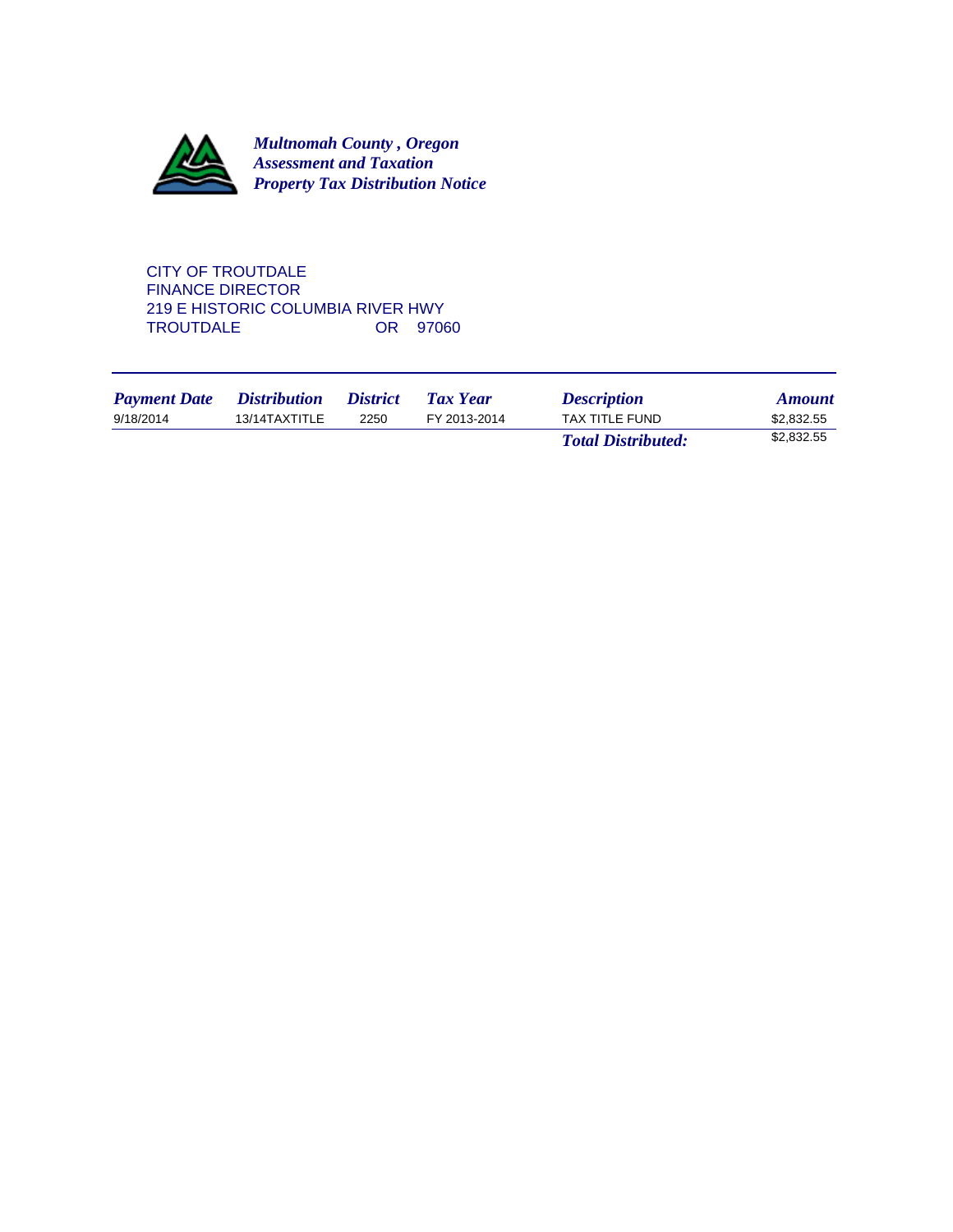***Multnomah County , Oregon***
***Assessment and Taxation***
***Property Tax Distribution Notice***

CITY OF TROUTDALE
FINANCE DIRECTOR
219 E HISTORIC COLUMBIA RIVER HWY
TROUTDALE OR 97060

| *Payment Date* | *Distribution* | *District* | *Tax Year* | *Description* | *Amount* |
|---|---|---|---|---|---|
| 9/18/2014 | 13/14TAXTITLE | 2250 | FY 2013-2014 | TAX TITLE FUND | $2,832.55 |
| | | | | ***Total Distributed:*** | $2,832.55 |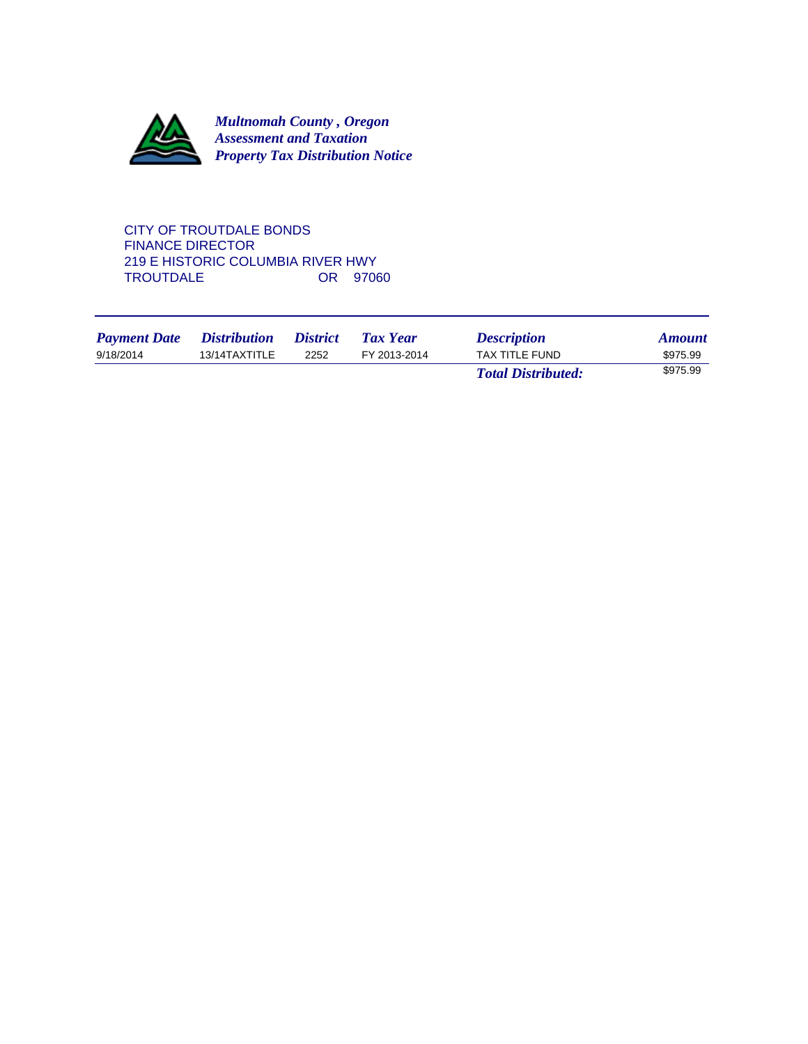***Multnomah County , Oregon***
***Assessment and Taxation***
***Property Tax Distribution Notice***

CITY OF TROUTDALE BONDS
FINANCE DIRECTOR
219 E HISTORIC COLUMBIA RIVER HWY
TROUTDALE OR 97060

| *Payment Date* | *Distribution* | *District* | *Tax Year* | *Description* | *Amount* |
|---|---|---|---|---|---|
| 9/18/2014 | 13/14TAXTITLE | 2252 | FY 2013-2014 | TAX TITLE FUND | $975.99 |
| | | | | ***Total Distributed:*** | $975.99 |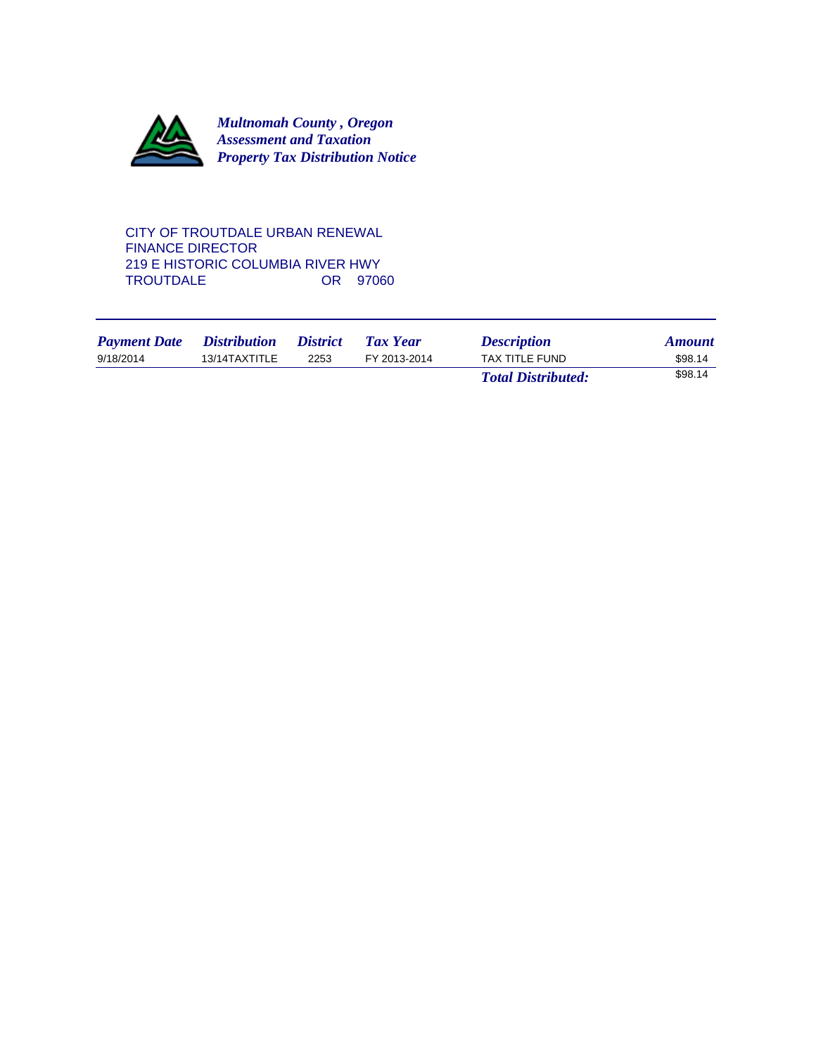***Multnomah County , Oregon***
***Assessment and Taxation***
***Property Tax Distribution Notice***

CITY OF TROUTDALE URBAN RENEWAL
FINANCE DIRECTOR
219 E HISTORIC COLUMBIA RIVER HWY
TROUTDALE OR 97060

| *Payment Date* | *Distribution* | *District* | *Tax Year* | *Description* | *Amount* |
|---|---|---|---|---|---|
| 9/18/2014 | 13/14TAXTITLE | 2253 | FY 2013-2014 | TAX TITLE FUND | $98.14 |
| | | | | ***Total Distributed:*** | $98.14 |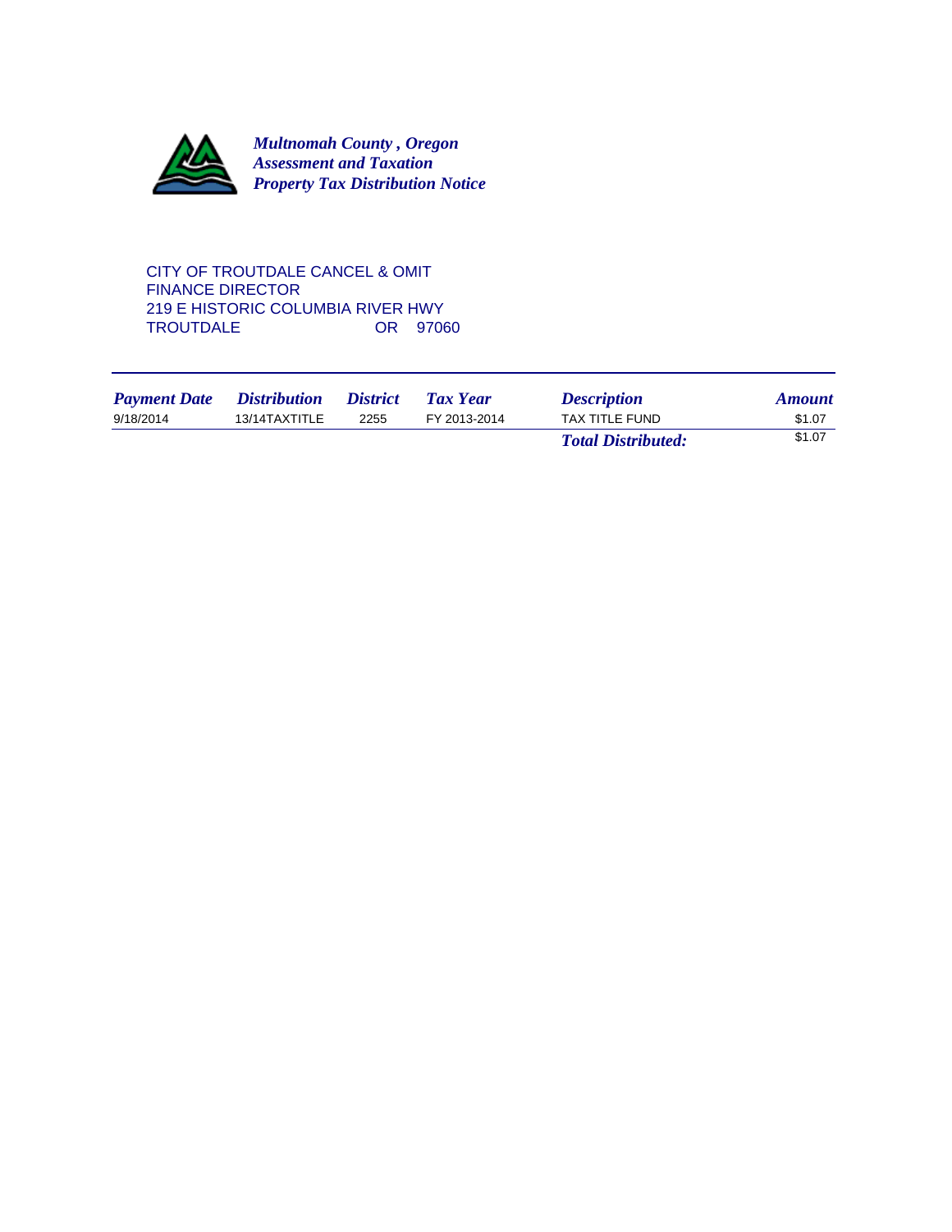***Multnomah County , Oregon***
***Assessment and Taxation***
***Property Tax Distribution Notice***

CITY OF TROUTDALE CANCEL & OMIT
FINANCE DIRECTOR
219 E HISTORIC COLUMBIA RIVER HWY
TROUTDALE OR 97060

| *Payment Date* | *Distribution* | *District* | *Tax Year* | *Description* | *Amount* |
|---|---|---|---|---|---|
| 9/18/2014 | 13/14TAXTITLE | 2255 | FY 2013-2014 | TAX TITLE FUND | $1.07 |
| | | | | ***Total Distributed:*** | $1.07 |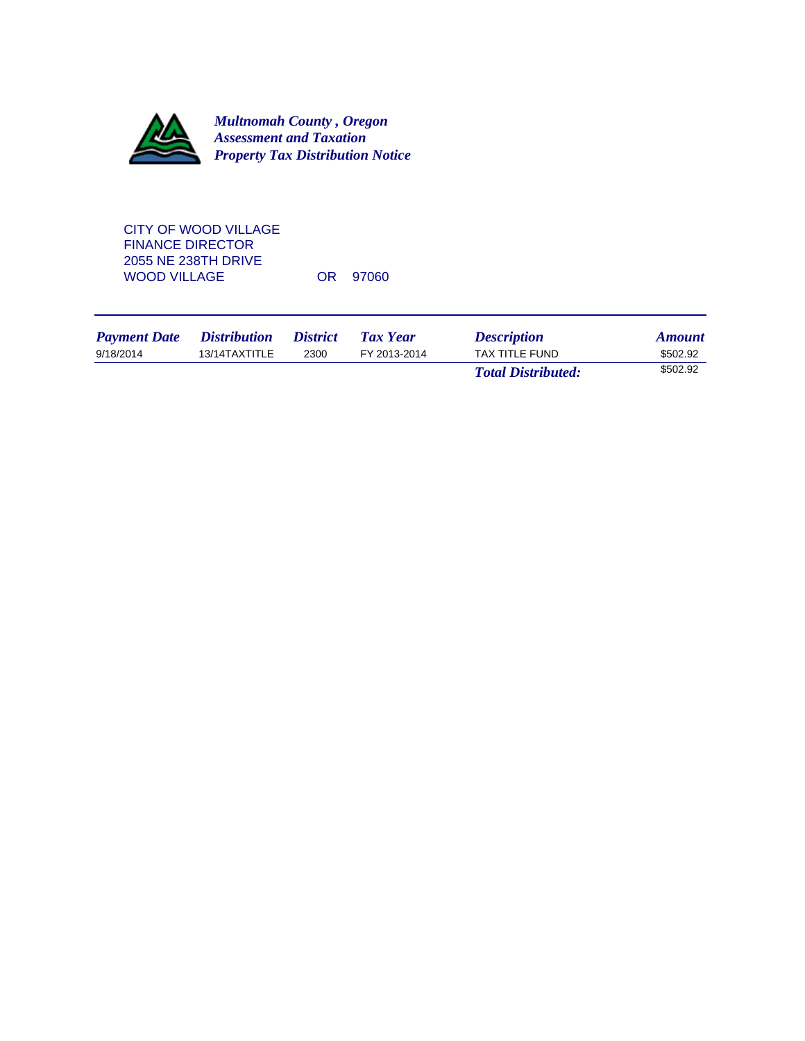***Multnomah County , Oregon***
***Assessment and Taxation***
***Property Tax Distribution Notice***

CITY OF WOOD VILLAGE
FINANCE DIRECTOR
2055 NE 238TH DRIVE
WOOD VILLAGE OR 97060

| *Payment Date* | *Distribution* | *District* | *Tax Year* | *Description* | *Amount* |
|---|---|---|---|---|---|
| 9/18/2014 | 13/14TAXTITLE | 2300 | FY 2013-2014 | TAX TITLE FUND | $502.92 |
| | | | | ***Total Distributed:*** | $502.92 |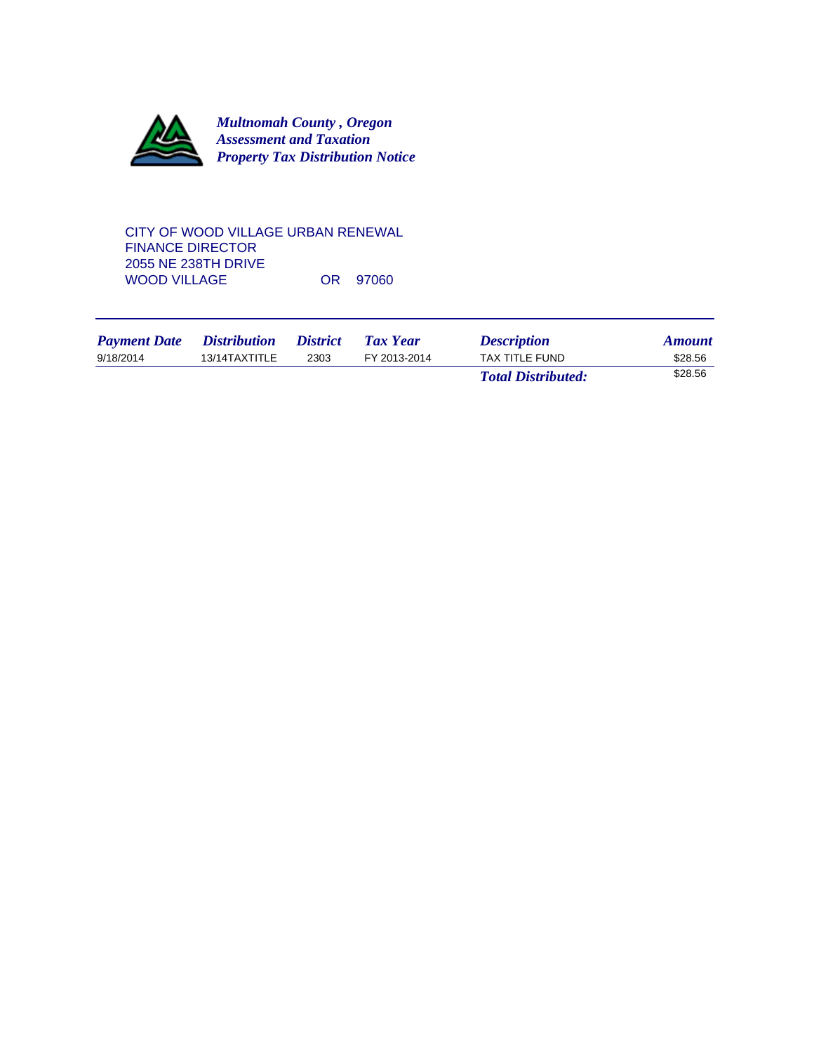***Multnomah County , Oregon***
***Assessment and Taxation***
***Property Tax Distribution Notice***

CITY OF WOOD VILLAGE URBAN RENEWAL
FINANCE DIRECTOR
2055 NE 238TH DRIVE
WOOD VILLAGE OR 97060

| *Payment Date* | *Distribution* | *District* | *Tax Year* | *Description* | *Amount* |
|---|---|---|---|---|---|
| 9/18/2014 | 13/14TAXTITLE | 2303 | FY 2013-2014 | TAX TITLE FUND | $28.56 |
| | | | | ***Total Distributed:*** | $28.56 |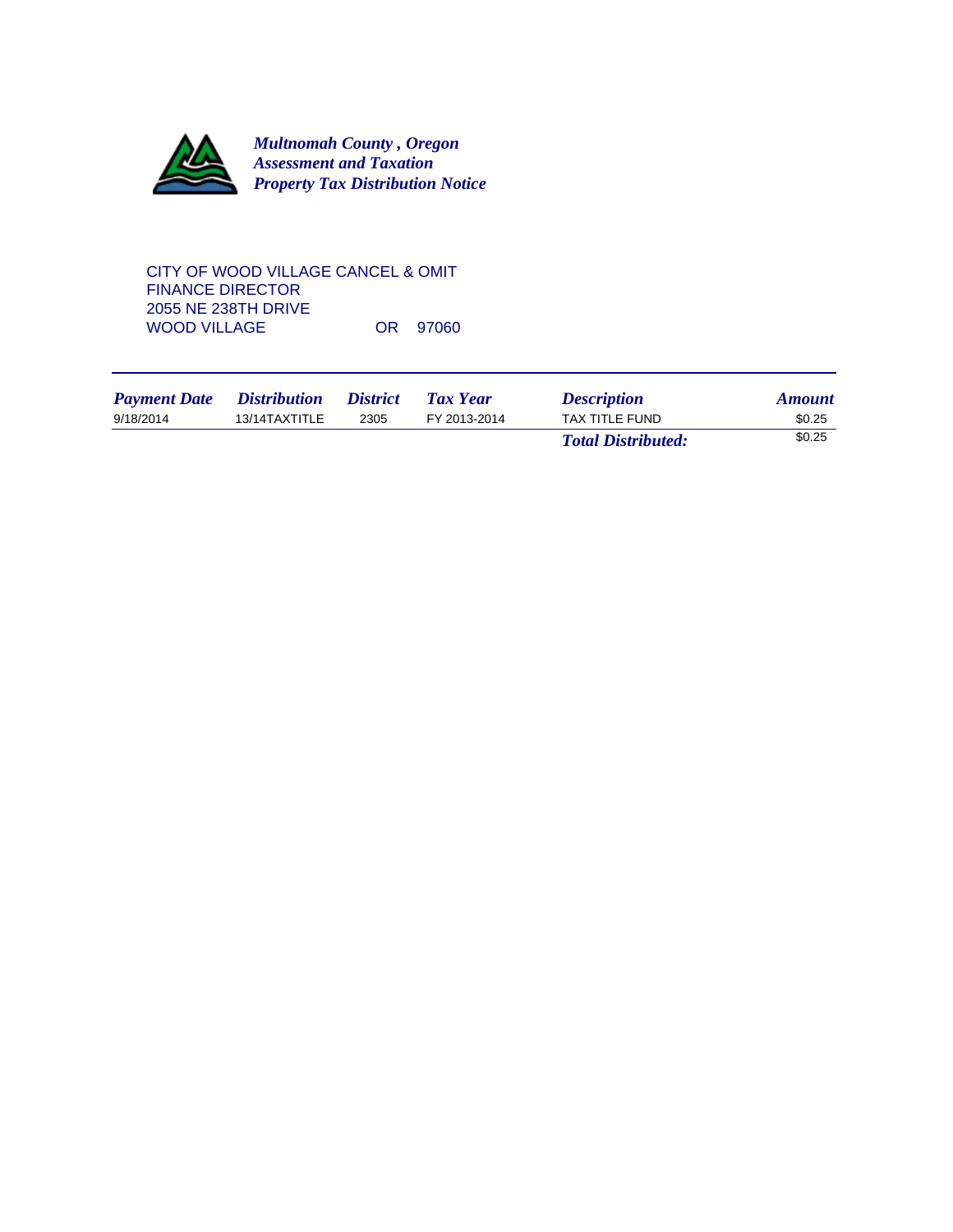***Multnomah County , Oregon***
***Assessment and Taxation***
***Property Tax Distribution Notice***

CITY OF WOOD VILLAGE CANCEL & OMIT
FINANCE DIRECTOR
2055 NE 238TH DRIVE
WOOD VILLAGE OR 97060

| *Payment Date* | *Distribution* | *District* | *Tax Year* | *Description* | *Amount* |
|---|---|---|---|---|---|
| 9/18/2014 | 13/14TAXTITLE | 2305 | FY 2013-2014 | TAX TITLE FUND | $0.25 |
| | | | | ***Total Distributed:*** | $0.25 |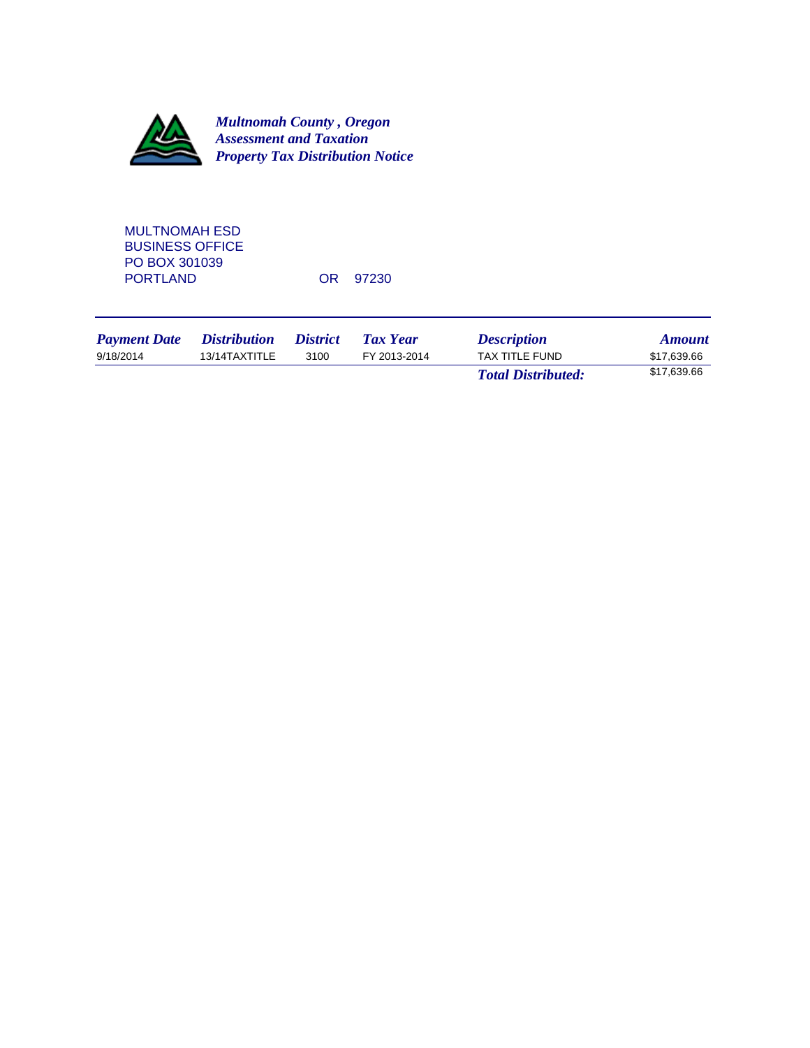***Multnomah County , Oregon***
***Assessment and Taxation***
***Property Tax Distribution Notice***

MULTNOMAH ESD
BUSINESS OFFICE
PO BOX 301039
PORTLAND OR 97230

| *Payment Date* | *Distribution* | *District* | *Tax Year* | *Description* | *Amount* |
|---|---|---|---|---|---|
| 9/18/2014 | 13/14TAXTITLE | 3100 | FY 2013-2014 | TAX TITLE FUND | $17,639.66 |
| | | | | ***Total Distributed:*** | $17,639.66 |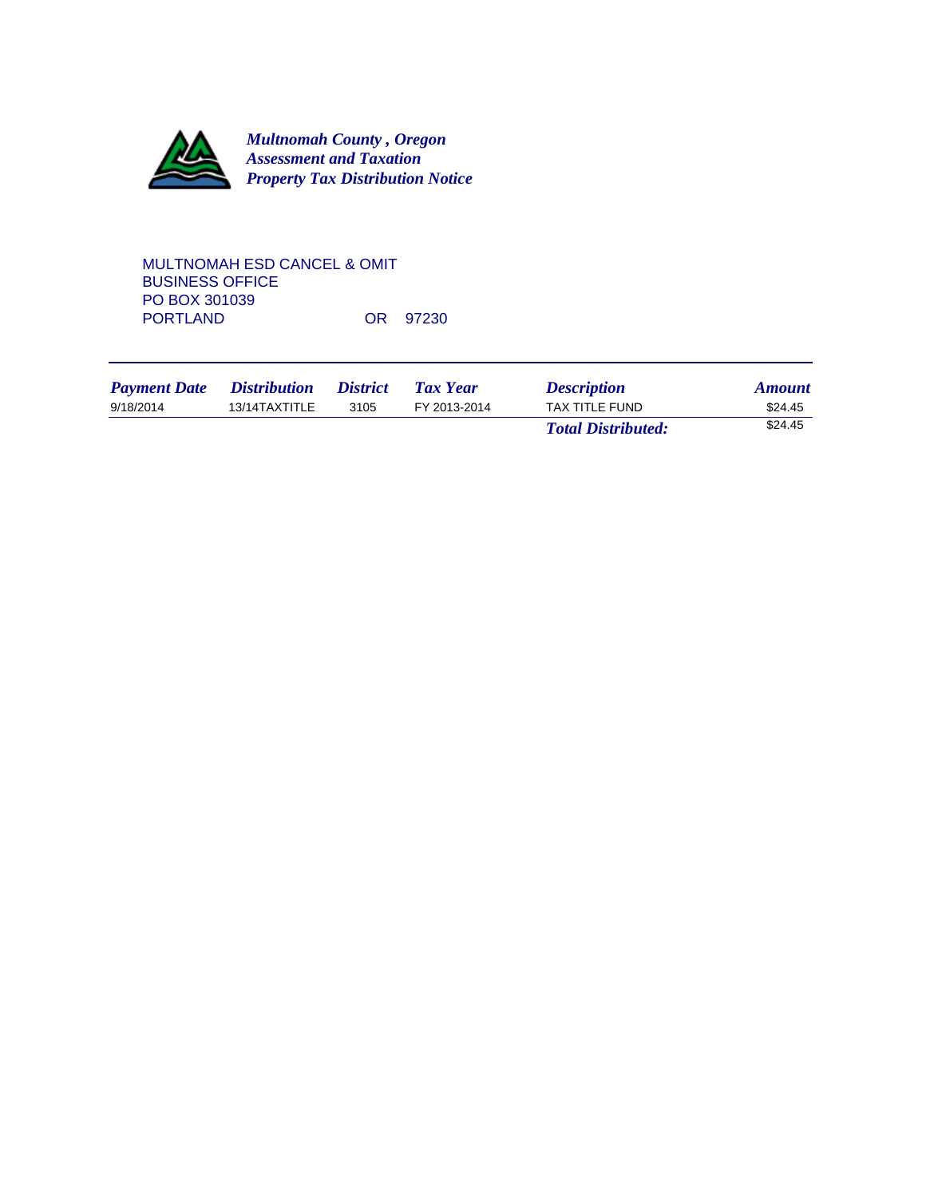***Multnomah County , Oregon***
***Assessment and Taxation***
***Property Tax Distribution Notice***

MULTNOMAH ESD CANCEL & OMIT
BUSINESS OFFICE
PO BOX 301039
PORTLAND OR 97230

| *Payment Date* | *Distribution* | *District* | *Tax Year* | *Description* | *Amount* |
|---|---|---|---|---|---|
| 9/18/2014 | 13/14TAXTITLE | 3105 | FY 2013-2014 | TAX TITLE FUND | $24.45 |
| | | | | ***Total Distributed:*** | $24.45 |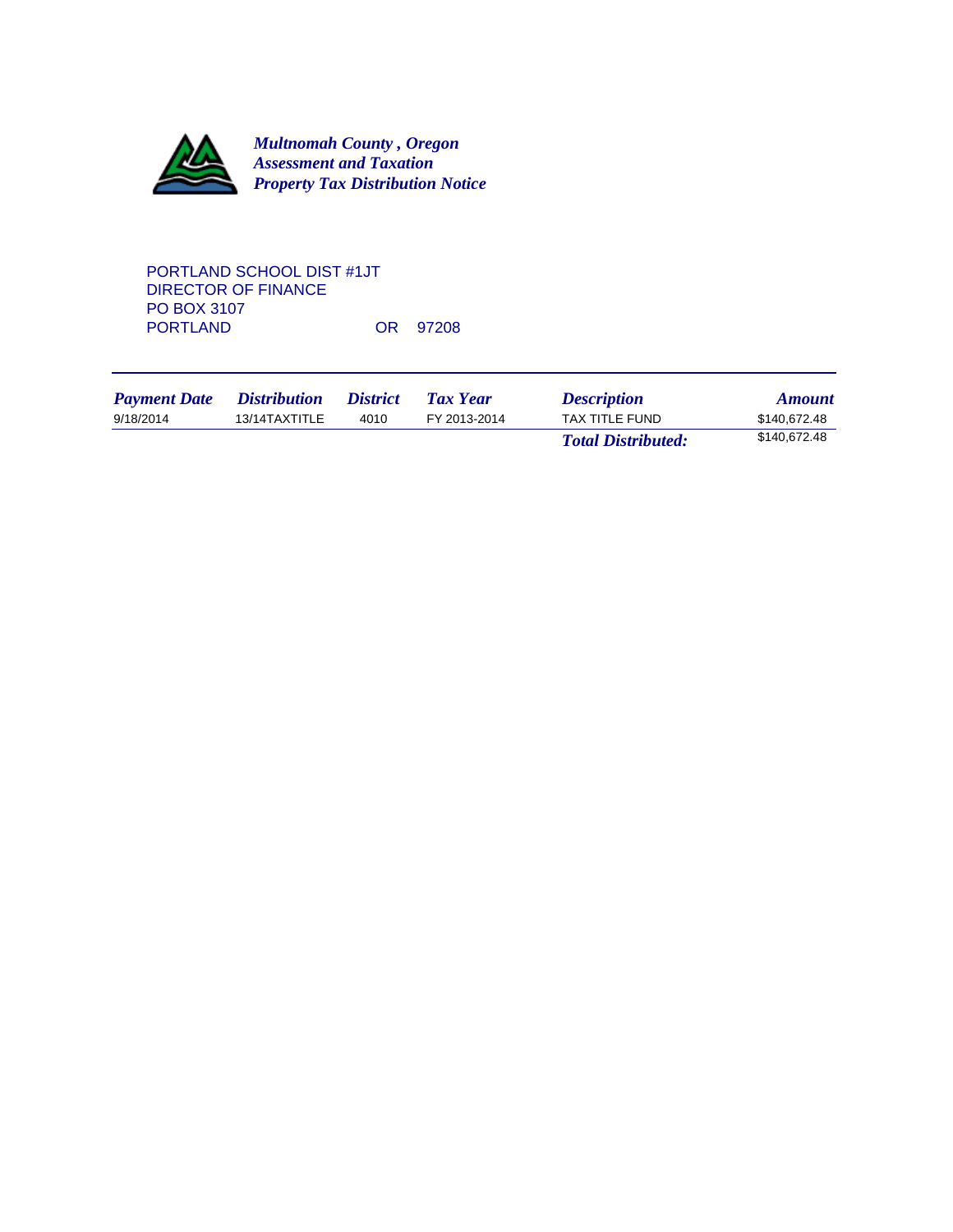***Multnomah County , Oregon***
***Assessment and Taxation***
***Property Tax Distribution Notice***

PORTLAND SCHOOL DIST #1JT
DIRECTOR OF FINANCE
PO BOX 3107
PORTLAND OR 97208

| *Payment Date* | *Distribution* | *District* | *Tax Year* | *Description* | *Amount* |
|---|---|---|---|---|---|
| 9/18/2014 | 13/14TAXTITLE | 4010 | FY 2013-2014 | TAX TITLE FUND | $140,672.48 |
| | | | | ***Total Distributed:*** | $140,672.48 |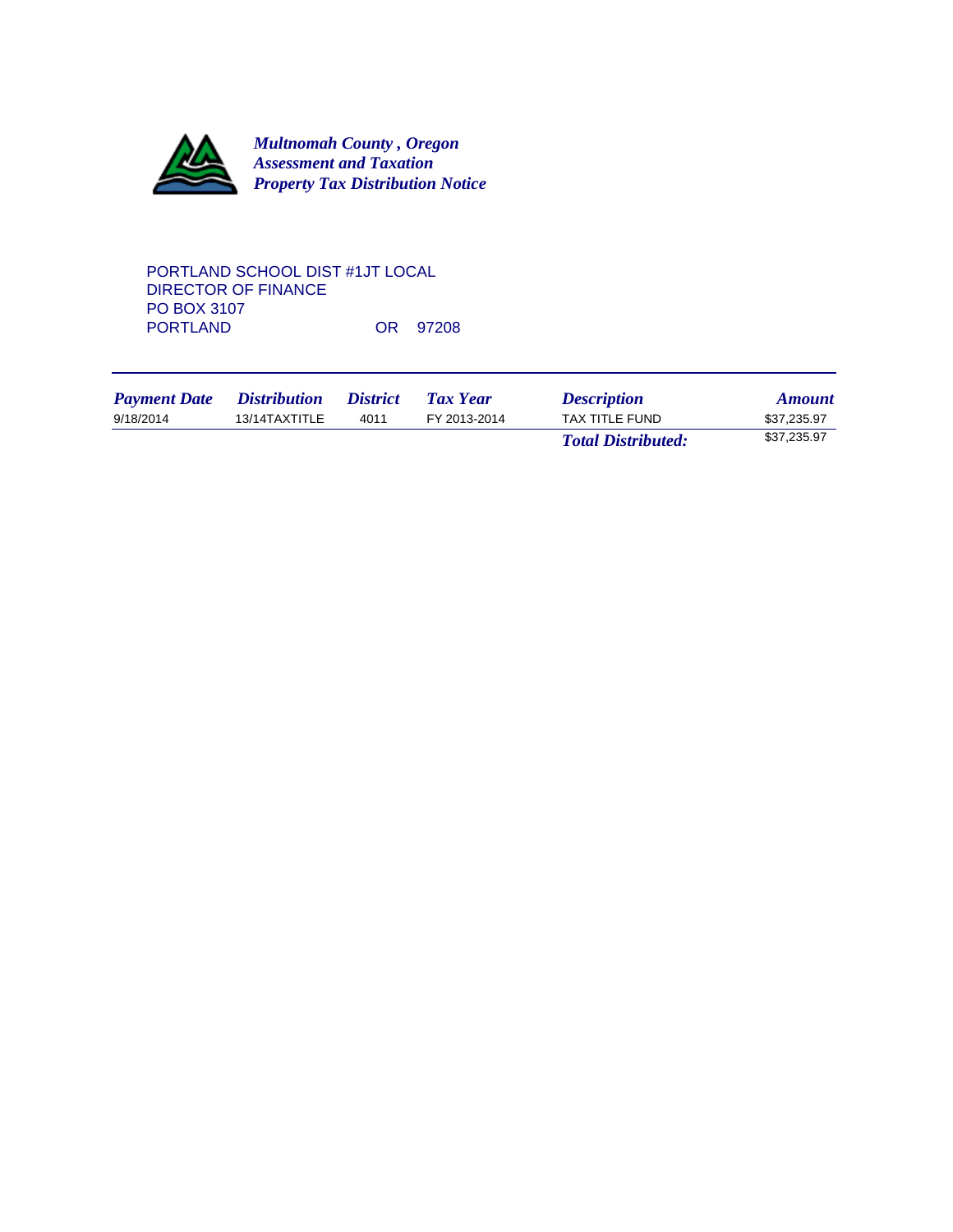***Multnomah County , Oregon***
***Assessment and Taxation***
***Property Tax Distribution Notice***

PORTLAND SCHOOL DIST #1JT LOCAL
DIRECTOR OF FINANCE
PO BOX 3107
PORTLAND OR 97208

| *Payment Date* | *Distribution* | *District* | *Tax Year* | *Description* | *Amount* |
|---|---|---|---|---|---|
| 9/18/2014 | 13/14TAXTITLE | 4011 | FY 2013-2014 | TAX TITLE FUND | $37,235.97 |
| | | | | ***Total Distributed:*** | $37,235.97 |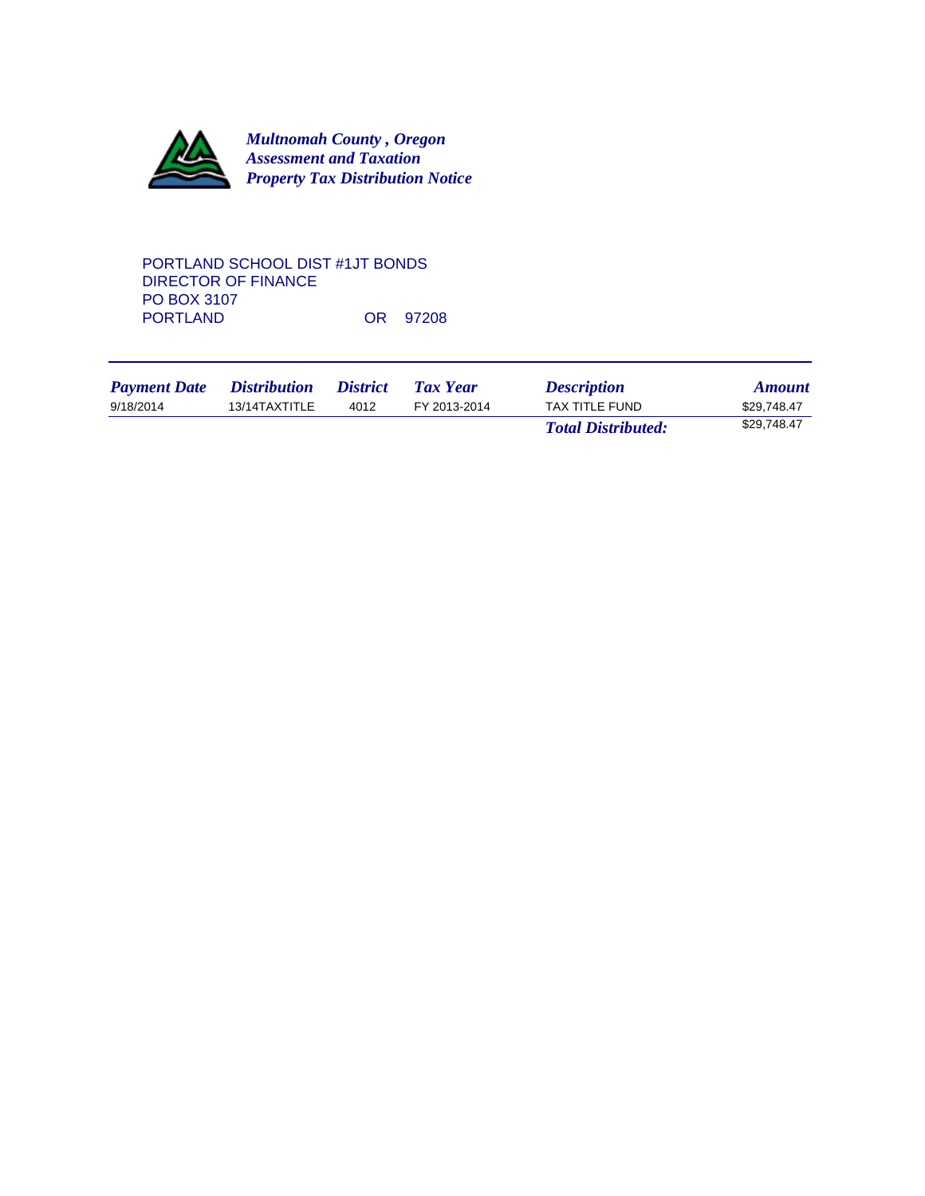***Multnomah County , Oregon***
***Assessment and Taxation***
***Property Tax Distribution Notice***

PORTLAND SCHOOL DIST #1JT BONDS
DIRECTOR OF FINANCE
PO BOX 3107
PORTLAND OR 97208

| *Payment Date* | *Distribution* | *District* | *Tax Year* | *Description* | *Amount* |
|---|---|---|---|---|---|
| 9/18/2014 | 13/14TAXTITLE | 4012 | FY 2013-2014 | TAX TITLE FUND | $29,748.47 |
| | | | | ***Total Distributed:*** | $29,748.47 |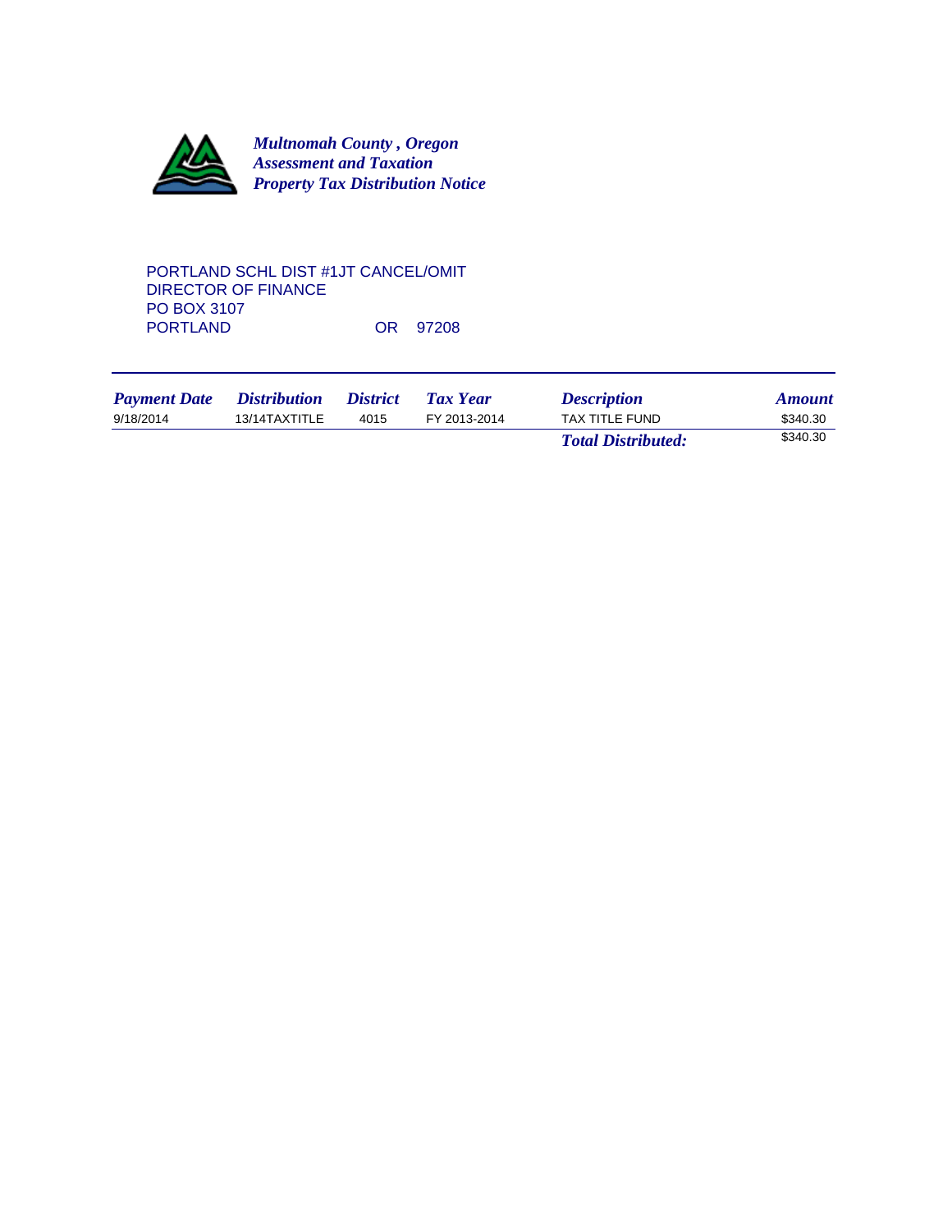***Multnomah County , Oregon***
***Assessment and Taxation***
***Property Tax Distribution Notice***

PORTLAND SCHL DIST #1JT CANCEL/OMIT
DIRECTOR OF FINANCE
PO BOX 3107
PORTLAND OR 97208

| *Payment Date* | *Distribution* | *District* | *Tax Year* | *Description* | *Amount* |
|---|---|---|---|---|---|
| 9/18/2014 | 13/14TAXTITLE | 4015 | FY 2013-2014 | TAX TITLE FUND | $340.30 |
| | | | | ***Total Distributed:*** | $340.30 |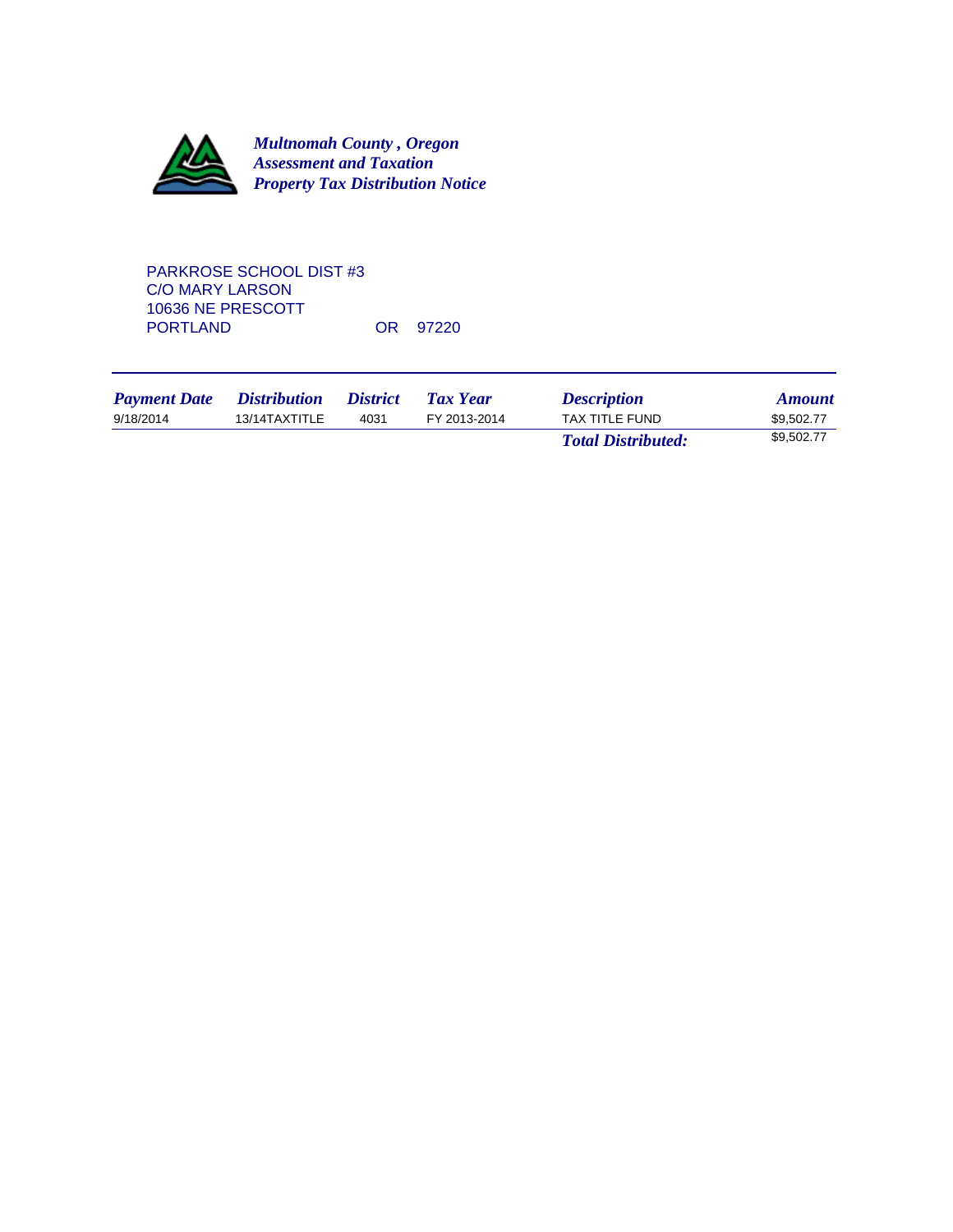***Multnomah County , Oregon***
***Assessment and Taxation***
***Property Tax Distribution Notice***

PARKROSE SCHOOL DIST #3
C/O MARY LARSON
10636 NE PRESCOTT
PORTLAND OR 97220

| *Payment Date* | *Distribution* | *District* | *Tax Year* | *Description* | *Amount* |
|---|---|---|---|---|---|
| 9/18/2014 | 13/14TAXTITLE | 4031 | FY 2013-2014 | TAX TITLE FUND | $9,502.77 |
| | | | | ***Total Distributed:*** | $9,502.77 |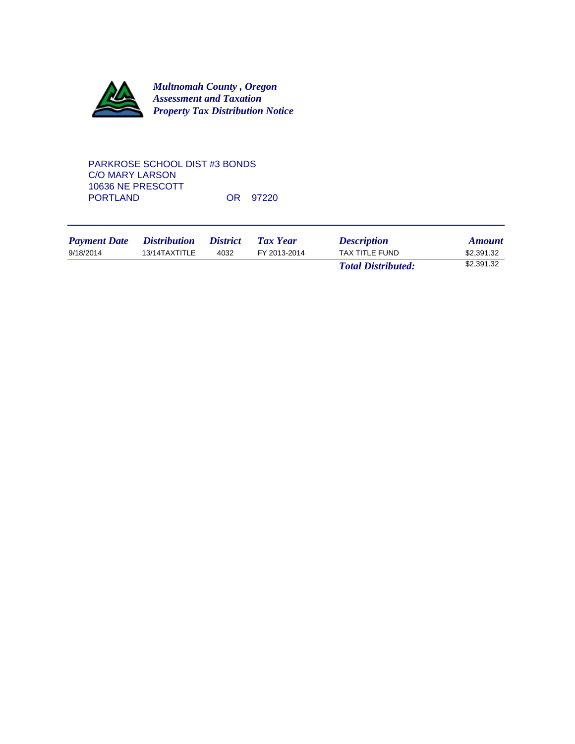***Multnomah County , Oregon***
***Assessment and Taxation***
***Property Tax Distribution Notice***

PARKROSE SCHOOL DIST #3 BONDS
C/O MARY LARSON
10636 NE PRESCOTT
PORTLAND OR 97220

| *Payment Date* | *Distribution* | *District* | *Tax Year* | *Description* | *Amount* |
|---|---|---|---|---|---|
| 9/18/2014 | 13/14TAXTITLE | 4032 | FY 2013-2014 | TAX TITLE FUND | $2,391.32 |
| | | | | ***Total Distributed:*** | $2,391.32 |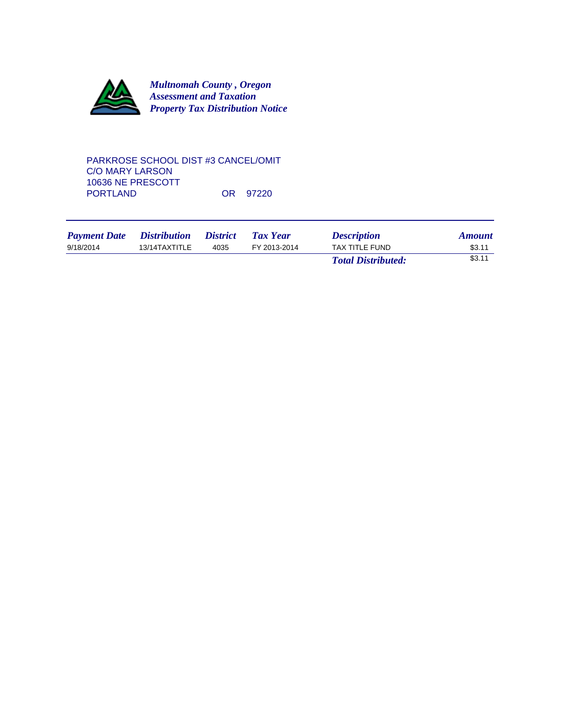***Multnomah County , Oregon***
***Assessment and Taxation***
***Property Tax Distribution Notice***

PARKROSE SCHOOL DIST #3 CANCEL/OMIT
C/O MARY LARSON
10636 NE PRESCOTT
PORTLAND OR 97220

| *Payment Date* | *Distribution* | *District* | *Tax Year* | *Description* | *Amount* |
|---|---|---|---|---|---|
| 9/18/2014 | 13/14TAXTITLE | 4035 | FY 2013-2014 | TAX TITLE FUND | $3.11 |
| | | | | ***Total Distributed:*** | $3.11 |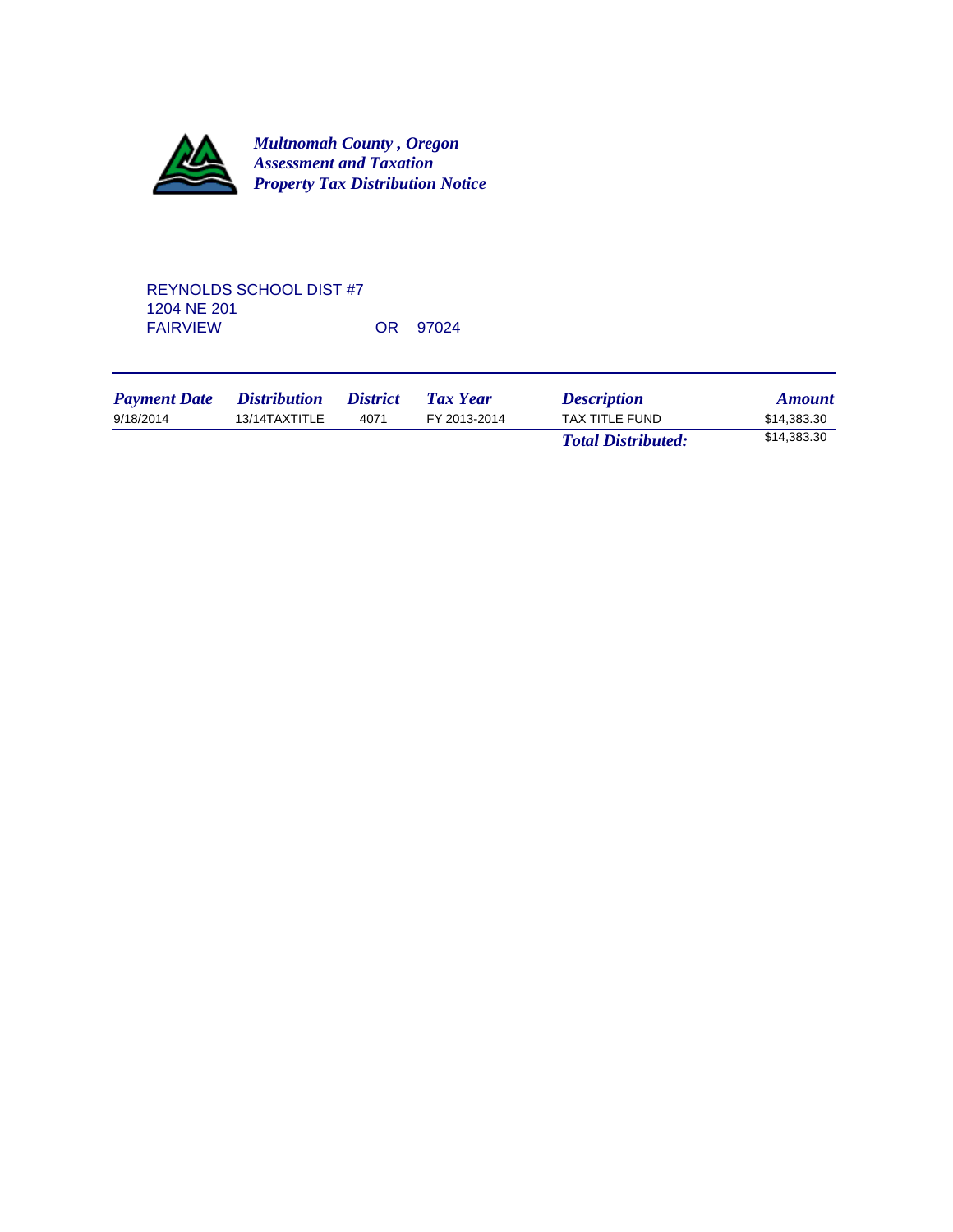***Multnomah County , Oregon***
***Assessment and Taxation***
***Property Tax Distribution Notice***

REYNOLDS SCHOOL DIST #7
1204 NE 201
FAIRVIEW OR 97024

| *Payment Date* | *Distribution* | *District* | *Tax Year* | *Description* | *Amount* |
|---|---|---|---|---|---|
| 9/18/2014 | 13/14TAXTITLE | 4071 | FY 2013-2014 | TAX TITLE FUND | $14,383.30 |
| | | | | ***Total Distributed:*** | $14,383.30 |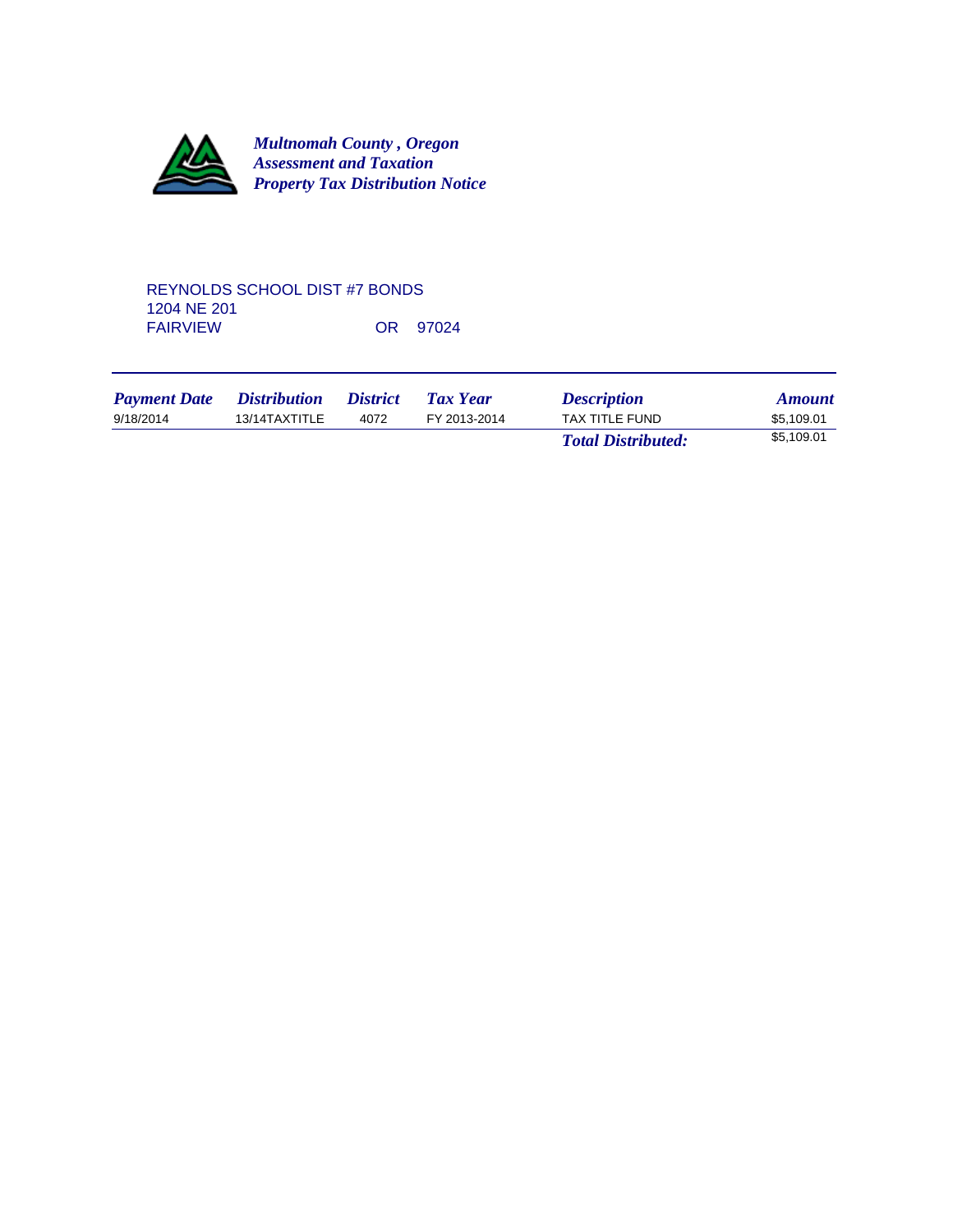***Multnomah County , Oregon***
***Assessment and Taxation***
***Property Tax Distribution Notice***

REYNOLDS SCHOOL DIST #7 BONDS
1204 NE 201
FAIRVIEW OR 97024

| *Payment Date* | *Distribution* | *District* | *Tax Year* | *Description* | *Amount* |
|---|---|---|---|---|---|
| 9/18/2014 | 13/14TAXTITLE | 4072 | FY 2013-2014 | TAX TITLE FUND | $5,109.01 |
| | | | | ***Total Distributed:*** | $5,109.01 |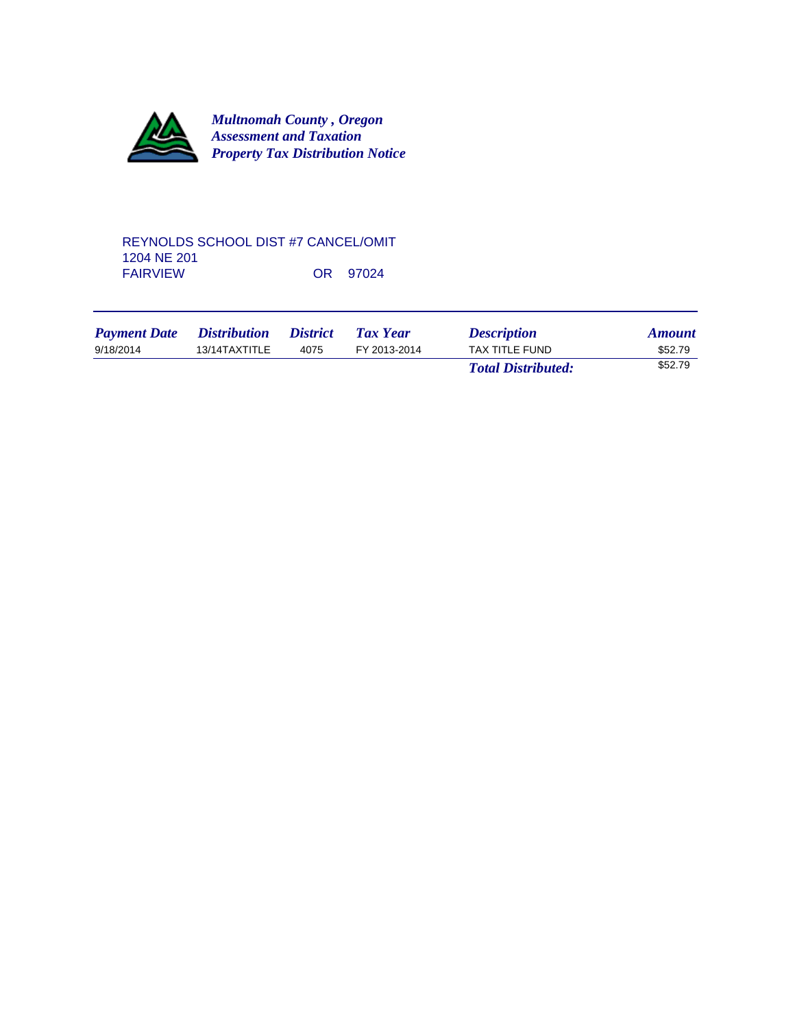***Multnomah County , Oregon***
***Assessment and Taxation***
***Property Tax Distribution Notice***

REYNOLDS SCHOOL DIST #7 CANCEL/OMIT
1204 NE 201
FAIRVIEW OR 97024

| *Payment Date* | *Distribution* | *District* | *Tax Year* | *Description* | *Amount* |
|---|---|---|---|---|---|
| 9/18/2014 | 13/14TAXTITLE | 4075 | FY 2013-2014 | TAX TITLE FUND | $52.79 |
| | | | | ***Total Distributed:*** | $52.79 |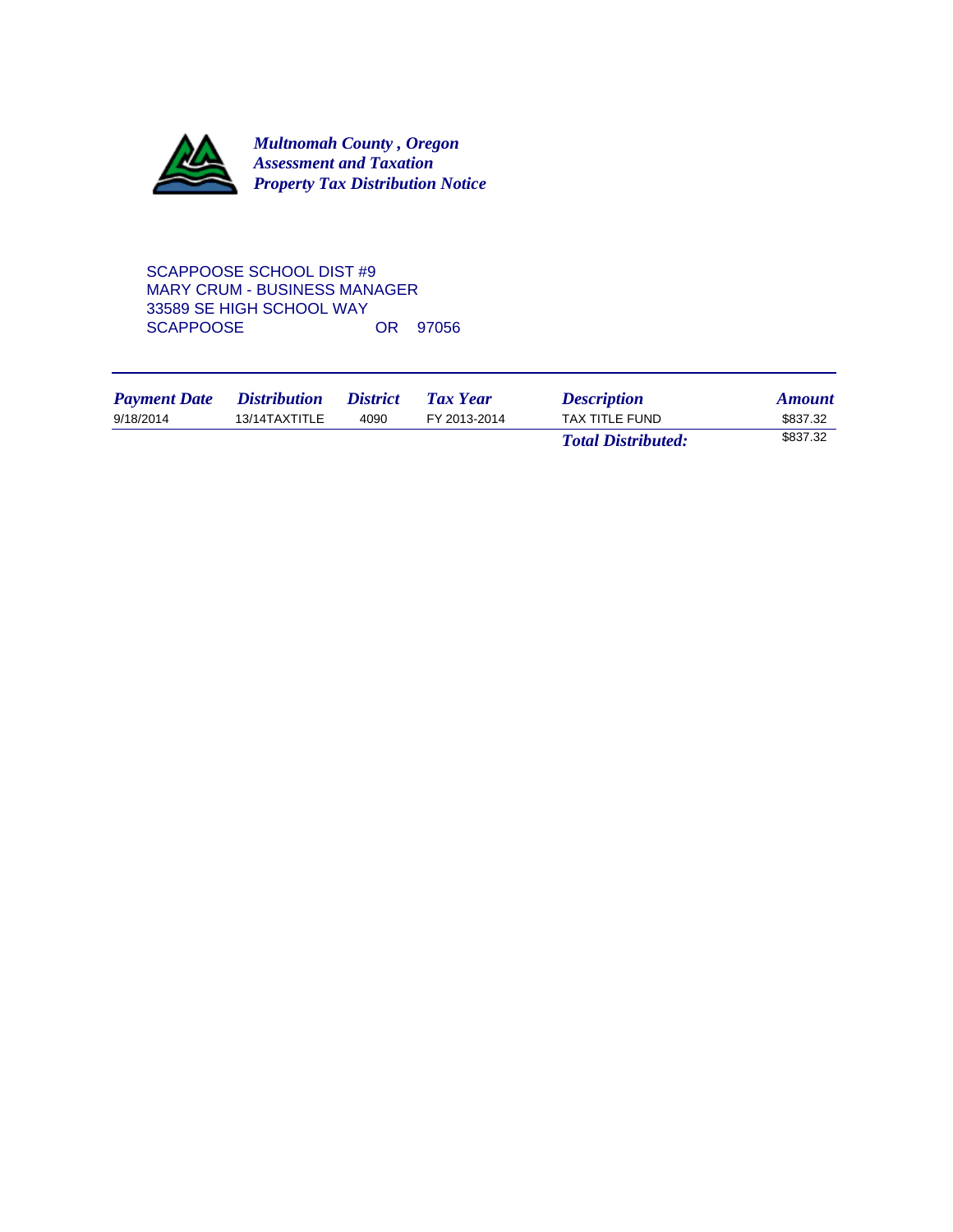***Multnomah County , Oregon***
***Assessment and Taxation***
***Property Tax Distribution Notice***

SCAPPOOSE SCHOOL DIST #9
MARY CRUM - BUSINESS MANAGER
33589 SE HIGH SCHOOL WAY
SCAPPOOSE OR 97056

| *Payment Date* | *Distribution* | *District* | *Tax Year* | *Description* | *Amount* |
|---|---|---|---|---|---|
| 9/18/2014 | 13/14TAXTITLE | 4090 | FY 2013-2014 | TAX TITLE FUND | $837.32 |
| | | | | ***Total Distributed:*** | $837.32 |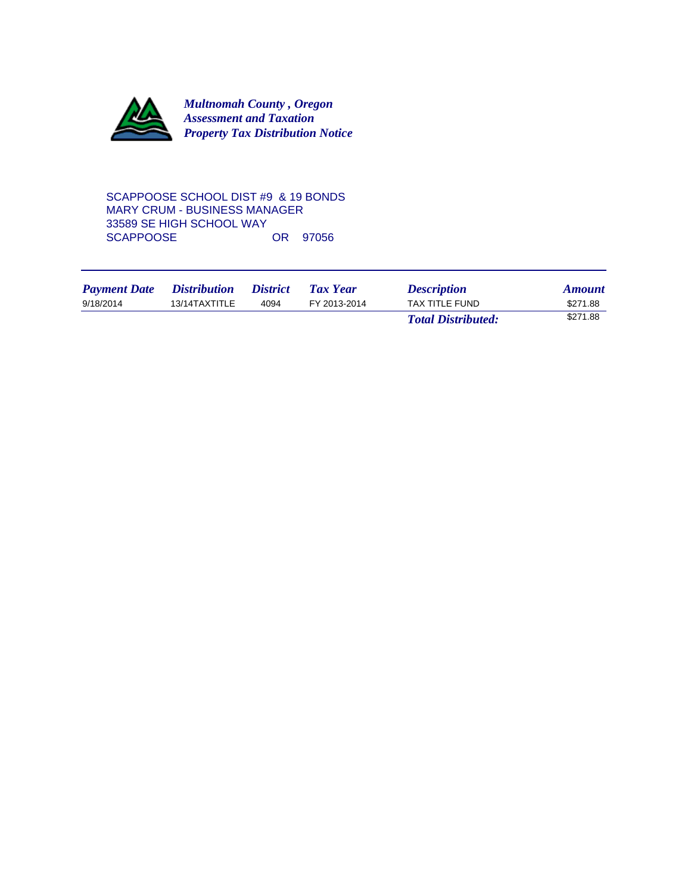***Multnomah County , Oregon***
***Assessment and Taxation***
***Property Tax Distribution Notice***

SCAPPOOSE SCHOOL DIST #9 & 19 BONDS
MARY CRUM - BUSINESS MANAGER
33589 SE HIGH SCHOOL WAY
SCAPPOOSE OR 97056

| *Payment Date* | *Distribution* | *District* | *Tax Year* | *Description* | *Amount* |
|---|---|---|---|---|---|
| 9/18/2014 | 13/14TAXTITLE | 4094 | FY 2013-2014 | TAX TITLE FUND | $271.88 |
| | | | | ***Total Distributed:*** | $271.88 |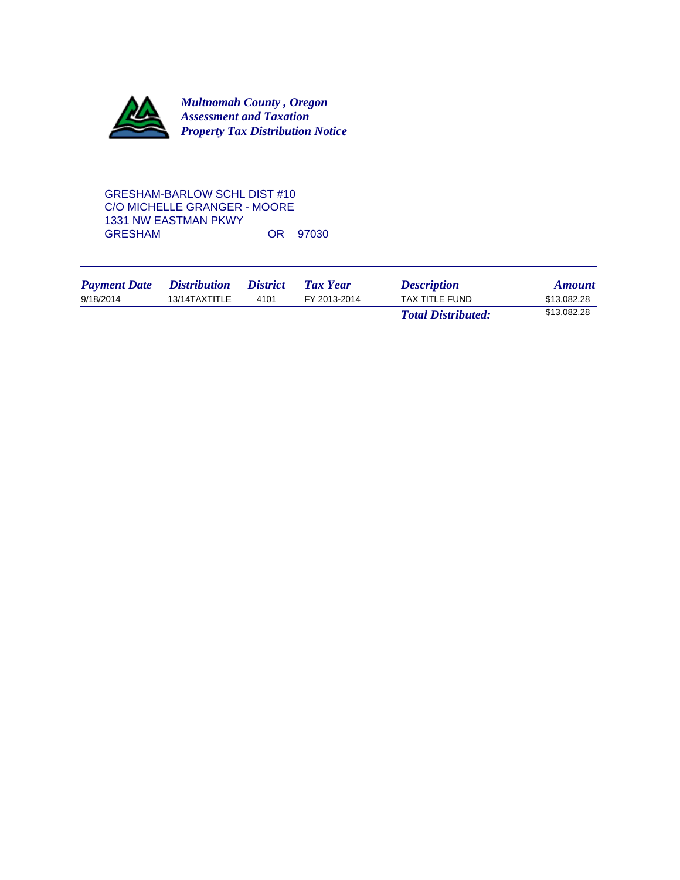***Multnomah County , Oregon***
***Assessment and Taxation***
***Property Tax Distribution Notice***

GRESHAM-BARLOW SCHL DIST #10
C/O MICHELLE GRANGER - MOORE
1331 NW EASTMAN PKWY
GRESHAM OR 97030

| *Payment Date* | *Distribution* | *District* | *Tax Year* | *Description* | *Amount* |
|---|---|---|---|---|---|
| 9/18/2014 | 13/14TAXTITLE | 4101 | FY 2013-2014 | TAX TITLE FUND | $13,082.28 |
| | | | | ***Total Distributed:*** | $13,082.28 |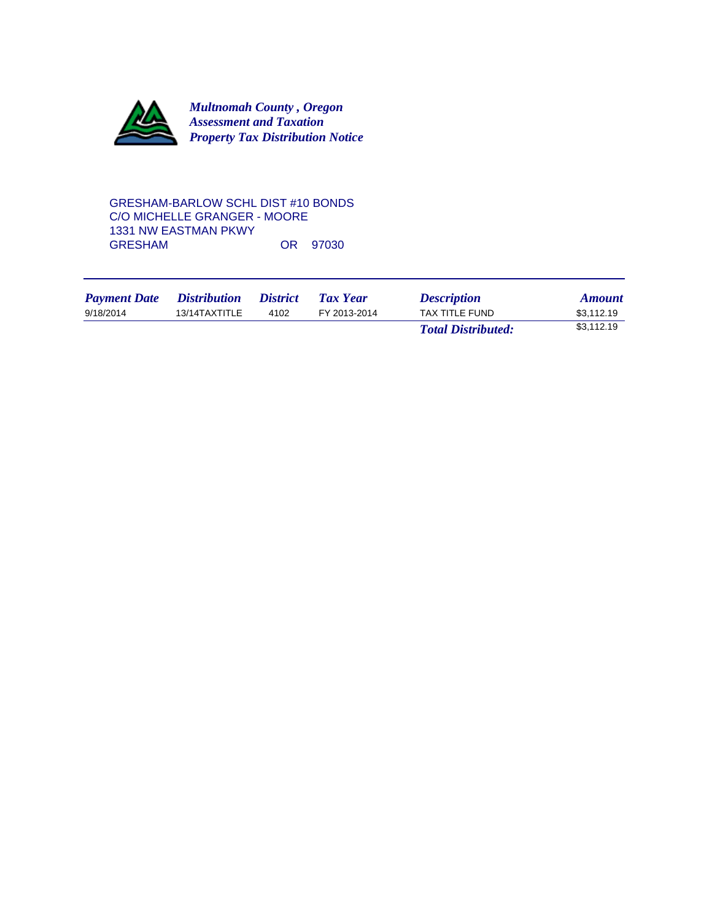***Multnomah County , Oregon***
***Assessment and Taxation***
***Property Tax Distribution Notice***

GRESHAM-BARLOW SCHL DIST #10 BONDS
C/O MICHELLE GRANGER - MOORE
1331 NW EASTMAN PKWY
GRESHAM OR 97030

| *Payment Date* | *Distribution* | *District* | *Tax Year* | *Description* | *Amount* |
|---|---|---|---|---|---|
| 9/18/2014 | 13/14TAXTITLE | 4102 | FY 2013-2014 | TAX TITLE FUND | $3,112.19 |
| | | | | ***Total Distributed:*** | $3,112.19 |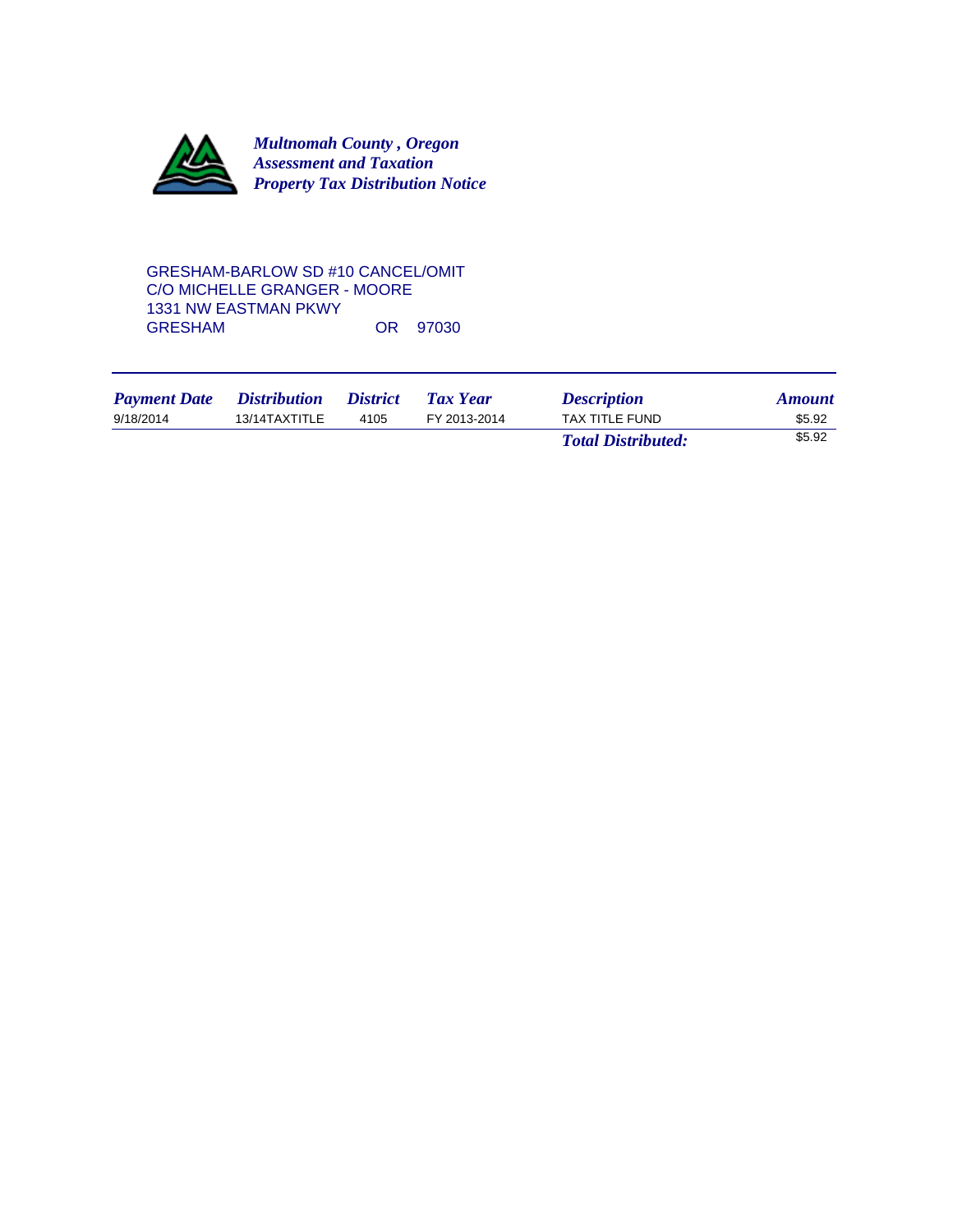***Multnomah County , Oregon***
***Assessment and Taxation***
***Property Tax Distribution Notice***

GRESHAM-BARLOW SD #10 CANCEL/OMIT
C/O MICHELLE GRANGER - MOORE
1331 NW EASTMAN PKWY
GRESHAM OR 97030

| *Payment Date* | *Distribution* | *District* | *Tax Year* | *Description* | *Amount* |
|---|---|---|---|---|---|
| 9/18/2014 | 13/14TAXTITLE | 4105 | FY 2013-2014 | TAX TITLE FUND | $5.92 |
| | | | | ***Total Distributed:*** | $5.92 |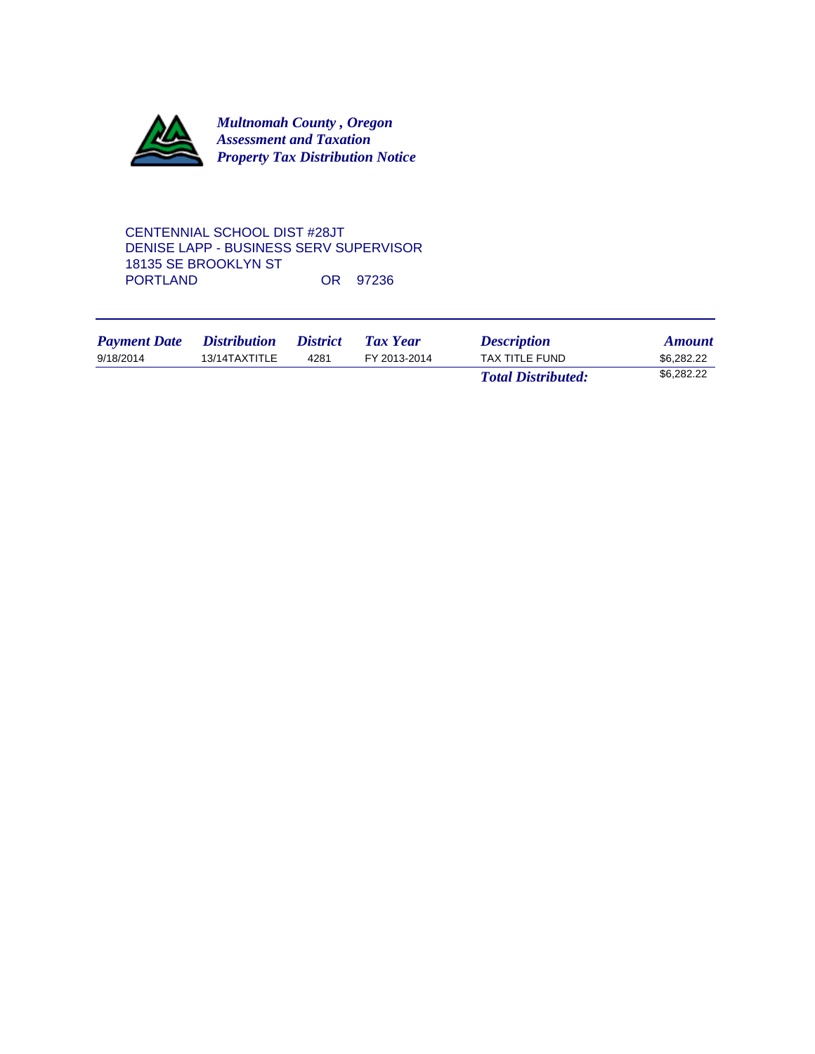***Multnomah County , Oregon***
***Assessment and Taxation***
***Property Tax Distribution Notice***

CENTENNIAL SCHOOL DIST #28JT
DENISE LAPP - BUSINESS SERV SUPERVISOR
18135 SE BROOKLYN ST
PORTLAND OR 97236

| *Payment Date* | *Distribution* | *District* | *Tax Year* | *Description* | *Amount* |
|---|---|---|---|---|---|
| 9/18/2014 | 13/14TAXTITLE | 4281 | FY 2013-2014 | TAX TITLE FUND | $6,282.22 |
| | | | | ***Total Distributed:*** | $6,282.22 |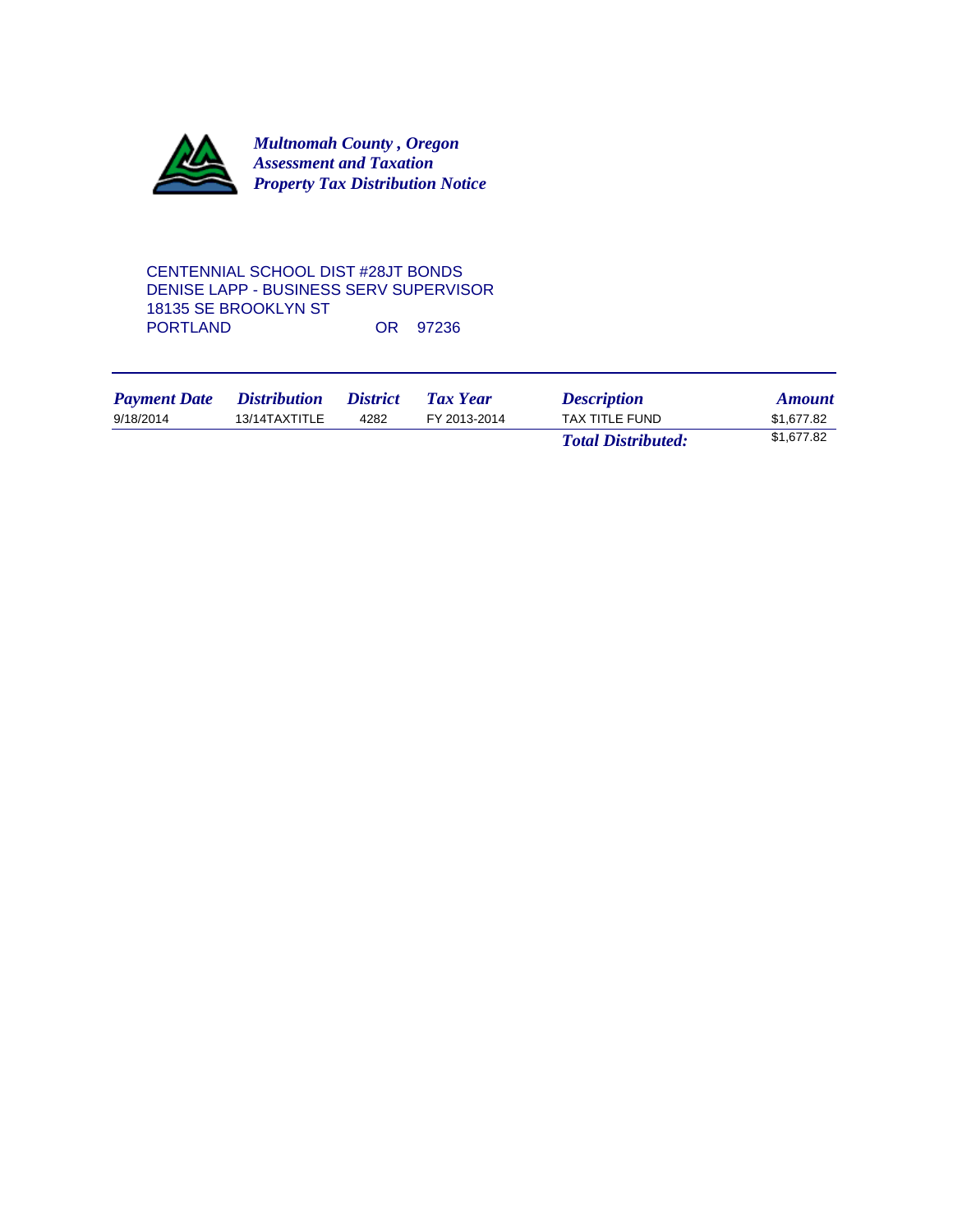***Multnomah County , Oregon***
***Assessment and Taxation***
***Property Tax Distribution Notice***

CENTENNIAL SCHOOL DIST #28JT BONDS
DENISE LAPP - BUSINESS SERV SUPERVISOR
18135 SE BROOKLYN ST
PORTLAND OR 97236

| *Payment Date* | *Distribution* | *District* | *Tax Year* | *Description* | *Amount* |
|---|---|---|---|---|---|
| 9/18/2014 | 13/14TAXTITLE | 4282 | FY 2013-2014 | TAX TITLE FUND | $1,677.82 |
| | | | | ***Total Distributed:*** | $1,677.82 |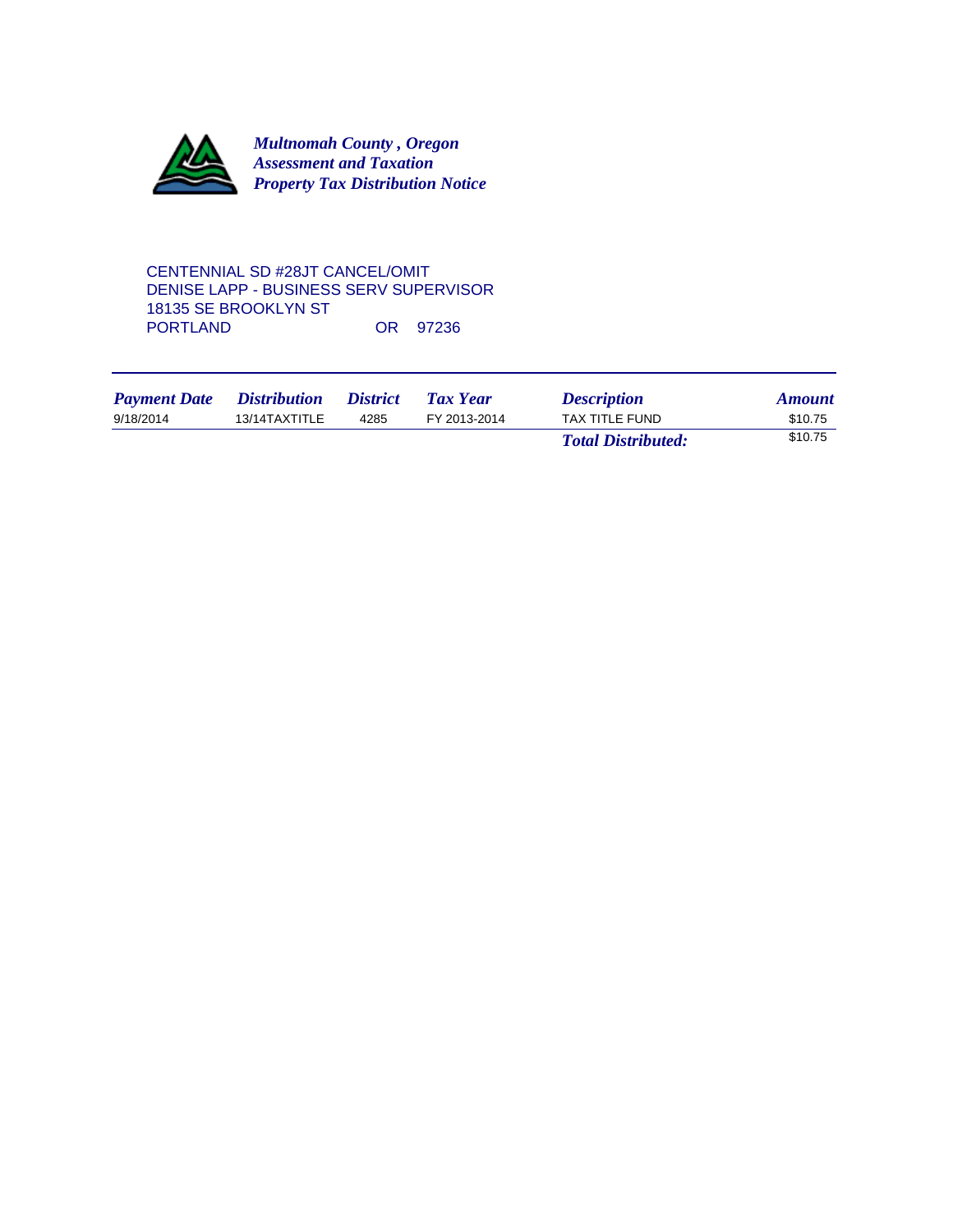***Multnomah County , Oregon***
***Assessment and Taxation***
***Property Tax Distribution Notice***

CENTENNIAL SD #28JT CANCEL/OMIT
DENISE LAPP - BUSINESS SERV SUPERVISOR
18135 SE BROOKLYN ST
PORTLAND OR 97236

| *Payment Date* | *Distribution* | *District* | *Tax Year* | *Description* | *Amount* |
|---|---|---|---|---|---|
| 9/18/2014 | 13/14TAXTITLE | 4285 | FY 2013-2014 | TAX TITLE FUND | $10.75 |
| | | | | ***Total Distributed:*** | $10.75 |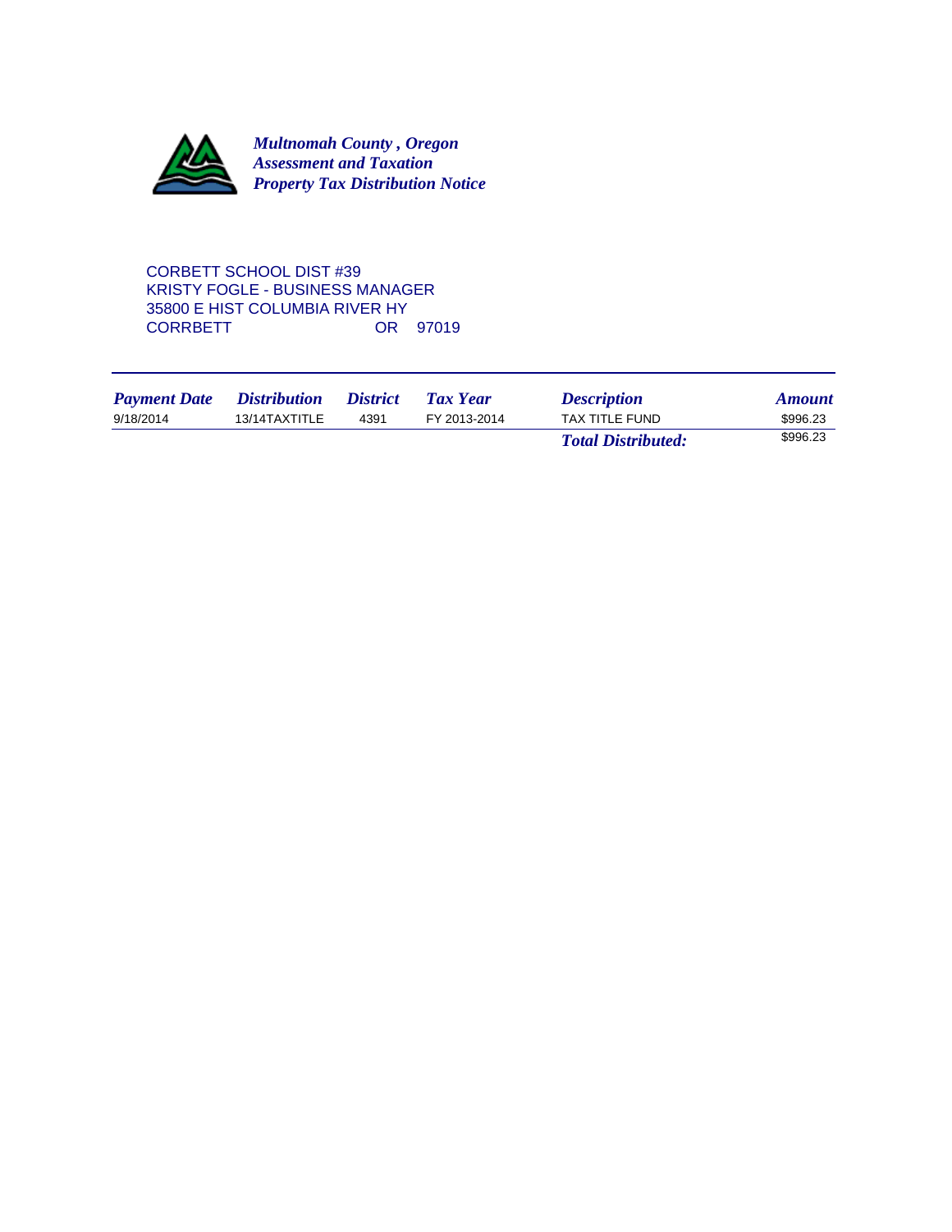***Multnomah County , Oregon***
***Assessment and Taxation***
***Property Tax Distribution Notice***

CORBETT SCHOOL DIST #39
KRISTY FOGLE - BUSINESS MANAGER
35800 E HIST COLUMBIA RIVER HY
CORRBETT OR 97019

| *Payment Date* | *Distribution* | *District* | *Tax Year* | *Description* | *Amount* |
|---|---|---|---|---|---|
| 9/18/2014 | 13/14TAXTITLE | 4391 | FY 2013-2014 | TAX TITLE FUND | $996.23 |
| | | | | ***Total Distributed:*** | $996.23 |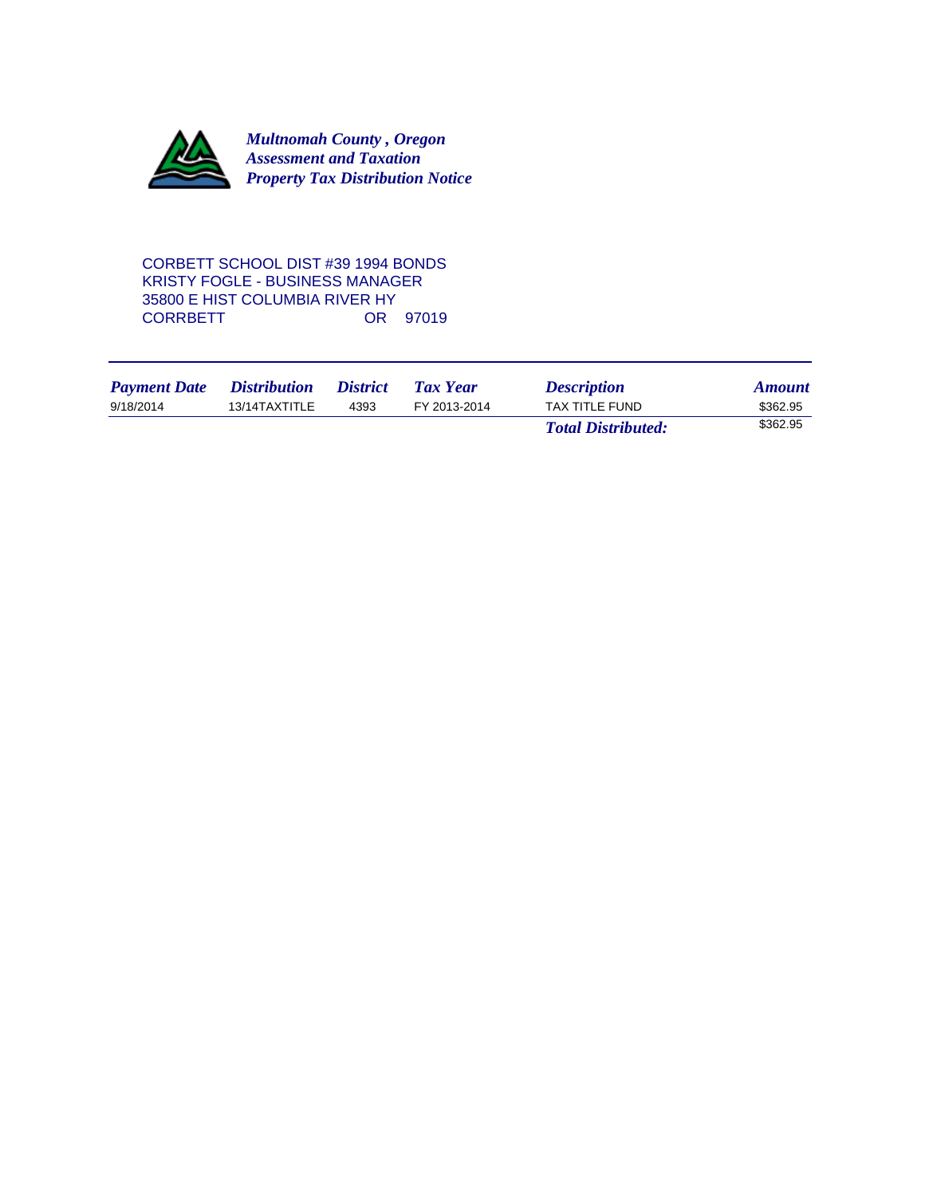***Multnomah County , Oregon***
***Assessment and Taxation***
***Property Tax Distribution Notice***

CORBETT SCHOOL DIST #39 1994 BONDS
KRISTY FOGLE - BUSINESS MANAGER
35800 E HIST COLUMBIA RIVER HY
CORRBETT OR 97019

| *Payment Date* | *Distribution* | *District* | *Tax Year* | *Description* | *Amount* |
|---|---|---|---|---|---|
| 9/18/2014 | 13/14TAXTITLE | 4393 | FY 2013-2014 | TAX TITLE FUND | $362.95 |
| | | | | ***Total Distributed:*** | $362.95 |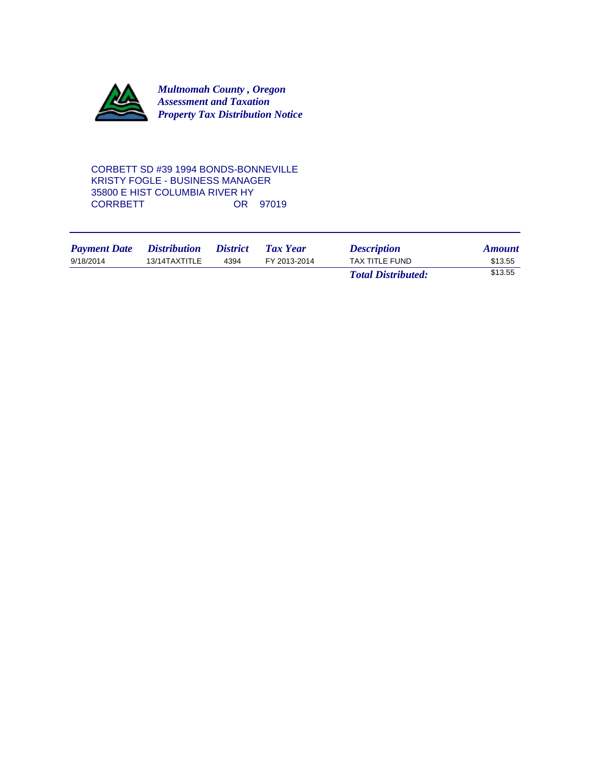***Multnomah County , Oregon***
***Assessment and Taxation***
***Property Tax Distribution Notice***

CORBETT SD #39 1994 BONDS-BONNEVILLE
KRISTY FOGLE - BUSINESS MANAGER
35800 E HIST COLUMBIA RIVER HY
CORRBETT OR 97019

| *Payment Date* | *Distribution* | *District* | *Tax Year* | *Description* | *Amount* |
|---|---|---|---|---|---|
| 9/18/2014 | 13/14TAXTITLE | 4394 | FY 2013-2014 | TAX TITLE FUND | $13.55 |
| | | | | ***Total Distributed:*** | $13.55 |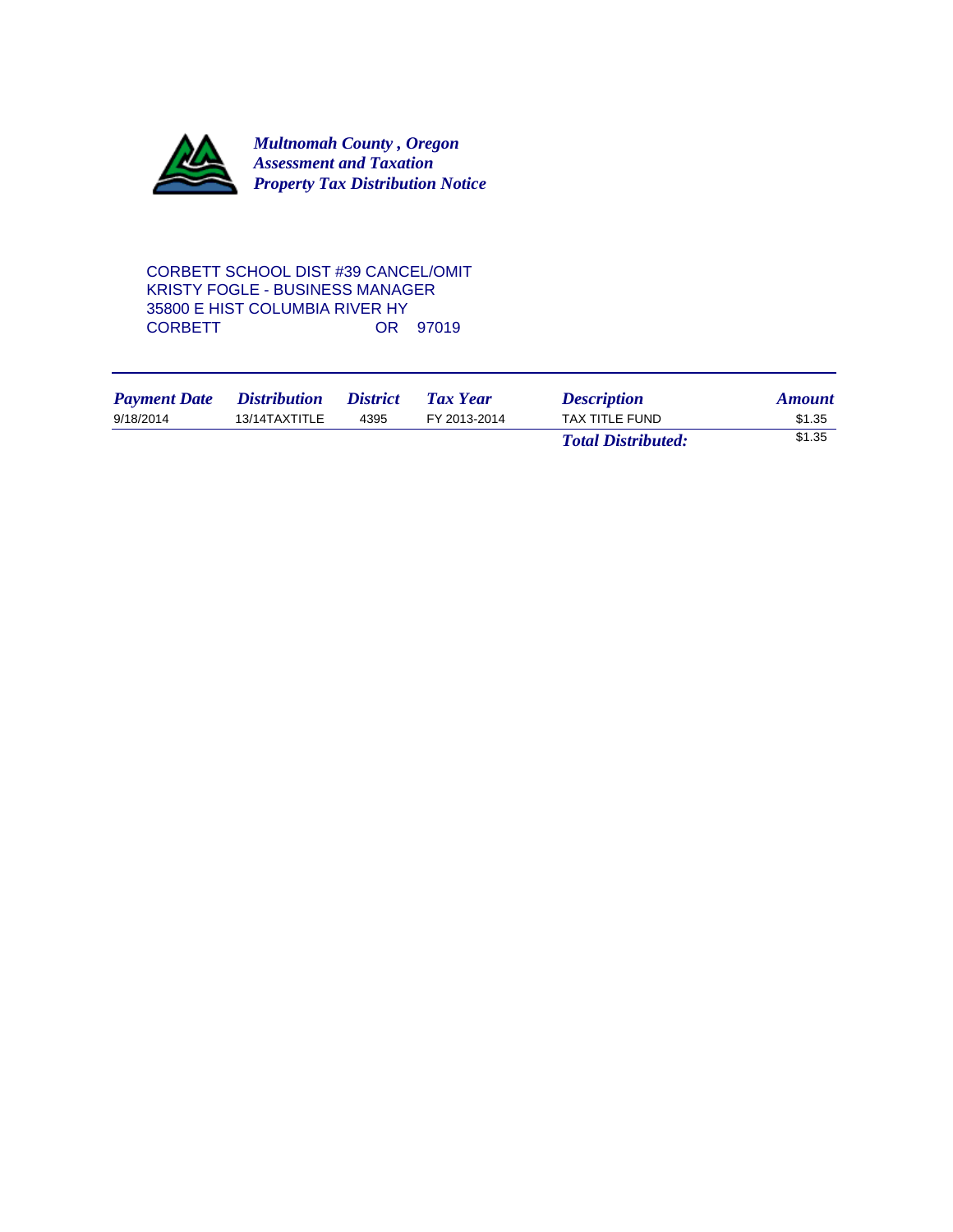***Multnomah County , Oregon***
***Assessment and Taxation***
***Property Tax Distribution Notice***

CORBETT SCHOOL DIST #39 CANCEL/OMIT
KRISTY FOGLE - BUSINESS MANAGER
35800 E HIST COLUMBIA RIVER HY
CORBETT OR 97019

| *Payment Date* | *Distribution* | *District* | *Tax Year* | *Description* | *Amount* |
|---|---|---|---|---|---|
| 9/18/2014 | 13/14TAXTITLE | 4395 | FY 2013-2014 | TAX TITLE FUND | $1.35 |
| | | | | ***Total Distributed:*** | $1.35 |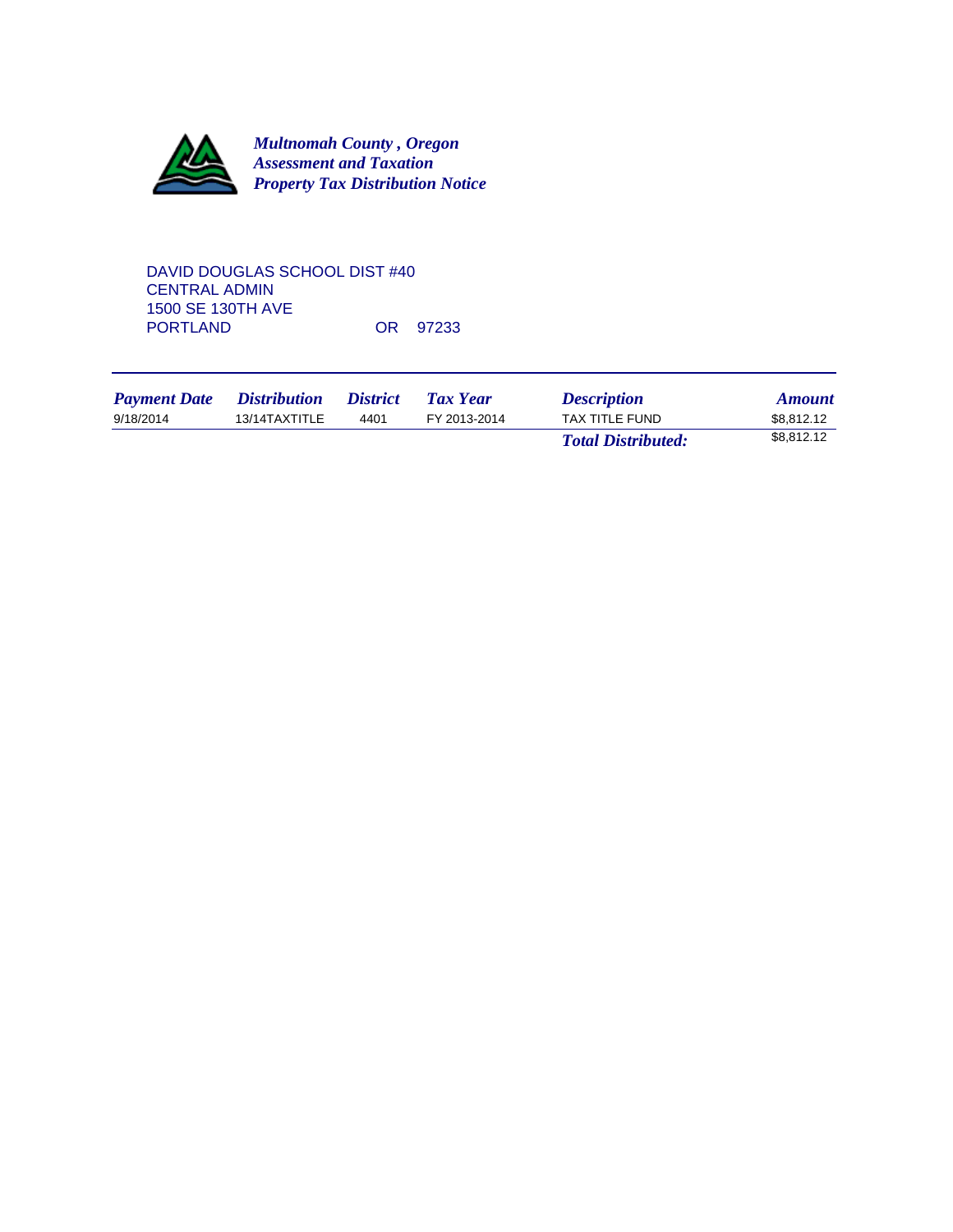***Multnomah County , Oregon***
***Assessment and Taxation***
***Property Tax Distribution Notice***

DAVID DOUGLAS SCHOOL DIST #40
CENTRAL ADMIN
1500 SE 130TH AVE
PORTLAND OR 97233

| *Payment Date* | *Distribution* | *District* | *Tax Year* | *Description* | *Amount* |
|---|---|---|---|---|---|
| 9/18/2014 | 13/14TAXTITLE | 4401 | FY 2013-2014 | TAX TITLE FUND | $8,812.12 |
| | | | | ***Total Distributed:*** | $8,812.12 |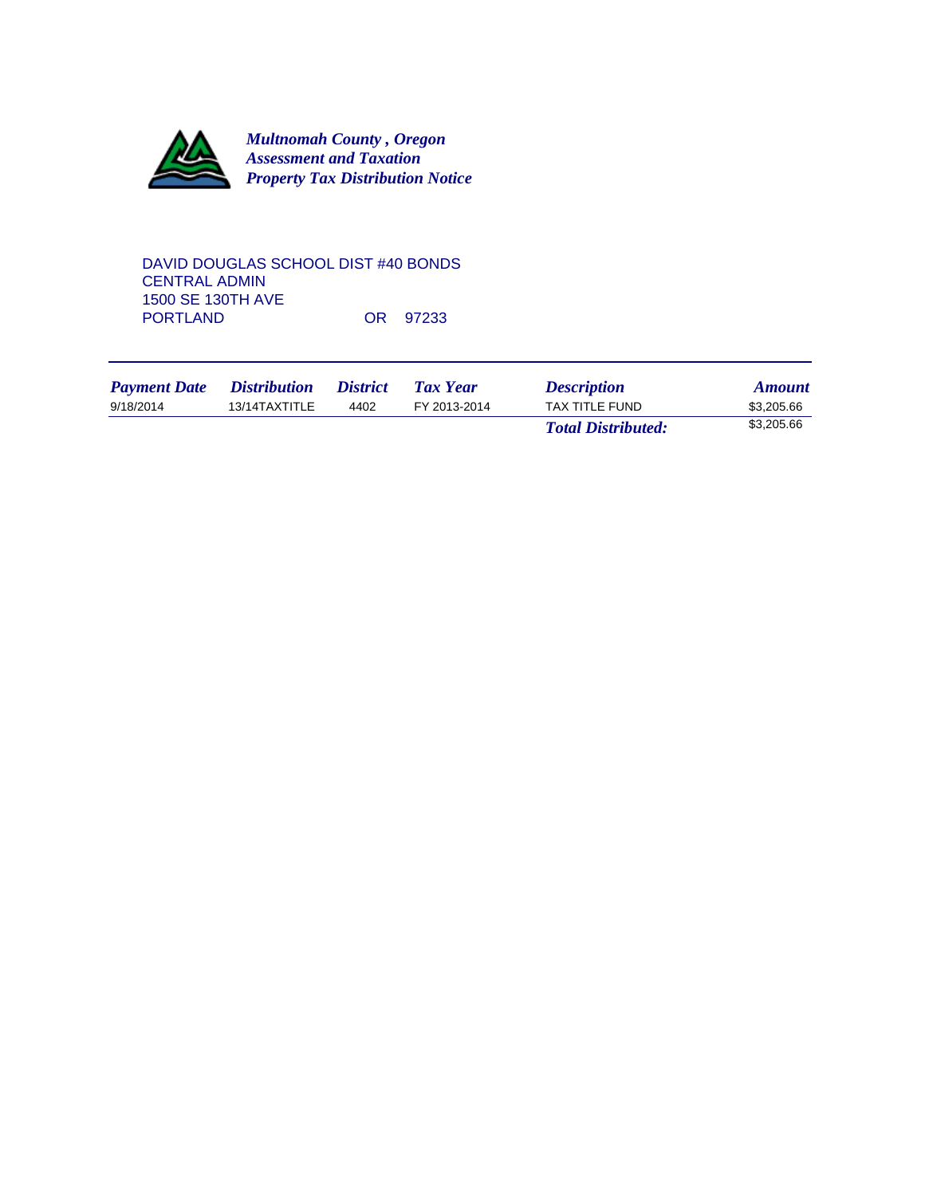***Multnomah County , Oregon***
***Assessment and Taxation***
***Property Tax Distribution Notice***

DAVID DOUGLAS SCHOOL DIST #40 BONDS
CENTRAL ADMIN
1500 SE 130TH AVE
PORTLAND OR 97233

| *Payment Date* | *Distribution* | *District* | *Tax Year* | *Description* | *Amount* |
|---|---|---|---|---|---|
| 9/18/2014 | 13/14TAXTITLE | 4402 | FY 2013-2014 | TAX TITLE FUND | $3,205.66 |
| | | | | ***Total Distributed:*** | $3,205.66 |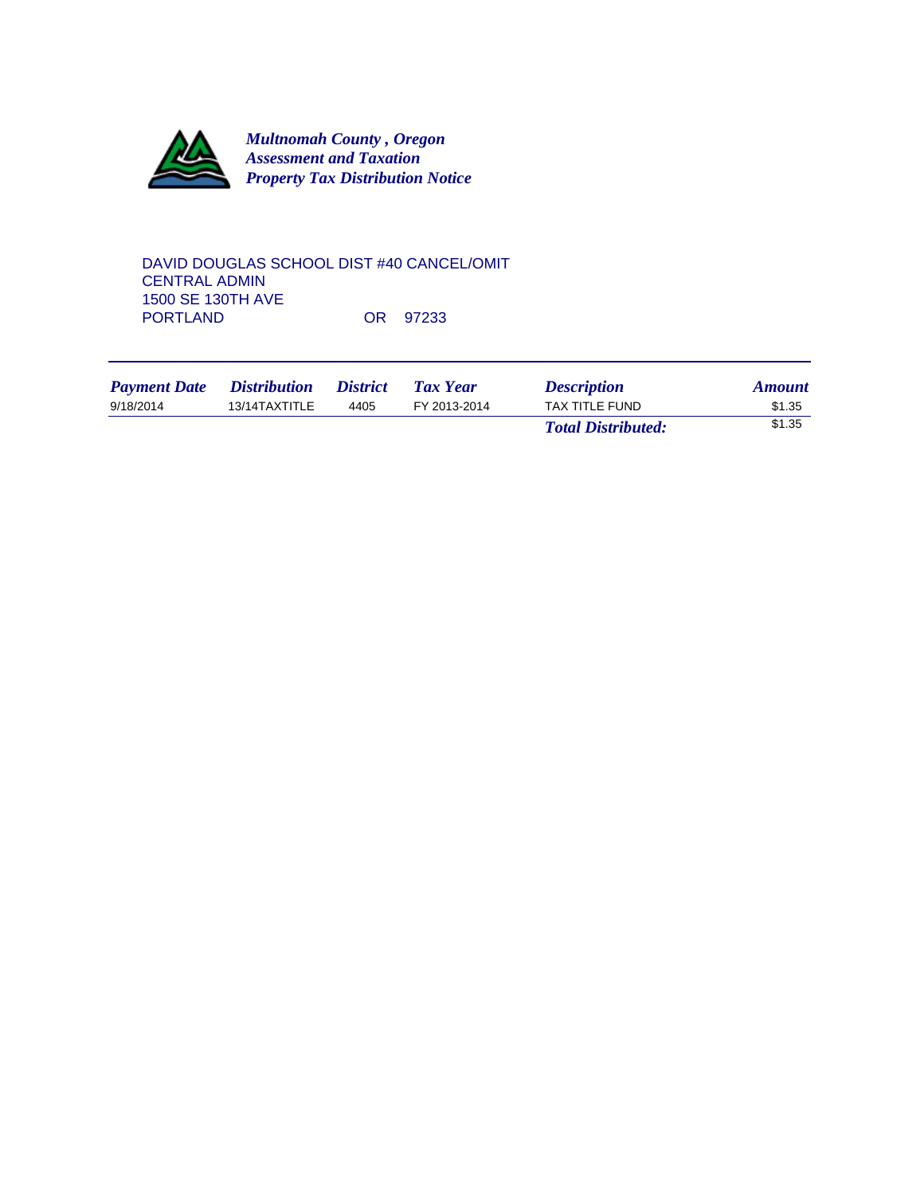***Multnomah County , Oregon***
***Assessment and Taxation***
***Property Tax Distribution Notice***

DAVID DOUGLAS SCHOOL DIST #40 CANCEL/OMIT
CENTRAL ADMIN
1500 SE 130TH AVE
PORTLAND OR 97233

| *Payment Date* | *Distribution* | *District* | *Tax Year* | *Description* | *Amount* |
|---|---|---|---|---|---|
| 9/18/2014 | 13/14TAXTITLE | 4405 | FY 2013-2014 | TAX TITLE FUND | $1.35 |
| | | | | ***Total Distributed:*** | $1.35 |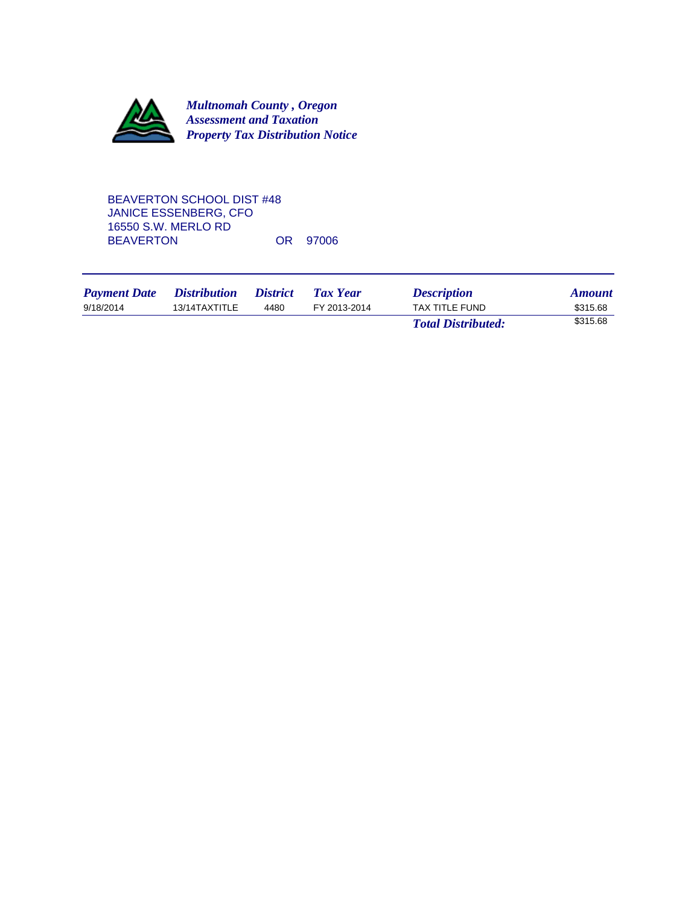***Multnomah County , Oregon***
***Assessment and Taxation***
***Property Tax Distribution Notice***

BEAVERTON SCHOOL DIST #48
JANICE ESSENBERG, CFO
16550 S.W. MERLO RD
BEAVERTON OR 97006

| *Payment Date* | *Distribution* | *District* | *Tax Year* | *Description* | *Amount* |
|---|---|---|---|---|---|
| 9/18/2014 | 13/14TAXTITLE | 4480 | FY 2013-2014 | TAX TITLE FUND | $315.68 |
| | | | | ***Total Distributed:*** | $315.68 |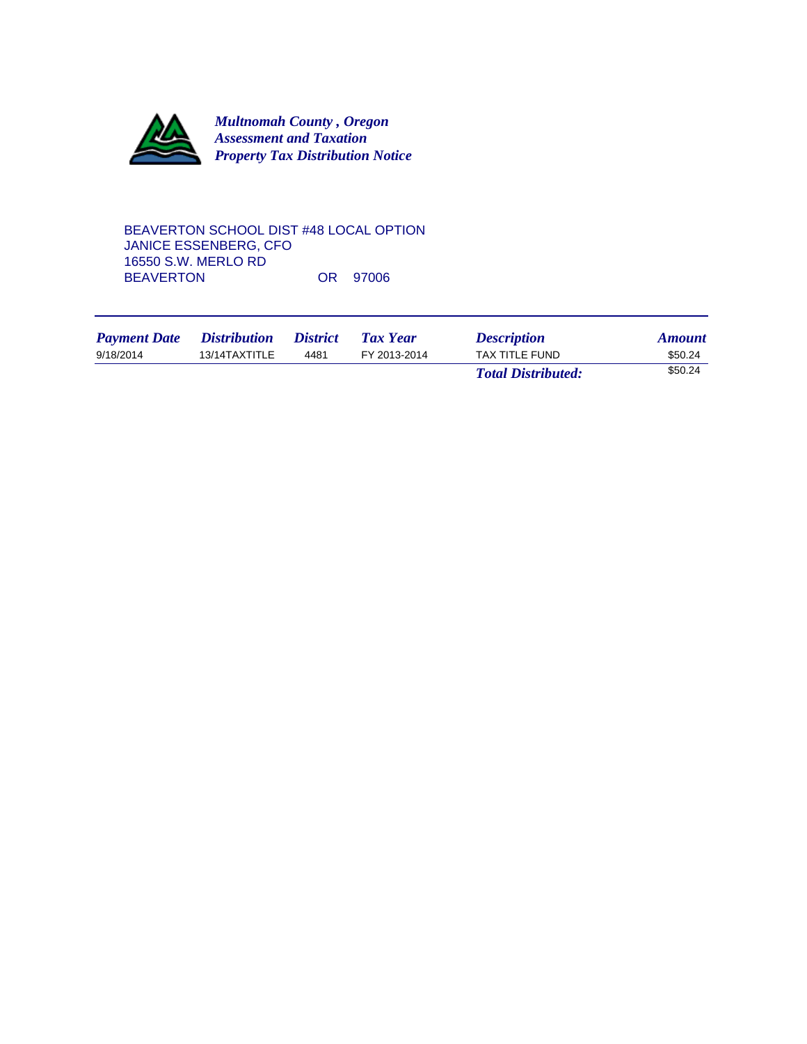*Multnomah County , Oregon*
*Assessment and Taxation*
*Property Tax Distribution Notice*

BEAVERTON SCHOOL DIST #48 LOCAL OPTION
JANICE ESSENBERG, CFO
16550 S.W. MERLO RD
BEAVERTON OR 97006

| *Payment Date* | *Distribution* | *District* | *Tax Year* | *Description* | *Amount* |
|---|---|---|---|---|---|
| 9/18/2014 | 13/14TAXTITLE | 4481 | FY 2013-2014 | TAX TITLE FUND | $50.24 |
| | | | | ***Total Distributed:*** | $50.24 |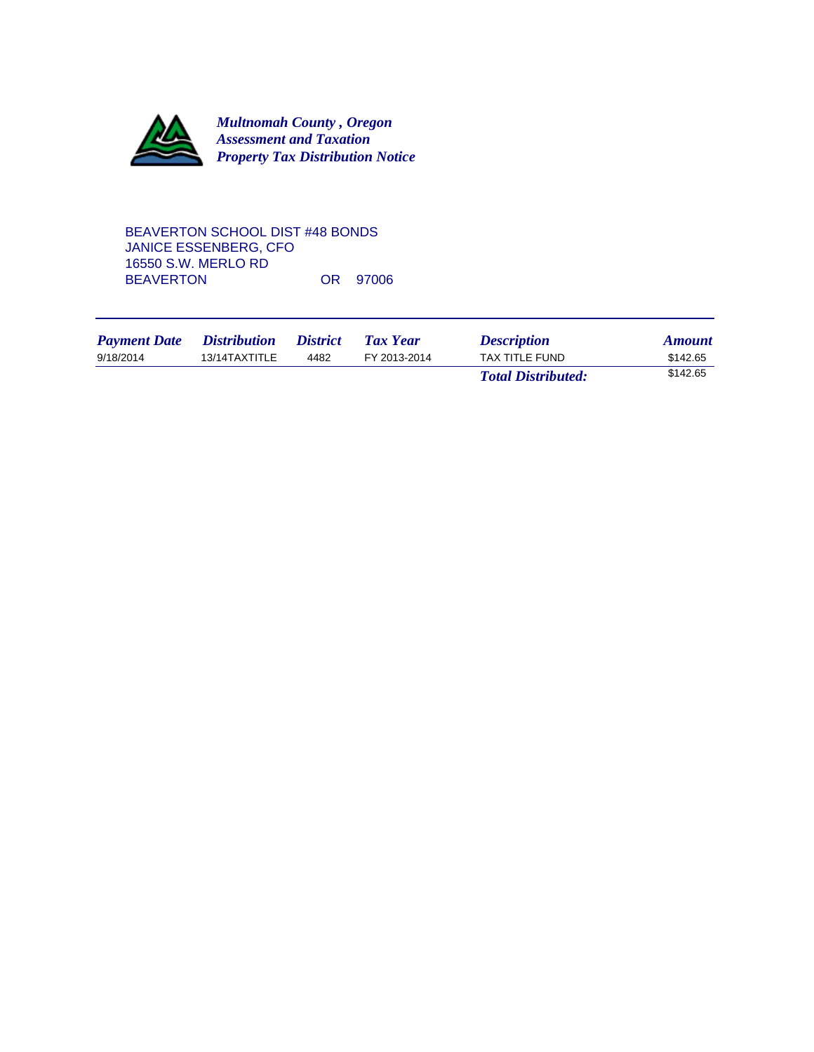***Multnomah County , Oregon***
***Assessment and Taxation***
***Property Tax Distribution Notice***

BEAVERTON SCHOOL DIST #48 BONDS
JANICE ESSENBERG, CFO
16550 S.W. MERLO RD
BEAVERTON OR 97006

| *Payment Date* | *Distribution* | *District* | *Tax Year* | *Description* | *Amount* |
|---|---|---|---|---|---|
| 9/18/2014 | 13/14TAXTITLE | 4482 | FY 2013-2014 | TAX TITLE FUND | $142.65 |
| | | | | ***Total Distributed:*** | $142.65 |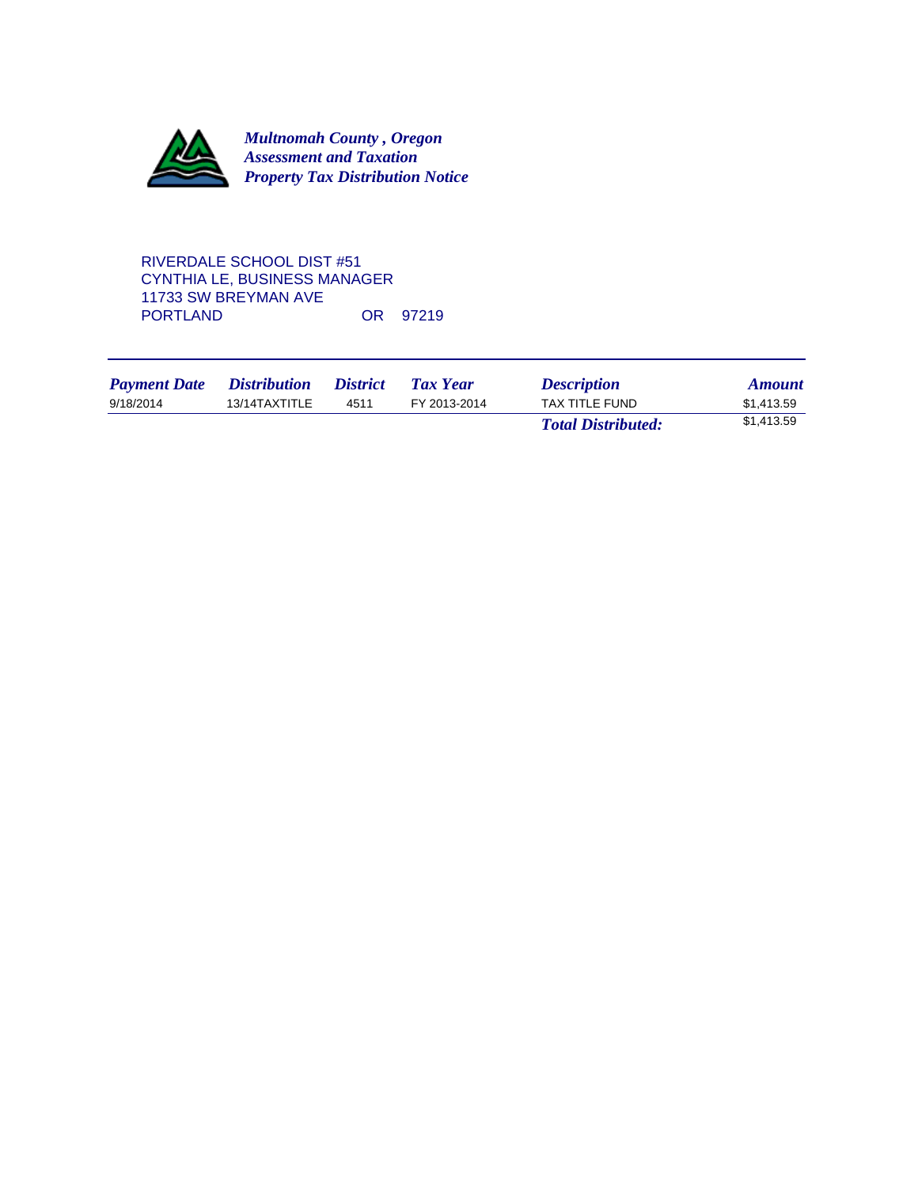***Multnomah County , Oregon***
***Assessment and Taxation***
***Property Tax Distribution Notice***

RIVERDALE SCHOOL DIST #51
CYNTHIA LE, BUSINESS MANAGER
11733 SW BREYMAN AVE
PORTLAND OR 97219

| *Payment Date* | *Distribution* | *District* | *Tax Year* | *Description* | *Amount* |
|---|---|---|---|---|---|
| 9/18/2014 | 13/14TAXTITLE | 4511 | FY 2013-2014 | TAX TITLE FUND | $1,413.59 |
| | | | | ***Total Distributed:*** | $1,413.59 |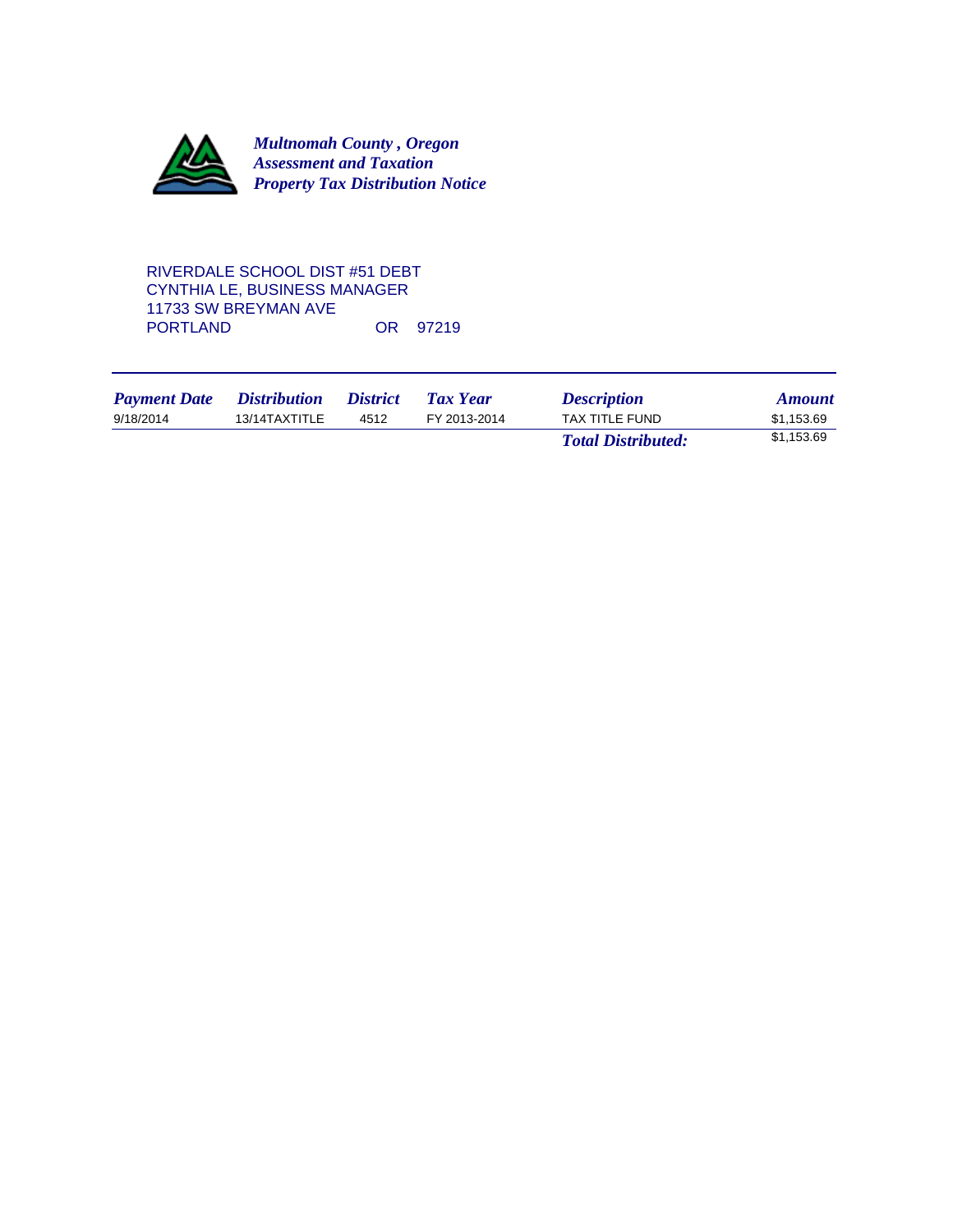***Multnomah County , Oregon***
***Assessment and Taxation***
***Property Tax Distribution Notice***

RIVERDALE SCHOOL DIST #51 DEBT
CYNTHIA LE, BUSINESS MANAGER
11733 SW BREYMAN AVE
PORTLAND OR 97219

| *Payment Date* | *Distribution* | *District* | *Tax Year* | *Description* | *Amount* |
|---|---|---|---|---|---|
| 9/18/2014 | 13/14TAXTITLE | 4512 | FY 2013-2014 | TAX TITLE FUND | $1,153.69 |
| | | | | ***Total Distributed:*** | $1,153.69 |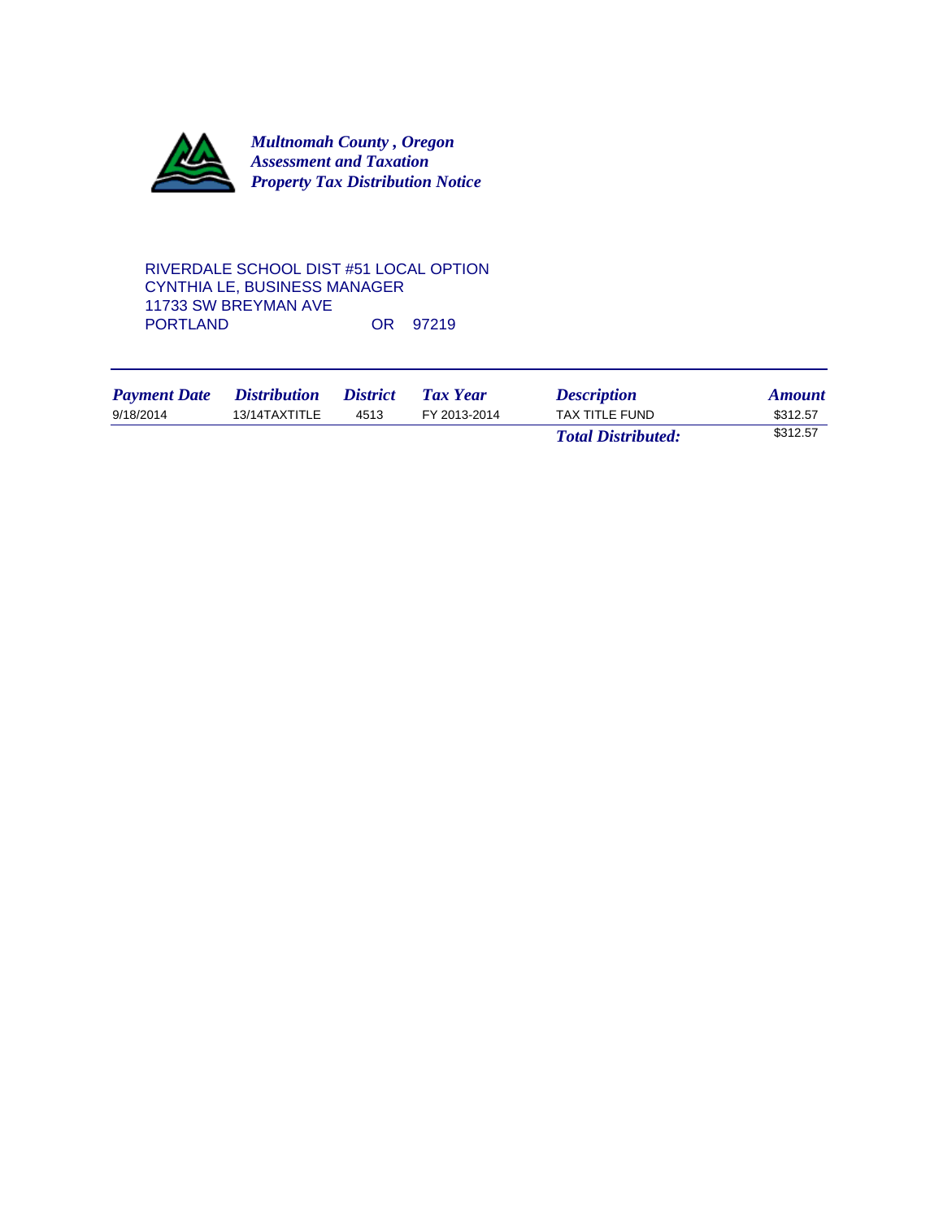***Multnomah County , Oregon***
***Assessment and Taxation***
***Property Tax Distribution Notice***

RIVERDALE SCHOOL DIST #51 LOCAL OPTION
CYNTHIA LE, BUSINESS MANAGER
11733 SW BREYMAN AVE
PORTLAND OR 97219

| *Payment Date* | *Distribution* | *District* | *Tax Year* | *Description* | *Amount* |
|---|---|---|---|---|---|
| 9/18/2014 | 13/14TAXTITLE | 4513 | FY 2013-2014 | TAX TITLE FUND | $312.57 |
| | | | | ***Total Distributed:*** | $312.57 |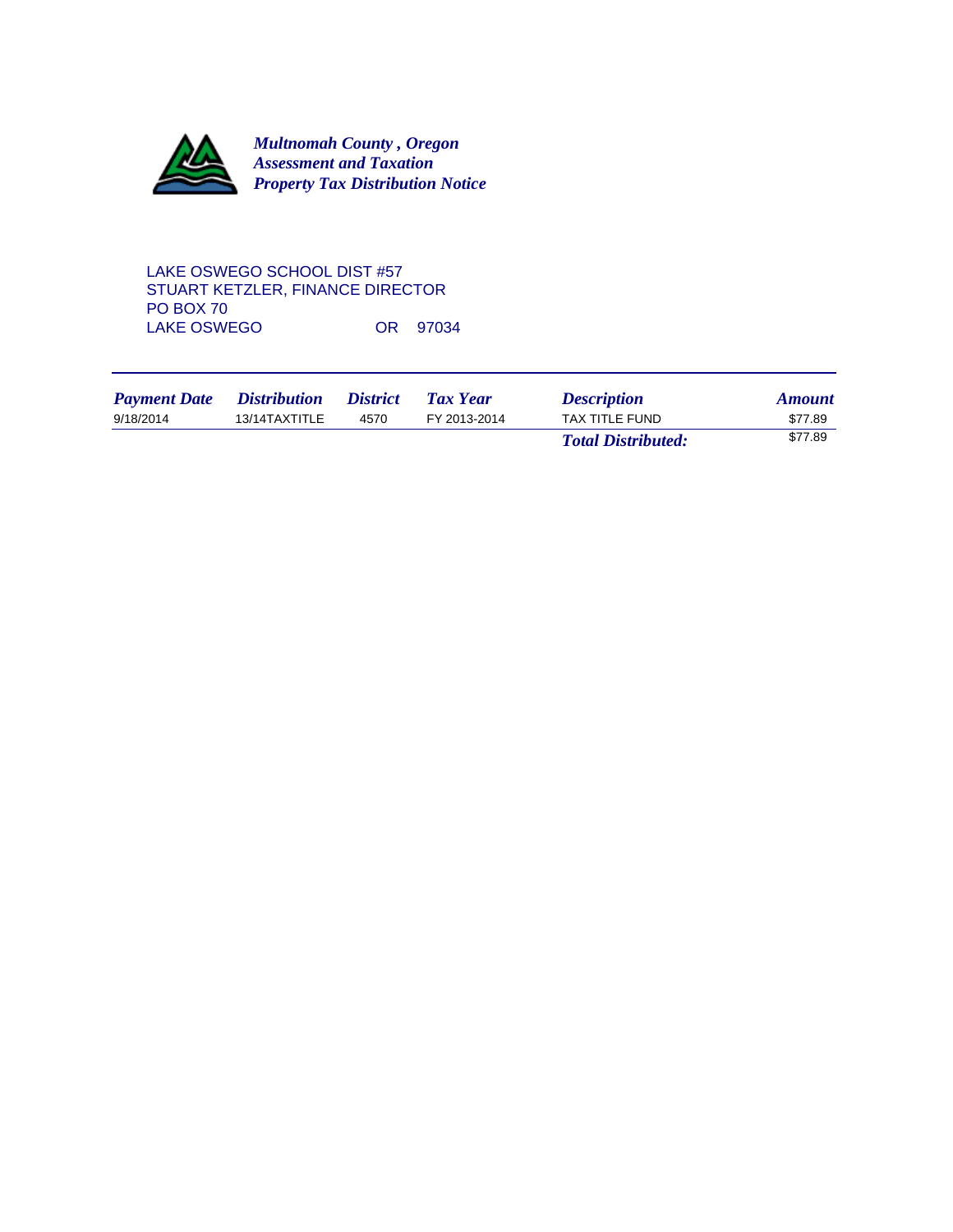***Multnomah County , Oregon***
***Assessment and Taxation***
***Property Tax Distribution Notice***

LAKE OSWEGO SCHOOL DIST #57
STUART KETZLER, FINANCE DIRECTOR
PO BOX 70
LAKE OSWEGO OR 97034

| *Payment Date* | *Distribution* | *District* | *Tax Year* | *Description* | *Amount* |
|---|---|---|---|---|---|
| 9/18/2014 | 13/14TAXTITLE | 4570 | FY 2013-2014 | TAX TITLE FUND | $77.89 |
| | | | | ***Total Distributed:*** | $77.89 |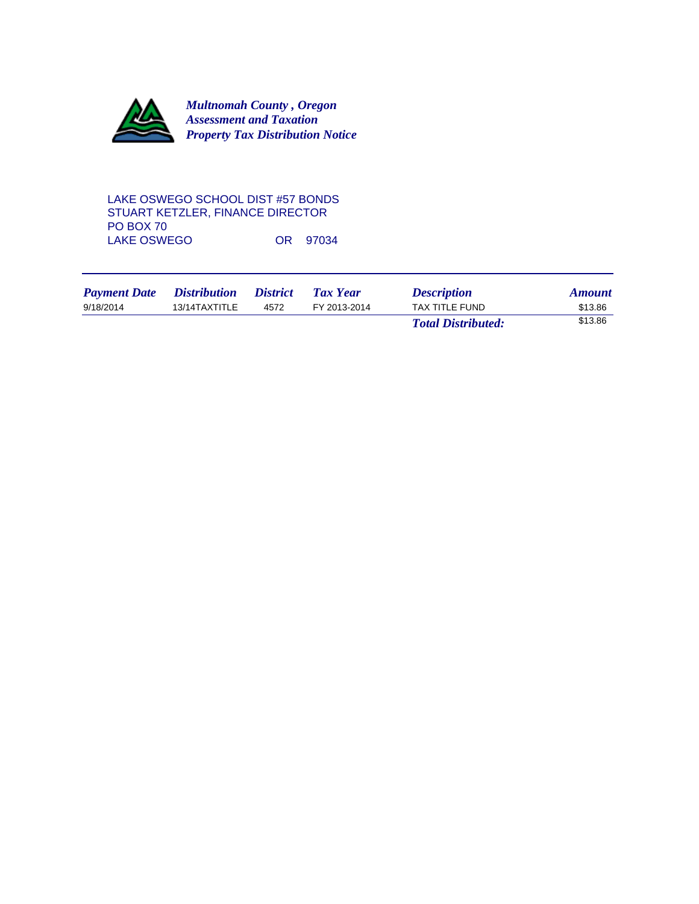***Multnomah County , Oregon***
***Assessment and Taxation***
***Property Tax Distribution Notice***

LAKE OSWEGO SCHOOL DIST #57 BONDS
STUART KETZLER, FINANCE DIRECTOR
PO BOX 70
LAKE OSWEGO OR 97034

| *Payment Date* | *Distribution* | *District* | *Tax Year* | *Description* | *Amount* |
|---|---|---|---|---|---|
| 9/18/2014 | 13/14TAXTITLE | 4572 | FY 2013-2014 | TAX TITLE FUND | $13.86 |
| | | | | ***Total Distributed:*** | $13.86 |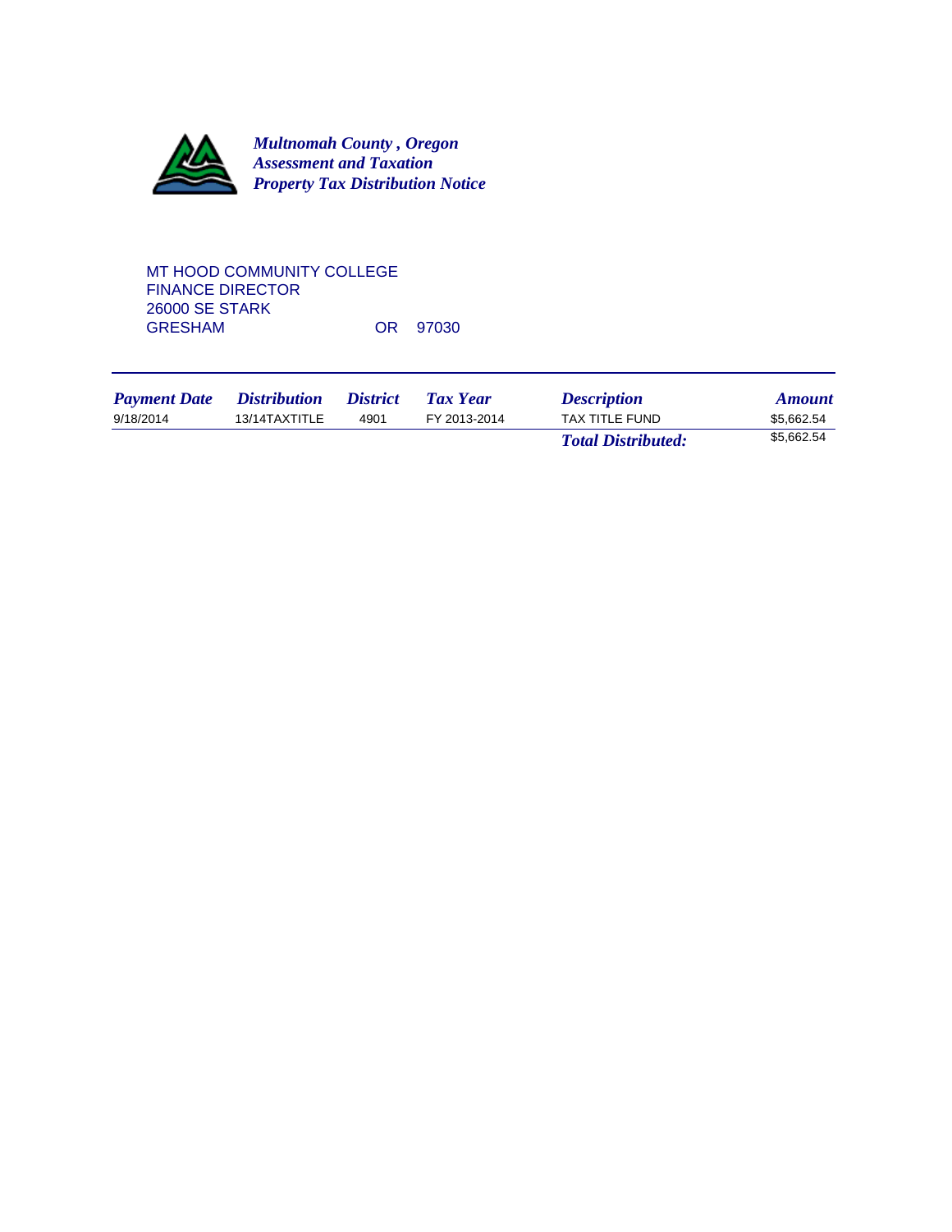***Multnomah County , Oregon***
***Assessment and Taxation***
***Property Tax Distribution Notice***

MT HOOD COMMUNITY COLLEGE
FINANCE DIRECTOR
26000 SE STARK
GRESHAM OR 97030

| *Payment Date* | *Distribution* | *District* | *Tax Year* | *Description* | *Amount* |
|---|---|---|---|---|---|
| 9/18/2014 | 13/14TAXTITLE | 4901 | FY 2013-2014 | TAX TITLE FUND | $5,662.54 |
| | | | | ***Total Distributed:*** | $5,662.54 |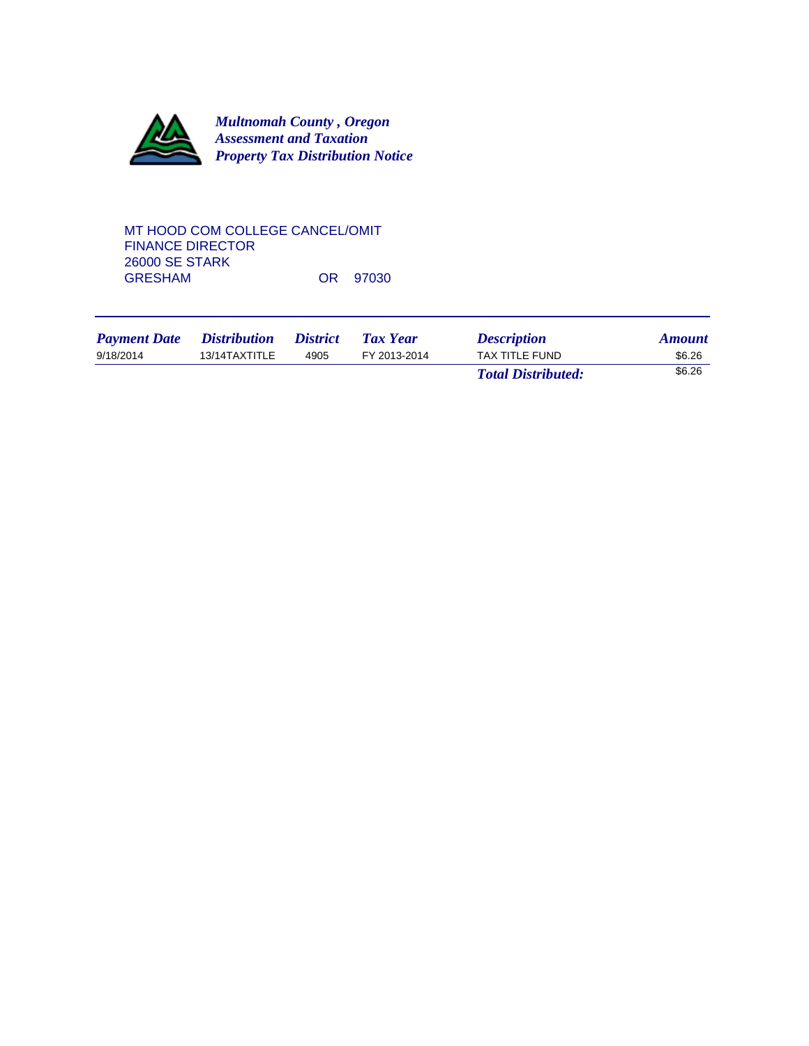*Multnomah County , Oregon*
*Assessment and Taxation*
*Property Tax Distribution Notice*

MT HOOD COM COLLEGE CANCEL/OMIT
FINANCE DIRECTOR
26000 SE STARK
GRESHAM OR 97030

| *Payment Date* | *Distribution* | *District* | *Tax Year* | *Description* | *Amount* |
|---|---|---|---|---|---|
| 9/18/2014 | 13/14TAXTITLE | 4905 | FY 2013-2014 | TAX TITLE FUND | $6.26 |
| | | | | ***Total Distributed:*** | $6.26 |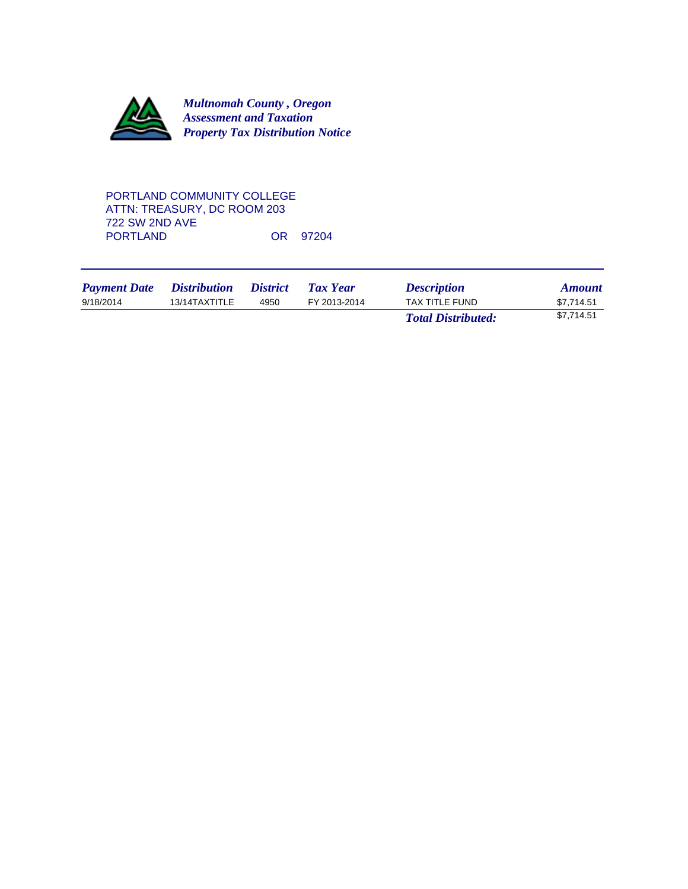***Multnomah County , Oregon***
***Assessment and Taxation***
***Property Tax Distribution Notice***

PORTLAND COMMUNITY COLLEGE
ATTN: TREASURY, DC ROOM 203
722 SW 2ND AVE
PORTLAND OR 97204

| *Payment Date* | *Distribution* | *District* | *Tax Year* | *Description* | *Amount* |
|---|---|---|---|---|---|
| 9/18/2014 | 13/14TAXTITLE | 4950 | FY 2013-2014 | TAX TITLE FUND | $7,714.51 |
| | | | | ***Total Distributed:*** | $7,714.51 |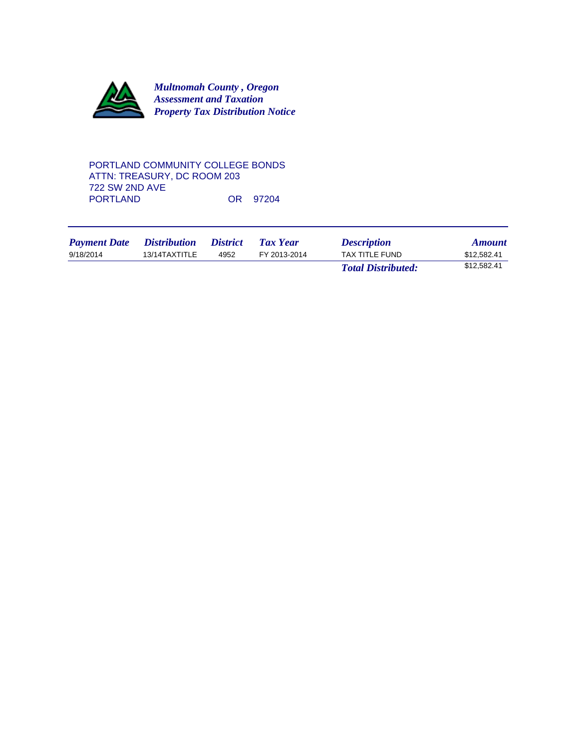***Multnomah County , Oregon***
***Assessment and Taxation***
***Property Tax Distribution Notice***

PORTLAND COMMUNITY COLLEGE BONDS
ATTN: TREASURY, DC ROOM 203
722 SW 2ND AVE
PORTLAND OR 97204

| *Payment Date* | *Distribution* | *District* | *Tax Year* | *Description* | *Amount* |
|---|---|---|---|---|---|
| 9/18/2014 | 13/14TAXTITLE | 4952 | FY 2013-2014 | TAX TITLE FUND | $12,582.41 |
| | | | | ***Total Distributed:*** | $12,582.41 |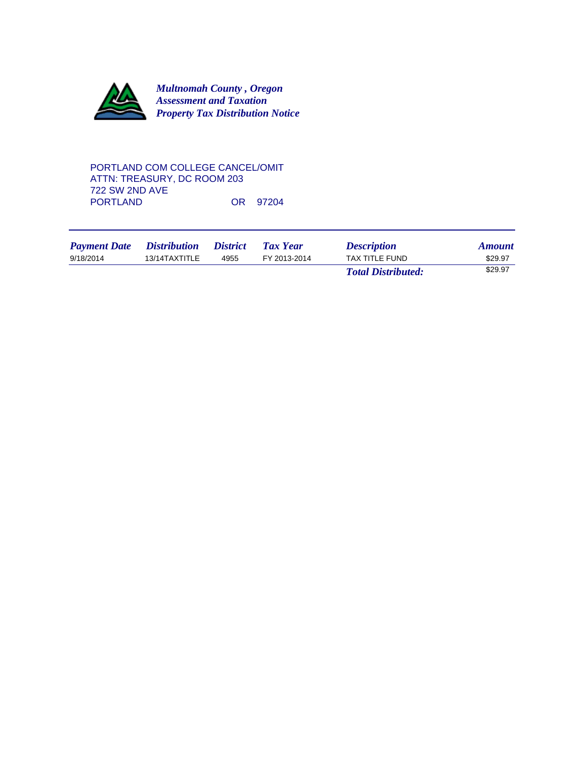***Multnomah County , Oregon***
***Assessment and Taxation***
***Property Tax Distribution Notice***

PORTLAND COM COLLEGE CANCEL/OMIT
ATTN: TREASURY, DC ROOM 203
722 SW 2ND AVE
PORTLAND OR 97204

| *Payment Date* | *Distribution* | *District* | *Tax Year* | *Description* | *Amount* |
|---|---|---|---|---|---|
| 9/18/2014 | 13/14TAXTITLE | 4955 | FY 2013-2014 | TAX TITLE FUND | $29.97 |
| | | | | ***Total Distributed:*** | $29.97 |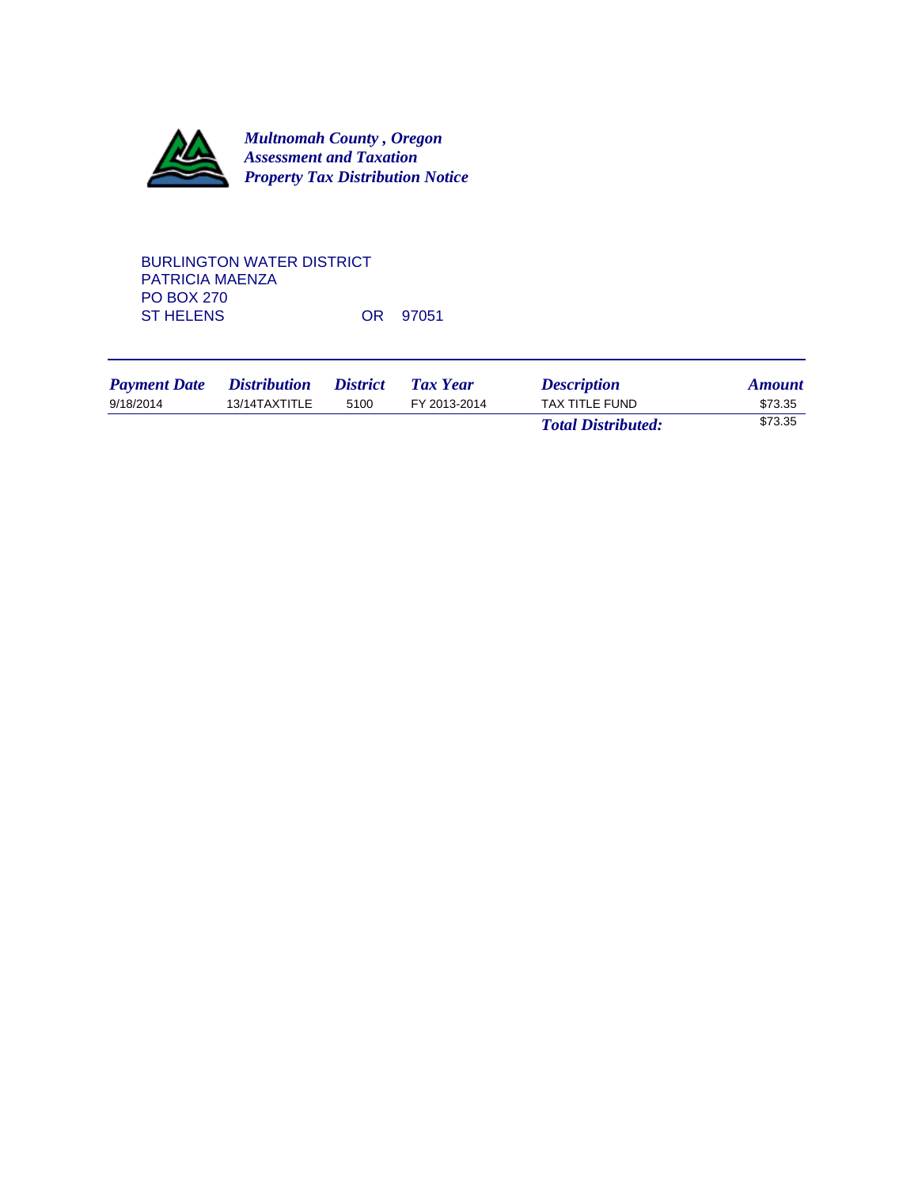***Multnomah County , Oregon***
***Assessment and Taxation***
***Property Tax Distribution Notice***

BURLINGTON WATER DISTRICT
PATRICIA MAENZA
PO BOX 270
ST HELENS OR 97051

| *Payment Date* | *Distribution* | *District* | *Tax Year* | *Description* | *Amount* |
|---|---|---|---|---|---|
| 9/18/2014 | 13/14TAXTITLE | 5100 | FY 2013-2014 | TAX TITLE FUND | $73.35 |
| | | | | ***Total Distributed:*** | $73.35 |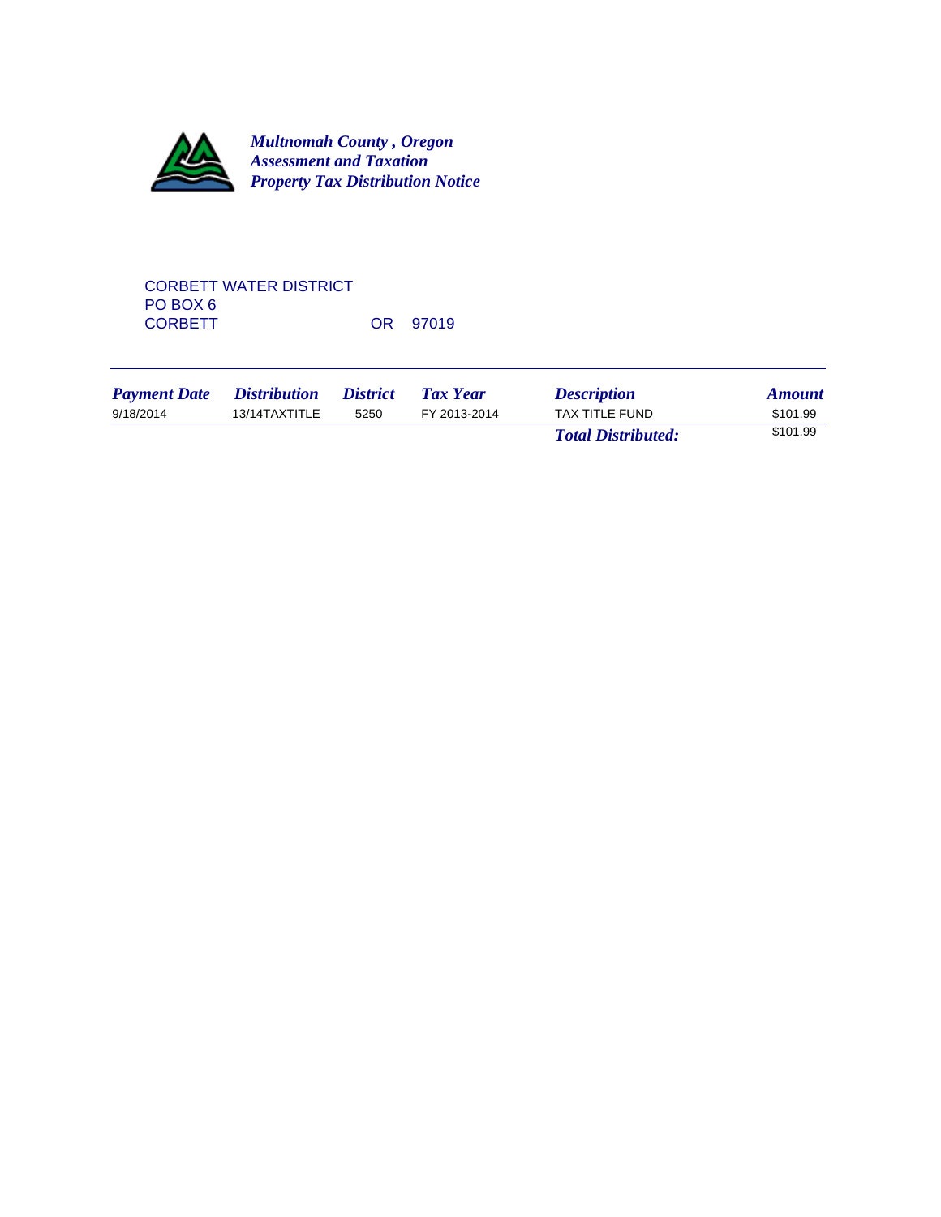***Multnomah County , Oregon***
***Assessment and Taxation***
***Property Tax Distribution Notice***

CORBETT WATER DISTRICT
PO BOX 6
CORBETT OR 97019

| *Payment Date* | *Distribution* | *District* | *Tax Year* | *Description* | *Amount* |
|---|---|---|---|---|---|
| 9/18/2014 | 13/14TAXTITLE | 5250 | FY 2013-2014 | TAX TITLE FUND | $101.99 |
| | | | | ***Total Distributed:*** | $101.99 |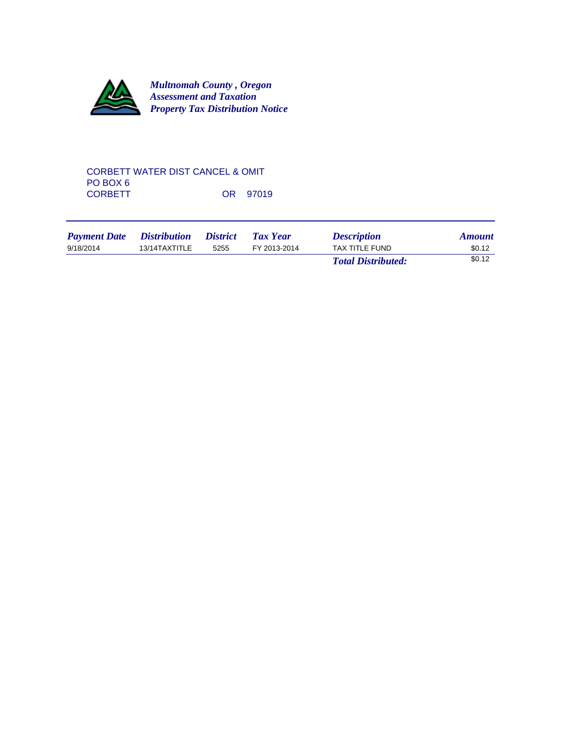***Multnomah County , Oregon***
***Assessment and Taxation***
***Property Tax Distribution Notice***

CORBETT WATER DIST CANCEL & OMIT
PO BOX 6
CORBETT OR 97019

| *Payment Date* | *Distribution* | *District* | *Tax Year* | *Description* | *Amount* |
|---|---|---|---|---|---|
| 9/18/2014 | 13/14TAXTITLE | 5255 | FY 2013-2014 | TAX TITLE FUND | $0.12 |
| | | | | ***Total Distributed:*** | $0.12 |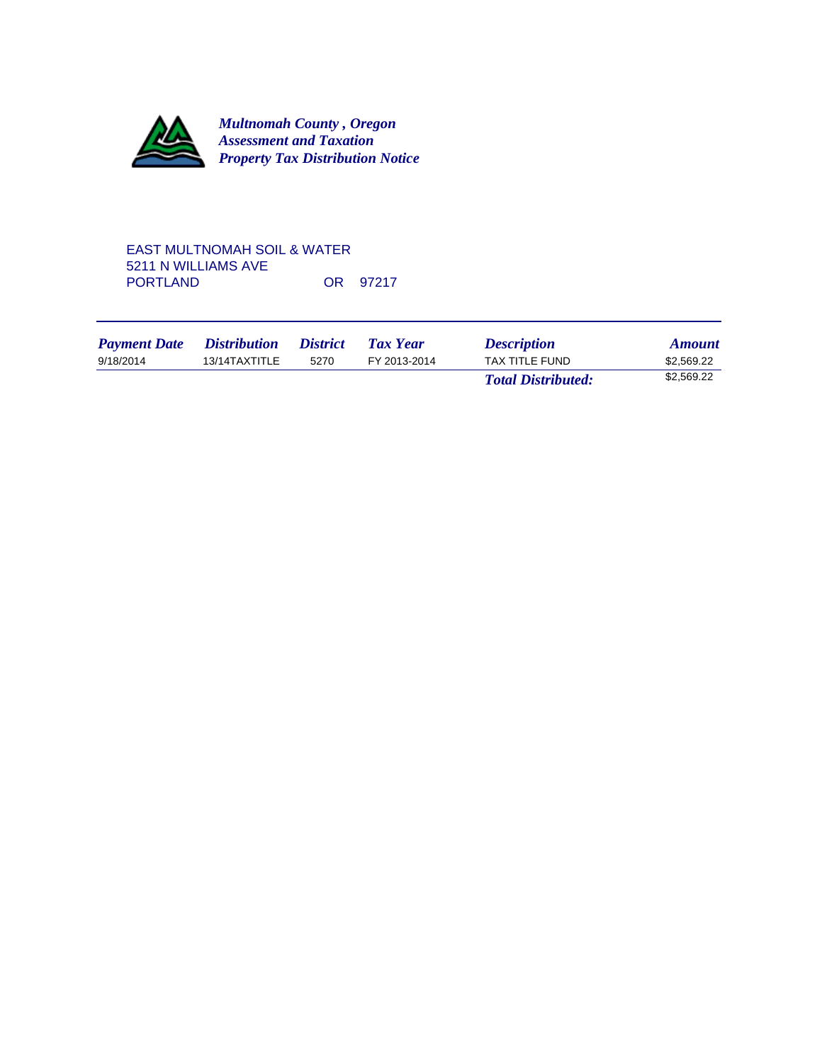***Multnomah County , Oregon***
***Assessment and Taxation***
***Property Tax Distribution Notice***

EAST MULTNOMAH SOIL & WATER
5211 N WILLIAMS AVE
PORTLAND OR 97217

| *Payment Date* | *Distribution* | *District* | *Tax Year* | *Description* | *Amount* |
|---|---|---|---|---|---|
| 9/18/2014 | 13/14TAXTITLE | 5270 | FY 2013-2014 | TAX TITLE FUND | $2,569.22 |
| | | | | ***Total Distributed:*** | $2,569.22 |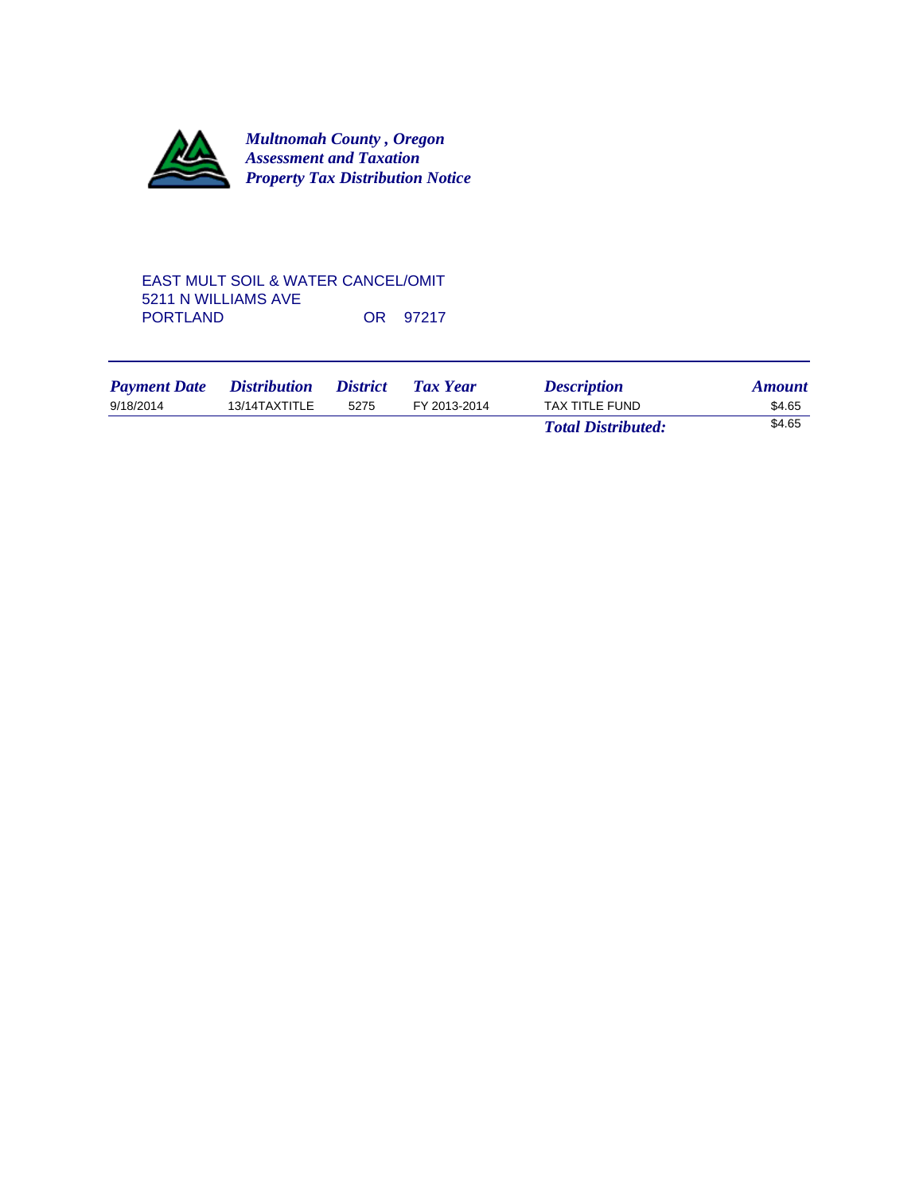*Multnomah County , Oregon*
*Assessment and Taxation*
*Property Tax Distribution Notice*

EAST MULT SOIL & WATER CANCEL/OMIT
5211 N WILLIAMS AVE
PORTLAND OR 97217

| *Payment Date* | *Distribution* | *District* | *Tax Year* | *Description* | *Amount* |
|---|---|---|---|---|---|
| 9/18/2014 | 13/14TAXTITLE | 5275 | FY 2013-2014 | TAX TITLE FUND | $4.65 |
| | | | | ***Total Distributed:*** | $4.65 |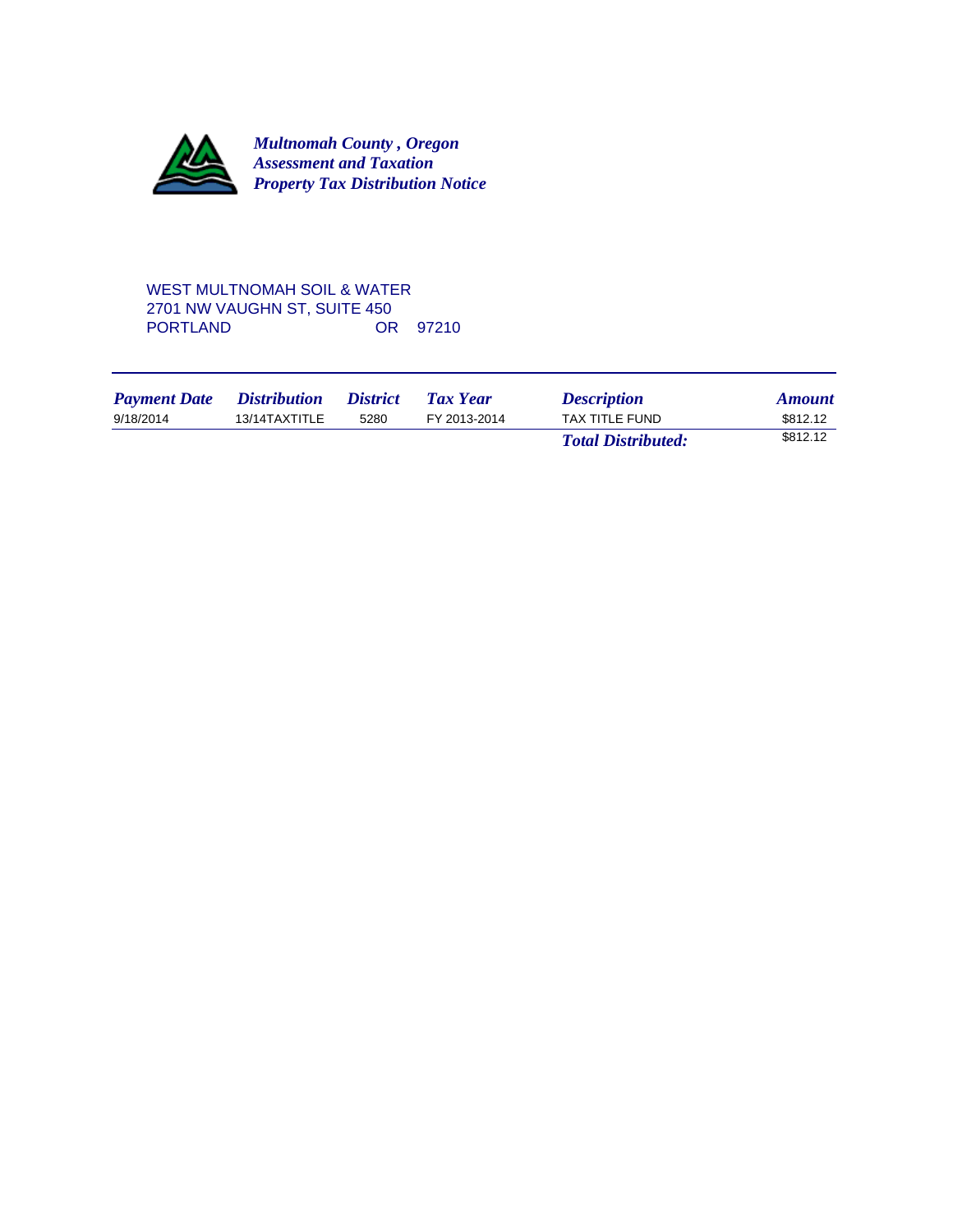***Multnomah County , Oregon***
***Assessment and Taxation***
***Property Tax Distribution Notice***

WEST MULTNOMAH SOIL & WATER
2701 NW VAUGHN ST, SUITE 450
PORTLAND OR 97210

| *Payment Date* | *Distribution* | *District* | *Tax Year* | *Description* | *Amount* |
|---|---|---|---|---|---|
| 9/18/2014 | 13/14TAXTITLE | 5280 | FY 2013-2014 | TAX TITLE FUND | $812.12 |
| | | | | ***Total Distributed:*** | $812.12 |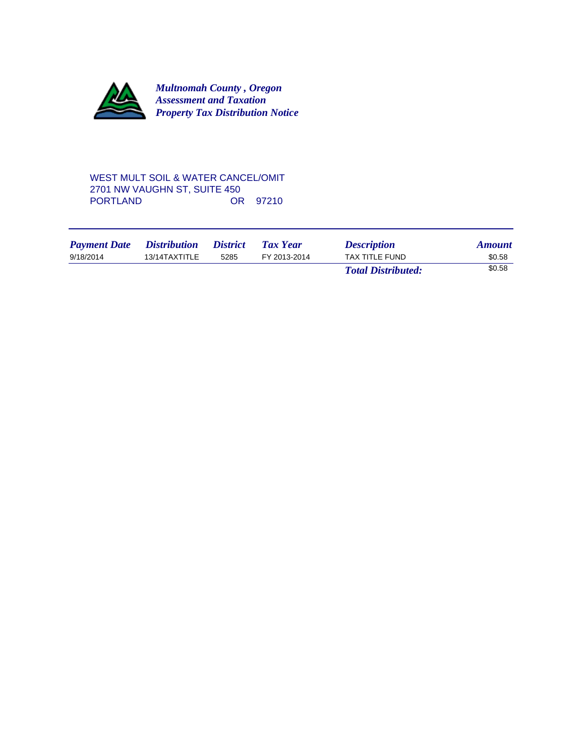***Multnomah County , Oregon***
***Assessment and Taxation***
***Property Tax Distribution Notice***

WEST MULT SOIL & WATER CANCEL/OMIT
2701 NW VAUGHN ST, SUITE 450
PORTLAND OR 97210

| *Payment Date* | *Distribution* | *District* | *Tax Year* | *Description* | *Amount* |
|---|---|---|---|---|---|
| 9/18/2014 | 13/14TAXTITLE | 5285 | FY 2013-2014 | TAX TITLE FUND | $0.58 |
| | | | | ***Total Distributed:*** | $0.58 |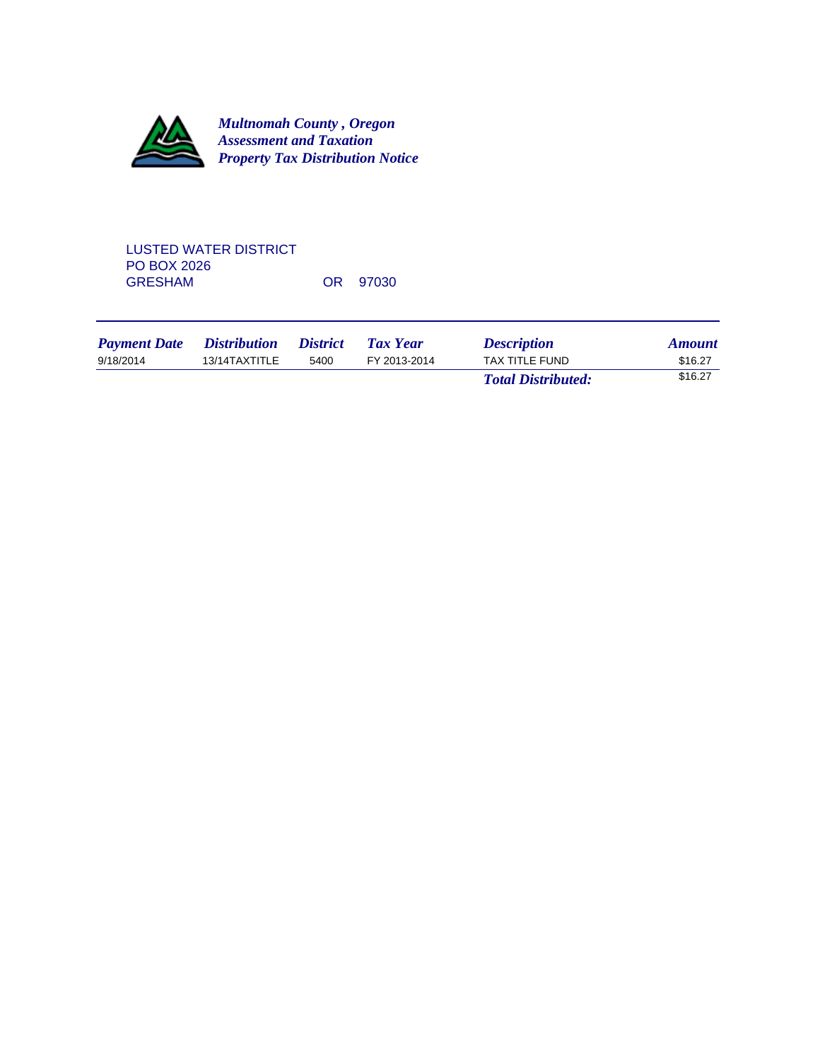***Multnomah County , Oregon***
***Assessment and Taxation***
***Property Tax Distribution Notice***

LUSTED WATER DISTRICT
PO BOX 2026
GRESHAM OR 97030

| *Payment Date* | *Distribution* | *District* | *Tax Year* | *Description* | *Amount* |
|---|---|---|---|---|---|
| 9/18/2014 | 13/14TAXTITLE | 5400 | FY 2013-2014 | TAX TITLE FUND | $16.27 |
| | | | | ***Total Distributed:*** | $16.27 |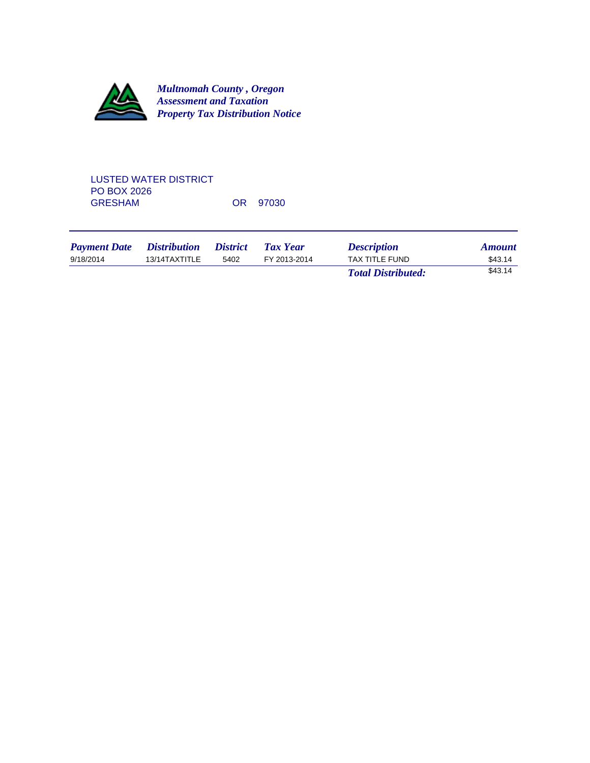***Multnomah County , Oregon***
***Assessment and Taxation***
***Property Tax Distribution Notice***

LUSTED WATER DISTRICT
PO BOX 2026
GRESHAM OR 97030

| *Payment Date* | *Distribution* | *District* | *Tax Year* | *Description* | *Amount* |
|---|---|---|---|---|---|
| 9/18/2014 | 13/14TAXTITLE | 5402 | FY 2013-2014 | TAX TITLE FUND | $43.14 |
| | | | | ***Total Distributed:*** | $43.14 |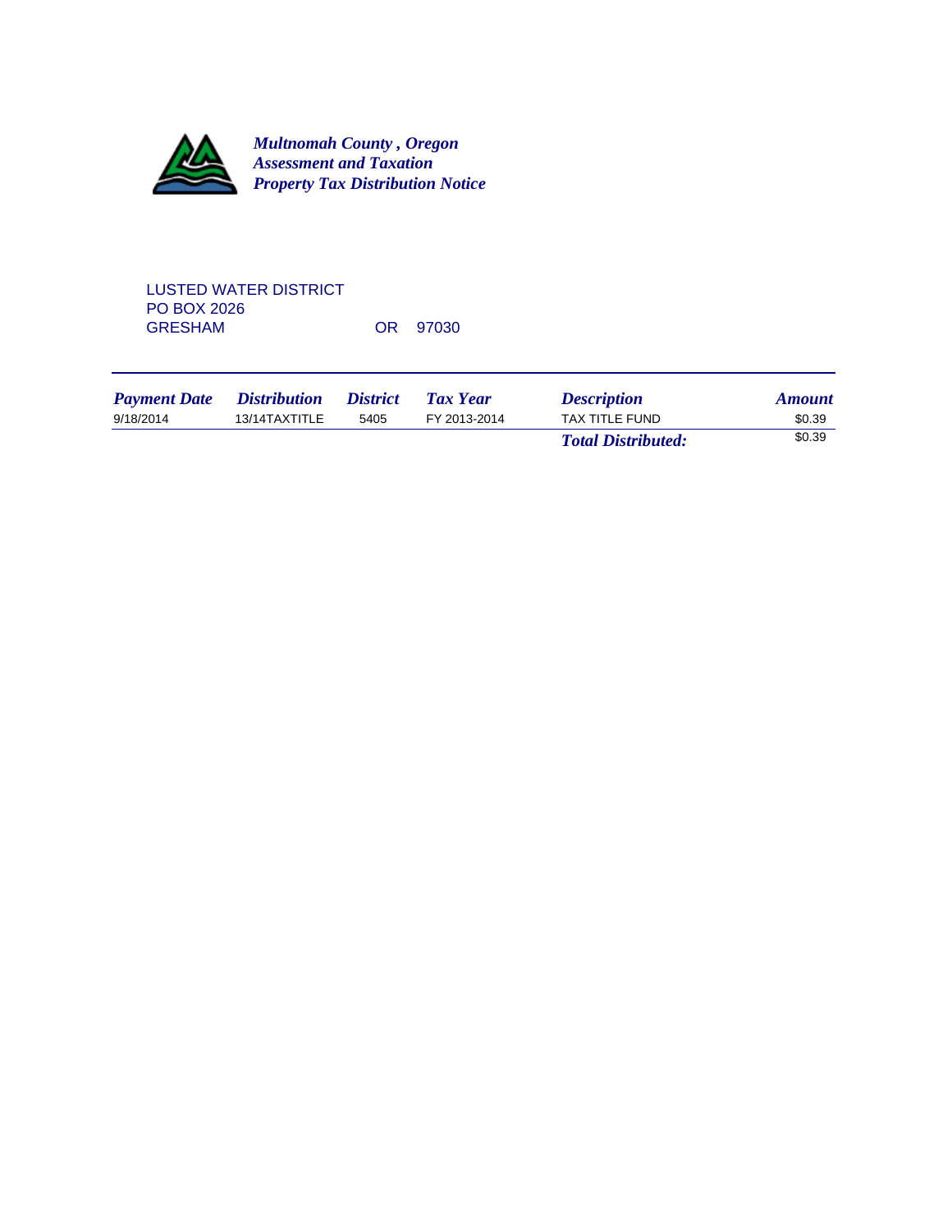***Multnomah County , Oregon***
***Assessment and Taxation***
***Property Tax Distribution Notice***

LUSTED WATER DISTRICT
PO BOX 2026
GRESHAM OR 97030

| *Payment Date* | *Distribution* | *District* | *Tax Year* | *Description* | *Amount* |
|---|---|---|---|---|---|
| 9/18/2014 | 13/14TAXTITLE | 5405 | FY 2013-2014 | TAX TITLE FUND | $0.39 |
| | | | | ***Total Distributed:*** | $0.39 |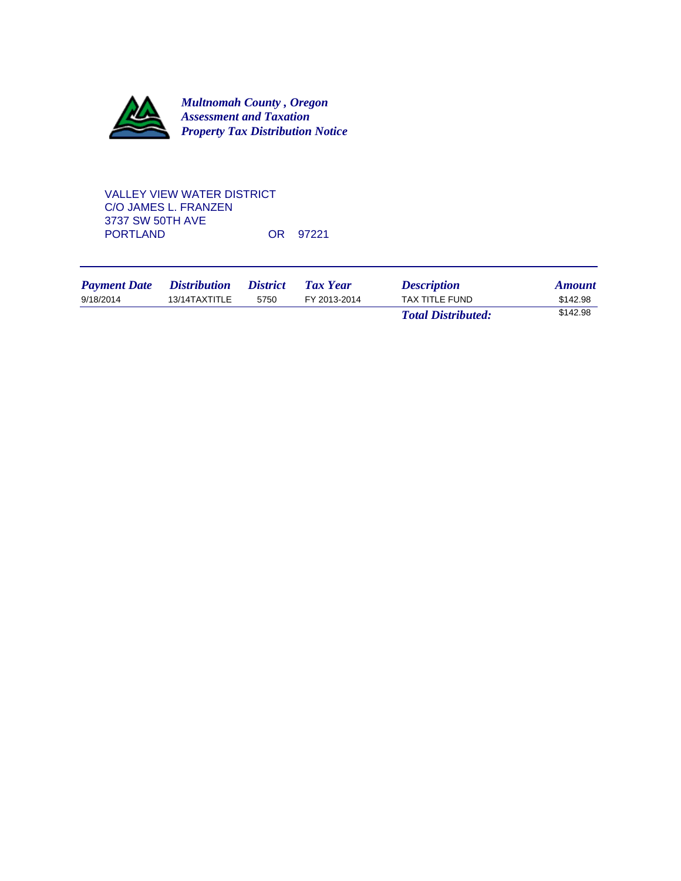***Multnomah County , Oregon***
***Assessment and Taxation***
***Property Tax Distribution Notice***

VALLEY VIEW WATER DISTRICT
C/O JAMES L. FRANZEN
3737 SW 50TH AVE
PORTLAND OR 97221

| *Payment Date* | *Distribution* | *District* | *Tax Year* | *Description* | *Amount* |
|---|---|---|---|---|---|
| 9/18/2014 | 13/14TAXTITLE | 5750 | FY 2013-2014 | TAX TITLE FUND | $142.98 |
| | | | | ***Total Distributed:*** | $142.98 |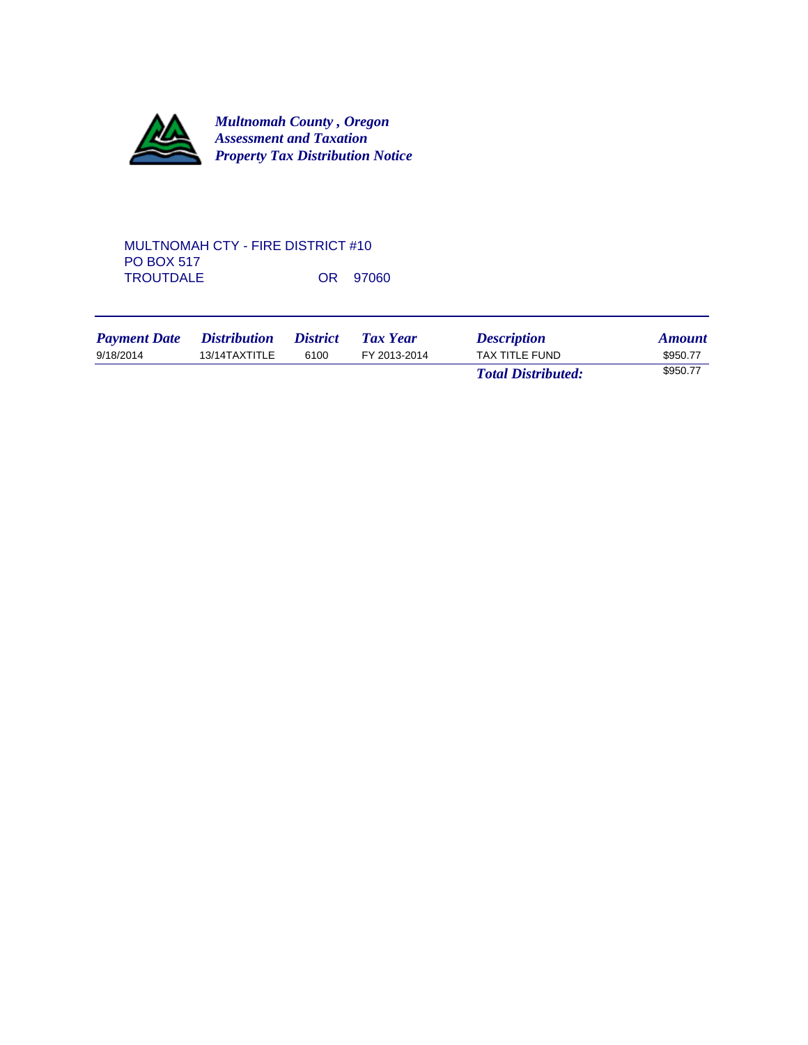***Multnomah County , Oregon***
***Assessment and Taxation***
***Property Tax Distribution Notice***

MULTNOMAH CTY - FIRE DISTRICT #10
PO BOX 517
TROUTDALE OR 97060

| *Payment Date* | *Distribution* | *District* | *Tax Year* | *Description* | *Amount* |
|---|---|---|---|---|---|
| 9/18/2014 | 13/14TAXTITLE | 6100 | FY 2013-2014 | TAX TITLE FUND | $950.77 |
| | | | | ***Total Distributed:*** | $950.77 |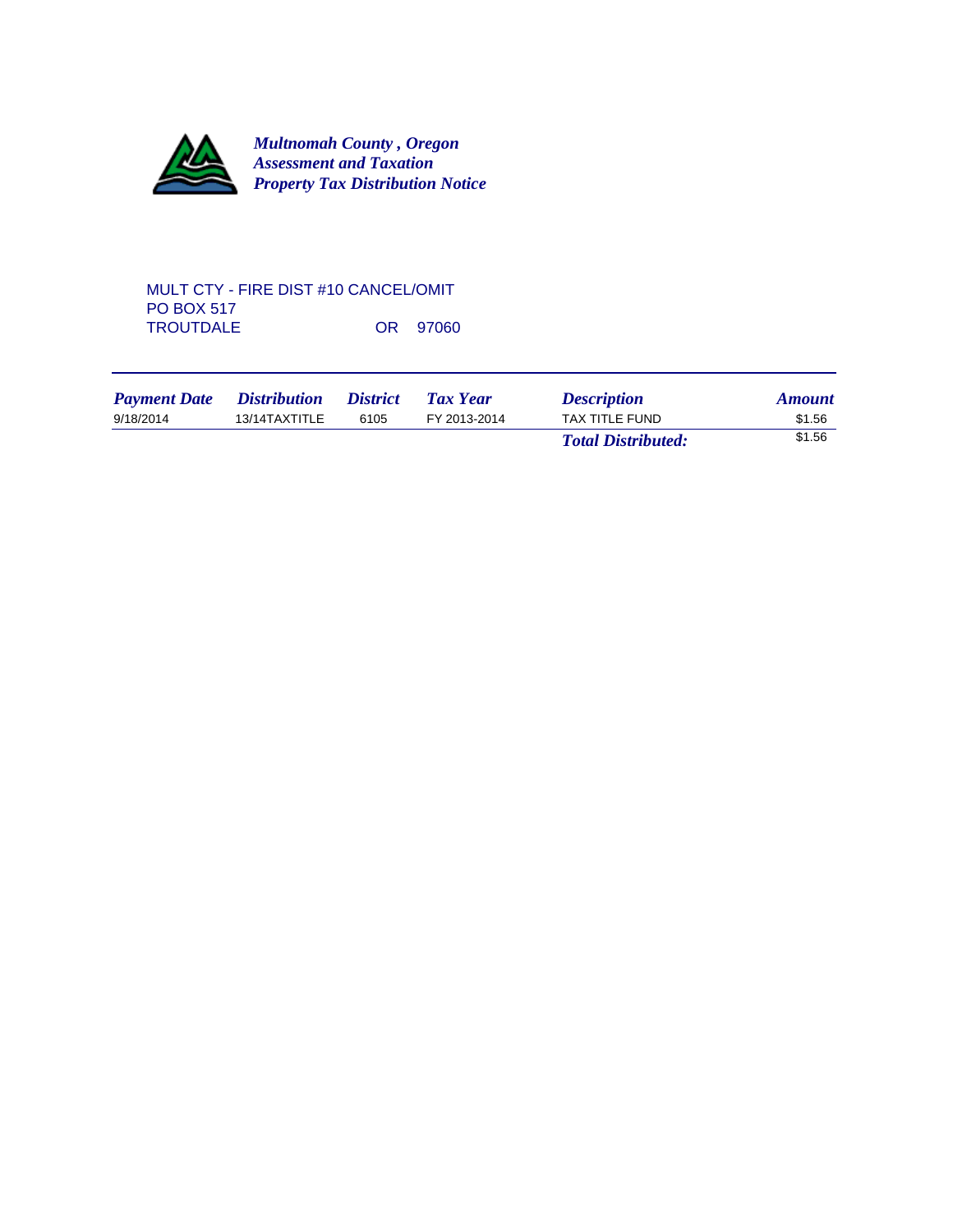***Multnomah County , Oregon***
***Assessment and Taxation***
***Property Tax Distribution Notice***

MULT CTY - FIRE DIST #10 CANCEL/OMIT
PO BOX 517
TROUTDALE OR 97060

| *Payment Date* | *Distribution* | *District* | *Tax Year* | *Description* | *Amount* |
|---|---|---|---|---|---|
| 9/18/2014 | 13/14TAXTITLE | 6105 | FY 2013-2014 | TAX TITLE FUND | $1.56 |
| | | | | ***Total Distributed:*** | $1.56 |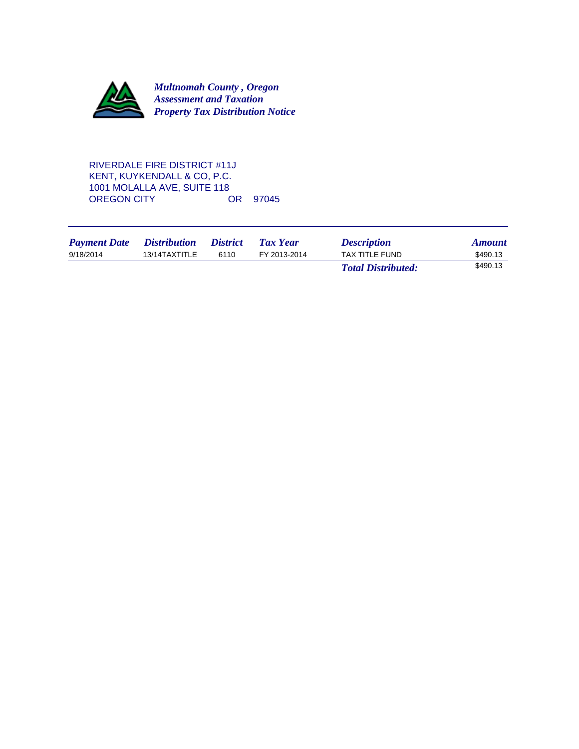***Multnomah County , Oregon***
***Assessment and Taxation***
***Property Tax Distribution Notice***

RIVERDALE FIRE DISTRICT #11J
KENT, KUYKENDALL & CO, P.C.
1001 MOLALLA AVE, SUITE 118
OREGON CITY OR 97045

| *Payment Date* | *Distribution* | *District* | *Tax Year* | *Description* | *Amount* |
|---|---|---|---|---|---|
| 9/18/2014 | 13/14TAXTITLE | 6110 | FY 2013-2014 | TAX TITLE FUND | $490.13 |
| | | | | ***Total Distributed:*** | $490.13 |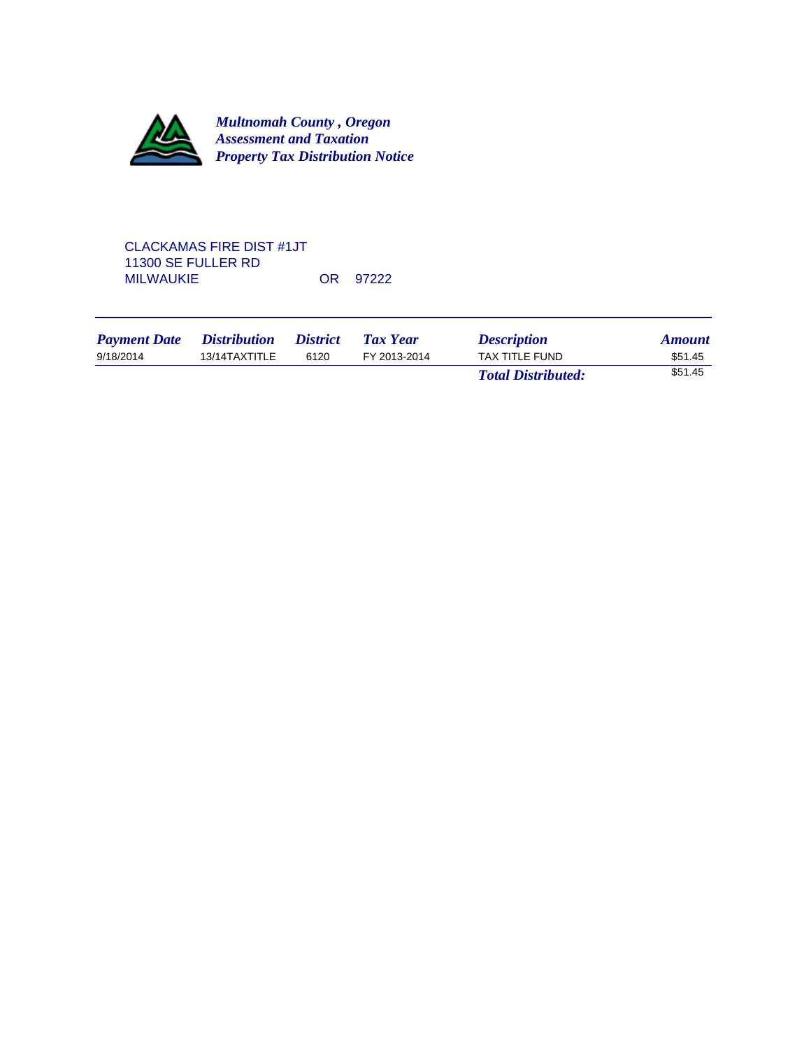***Multnomah County , Oregon***
***Assessment and Taxation***
***Property Tax Distribution Notice***

CLACKAMAS FIRE DIST #1JT
11300 SE FULLER RD
MILWAUKIE OR 97222

| *Payment Date* | *Distribution* | *District* | *Tax Year* | *Description* | *Amount* |
|---|---|---|---|---|---|
| 9/18/2014 | 13/14TAXTITLE | 6120 | FY 2013-2014 | TAX TITLE FUND | $51.45 |
| | | | | ***Total Distributed:*** | $51.45 |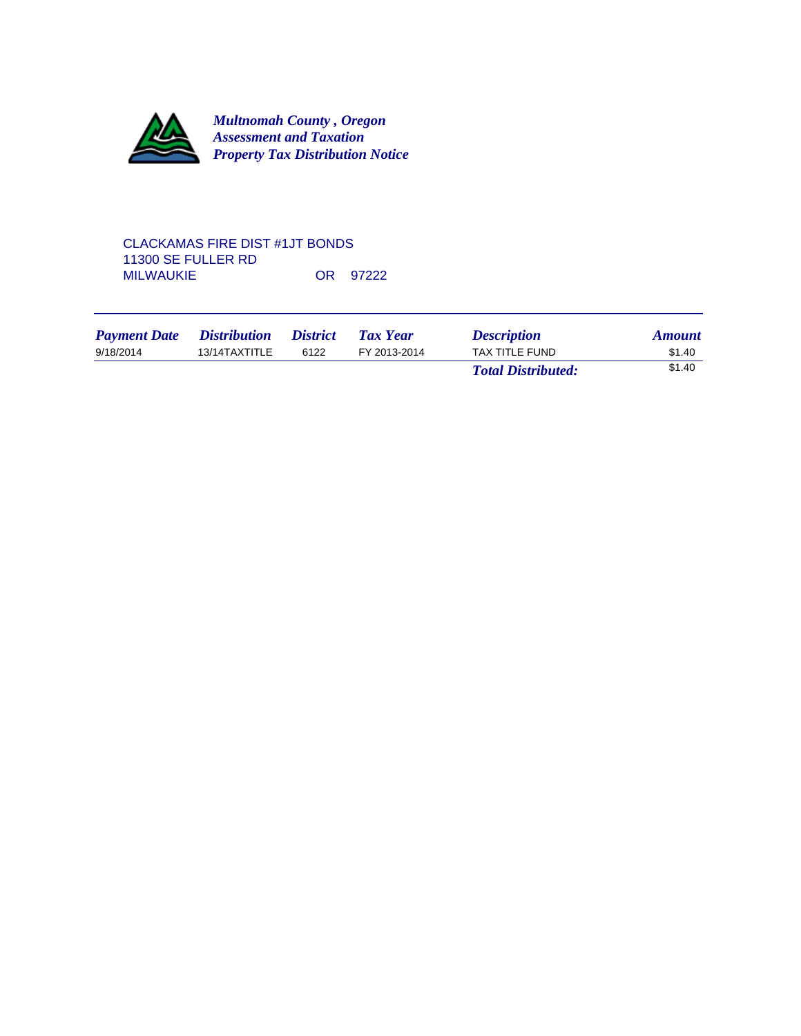***Multnomah County , Oregon***
***Assessment and Taxation***
***Property Tax Distribution Notice***

CLACKAMAS FIRE DIST #1JT BONDS
11300 SE FULLER RD
MILWAUKIE OR 97222

| *Payment Date* | *Distribution* | *District* | *Tax Year* | *Description* | *Amount* |
|---|---|---|---|---|---|
| 9/18/2014 | 13/14TAXTITLE | 6122 | FY 2013-2014 | TAX TITLE FUND | $1.40 |
| | | | | ***Total Distributed:*** | $1.40 |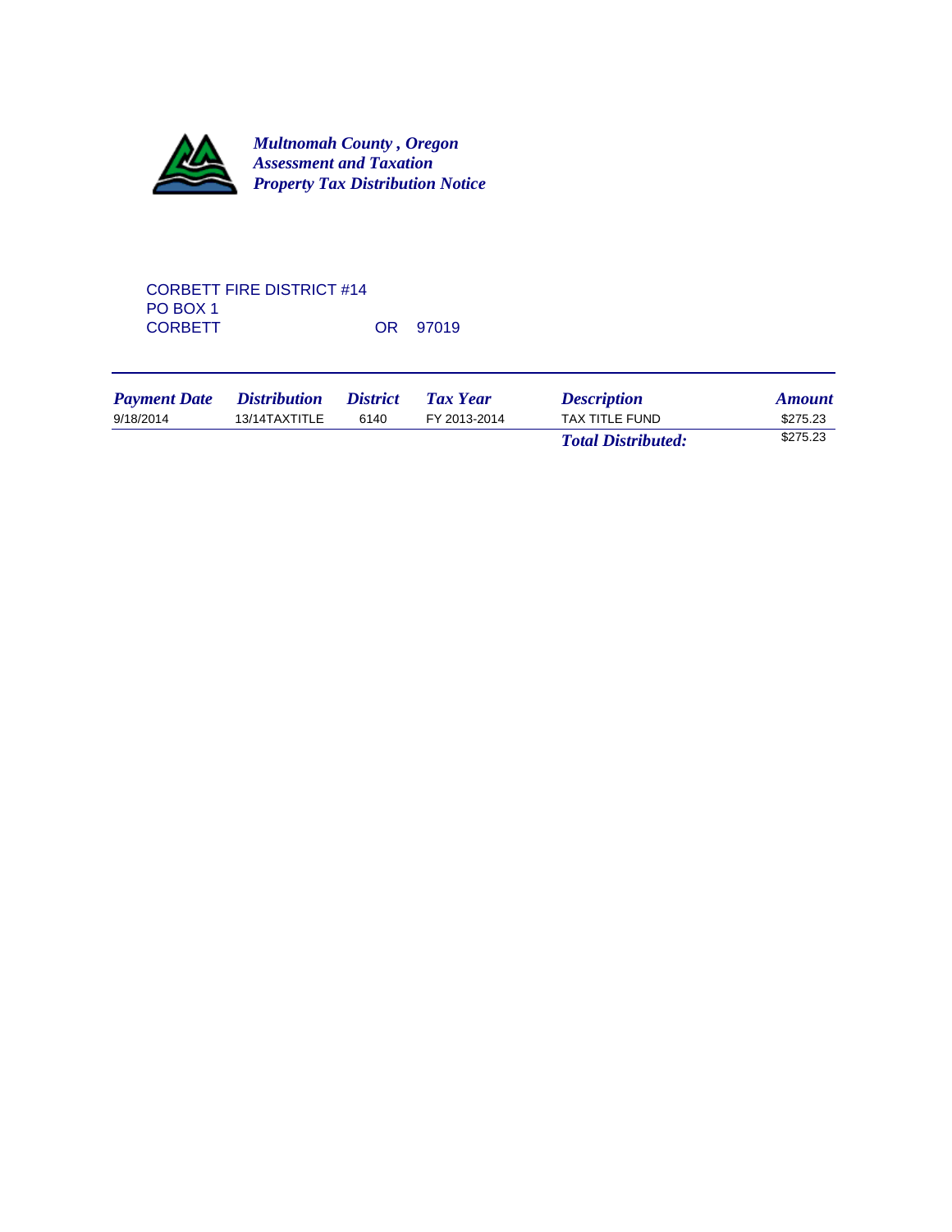***Multnomah County , Oregon***
***Assessment and Taxation***
***Property Tax Distribution Notice***

CORBETT FIRE DISTRICT #14
PO BOX 1
CORBETT OR 97019

| *Payment Date* | *Distribution* | *District* | *Tax Year* | *Description* | *Amount* |
|---|---|---|---|---|---|
| 9/18/2014 | 13/14TAXTITLE | 6140 | FY 2013-2014 | TAX TITLE FUND | $275.23 |
| | | | | ***Total Distributed:*** | $275.23 |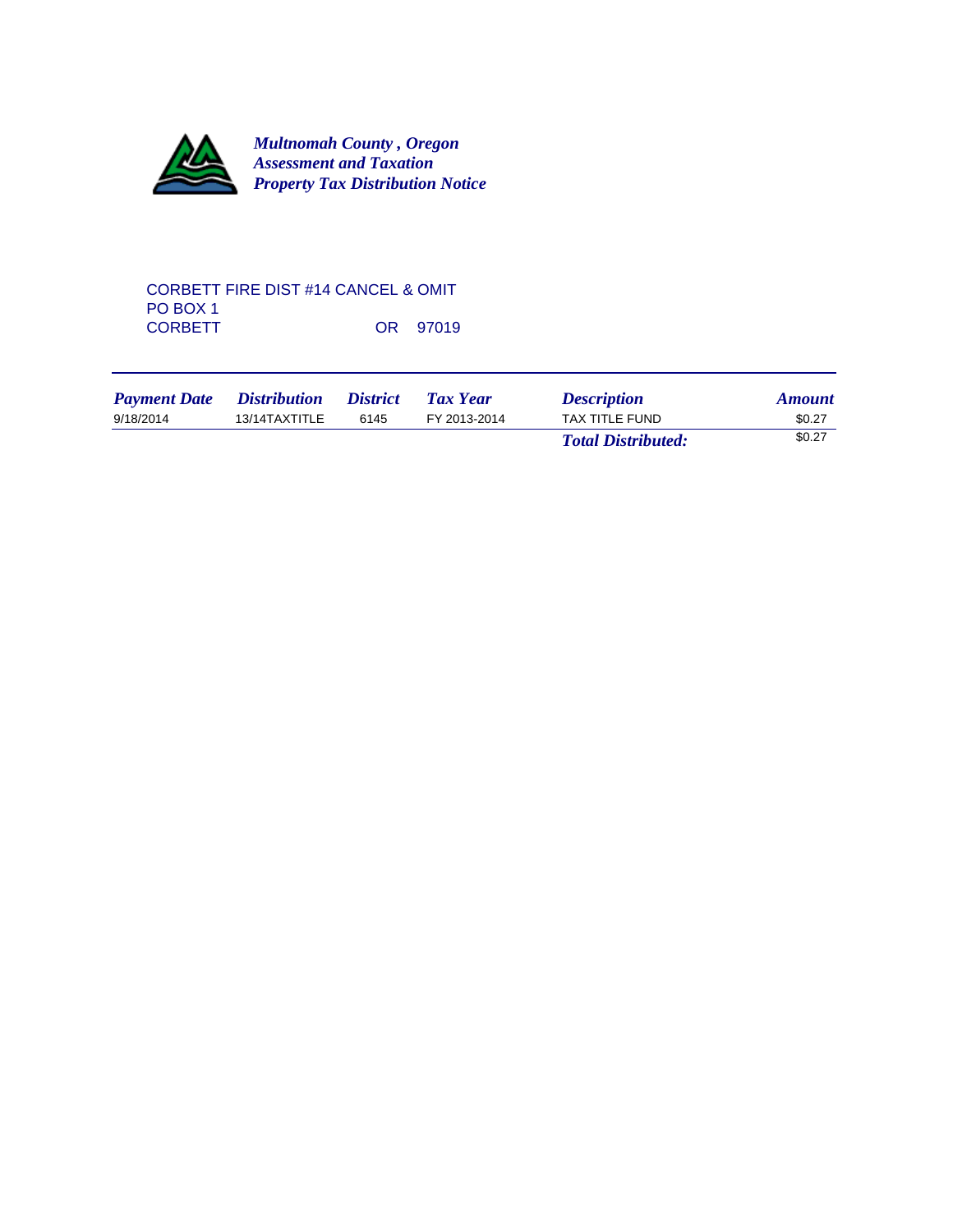***Multnomah County , Oregon***
***Assessment and Taxation***
***Property Tax Distribution Notice***

CORBETT FIRE DIST #14 CANCEL & OMIT
PO BOX 1
CORBETT OR 97019

| *Payment Date* | *Distribution* | *District* | *Tax Year* | *Description* | *Amount* |
|---|---|---|---|---|---|
| 9/18/2014 | 13/14TAXTITLE | 6145 | FY 2013-2014 | TAX TITLE FUND | $0.27 |
| | | | | ***Total Distributed:*** | $0.27 |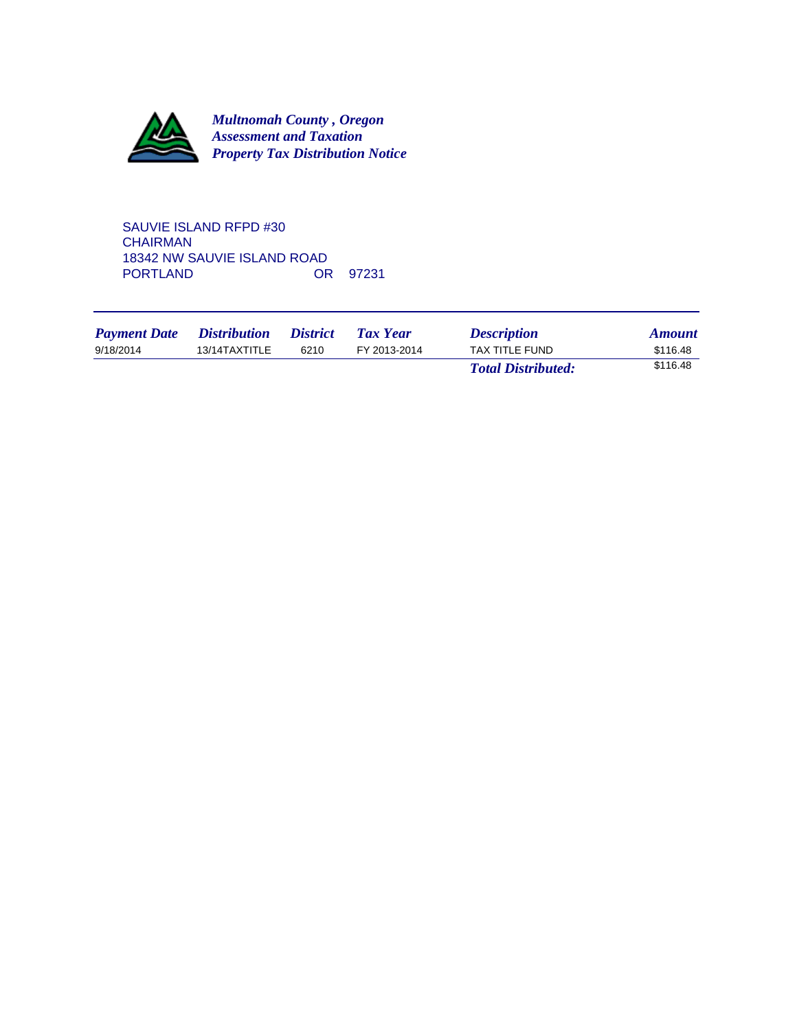***Multnomah County , Oregon***
***Assessment and Taxation***
***Property Tax Distribution Notice***

SAUVIE ISLAND RFPD #30
CHAIRMAN
18342 NW SAUVIE ISLAND ROAD
PORTLAND OR 97231

| *Payment Date* | *Distribution* | *District* | *Tax Year* | *Description* | *Amount* |
|---|---|---|---|---|---|
| 9/18/2014 | 13/14TAXTITLE | 6210 | FY 2013-2014 | TAX TITLE FUND | $116.48 |
| | | | | ***Total Distributed:*** | $116.48 |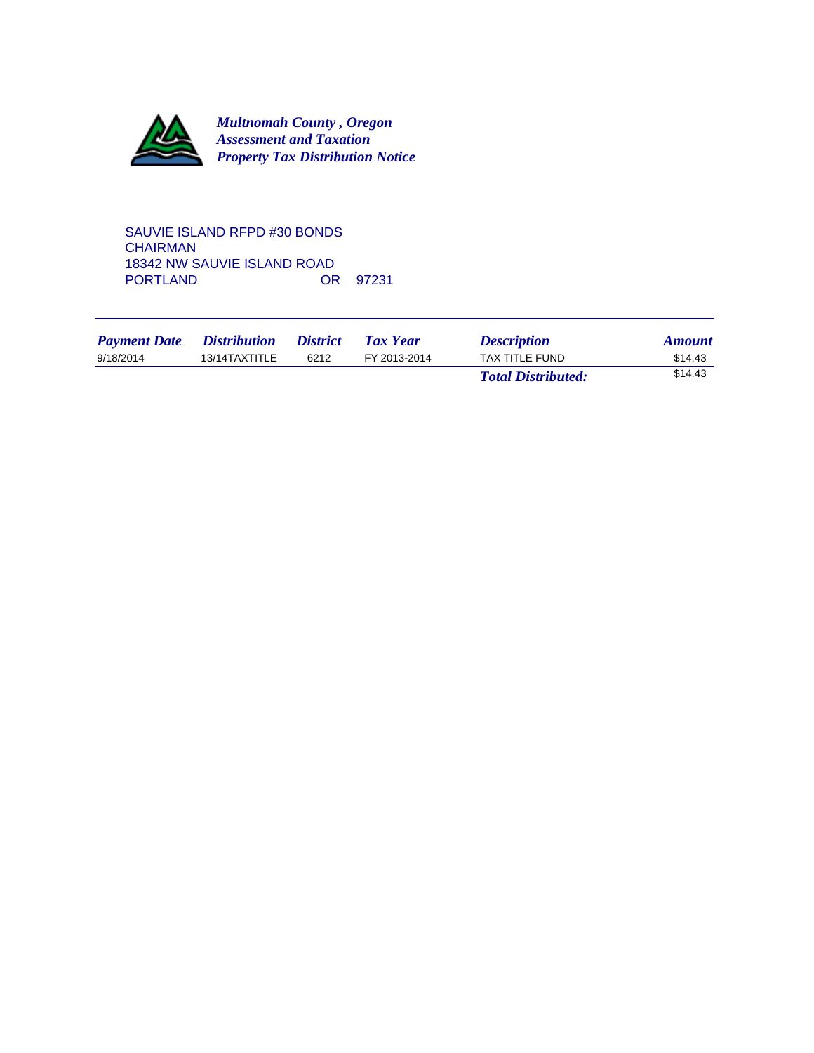***Multnomah County , Oregon***
***Assessment and Taxation***
***Property Tax Distribution Notice***

SAUVIE ISLAND RFPD #30 BONDS
CHAIRMAN
18342 NW SAUVIE ISLAND ROAD
PORTLAND OR 97231

| *Payment Date* | *Distribution* | *District* | *Tax Year* | *Description* | *Amount* |
|---|---|---|---|---|---|
| 9/18/2014 | 13/14TAXTITLE | 6212 | FY 2013-2014 | TAX TITLE FUND | $14.43 |
| | | | | ***Total Distributed:*** | $14.43 |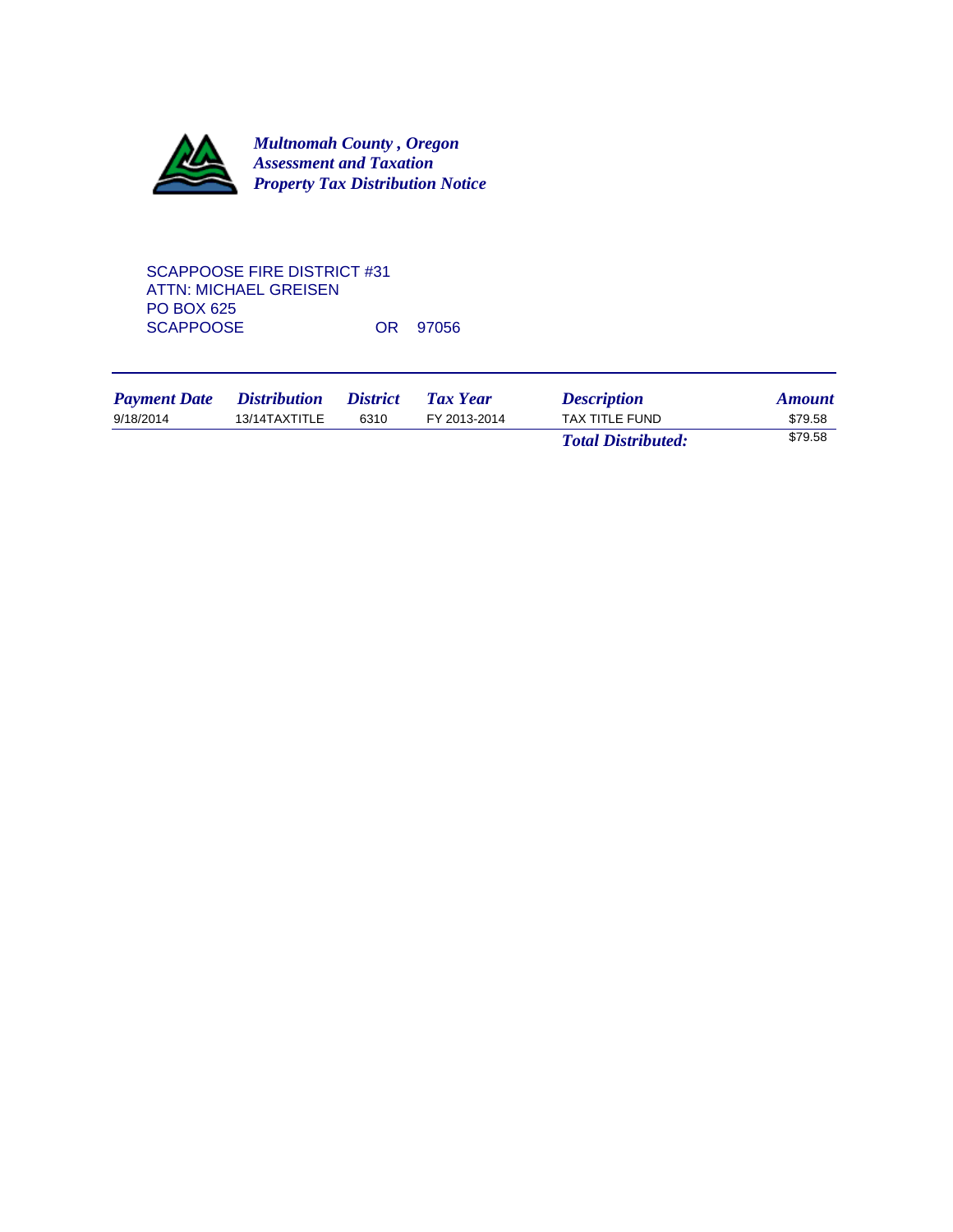***Multnomah County , Oregon***
***Assessment and Taxation***
***Property Tax Distribution Notice***

SCAPPOOSE FIRE DISTRICT #31
ATTN: MICHAEL GREISEN
PO BOX 625
SCAPPOOSE OR 97056

| *Payment Date* | *Distribution* | *District* | *Tax Year* | *Description* | *Amount* |
|---|---|---|---|---|---|
| 9/18/2014 | 13/14TAXTITLE | 6310 | FY 2013-2014 | TAX TITLE FUND | $79.58 |
| | | | | ***Total Distributed:*** | $79.58 |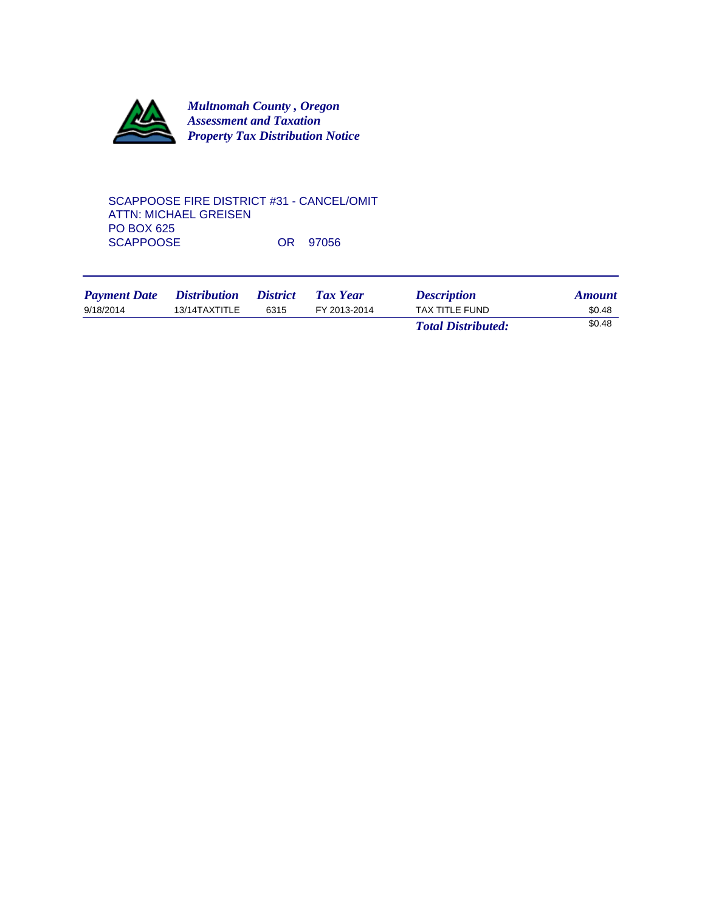***Multnomah County , Oregon***
***Assessment and Taxation***
***Property Tax Distribution Notice***

SCAPPOOSE FIRE DISTRICT #31 - CANCEL/OMIT
ATTN: MICHAEL GREISEN
PO BOX 625
SCAPPOOSE OR 97056

| *Payment Date* | *Distribution* | *District* | *Tax Year* | *Description* | *Amount* |
|---|---|---|---|---|---|
| 9/18/2014 | 13/14TAXTITLE | 6315 | FY 2013-2014 | TAX TITLE FUND | $0.48 |
| | | | | ***Total Distributed:*** | $0.48 |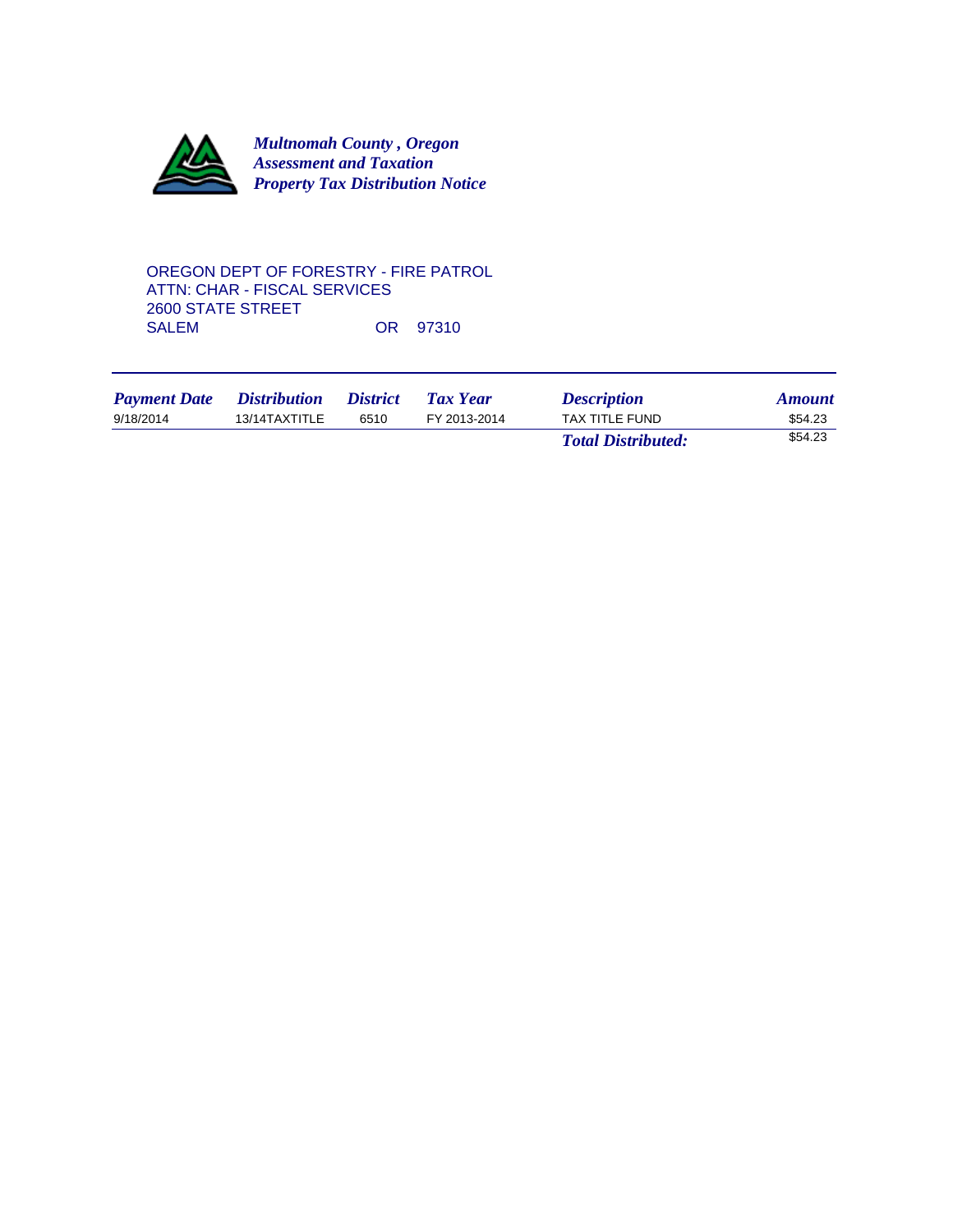***Multnomah County , Oregon***
***Assessment and Taxation***
***Property Tax Distribution Notice***

OREGON DEPT OF FORESTRY - FIRE PATROL
ATTN: CHAR - FISCAL SERVICES
2600 STATE STREET
SALEM OR 97310

| *Payment Date* | *Distribution* | *District* | *Tax Year* | *Description* | *Amount* |
|---|---|---|---|---|---|
| 9/18/2014 | 13/14TAXTITLE | 6510 | FY 2013-2014 | TAX TITLE FUND | $54.23 |
| | | | | ***Total Distributed:*** | $54.23 |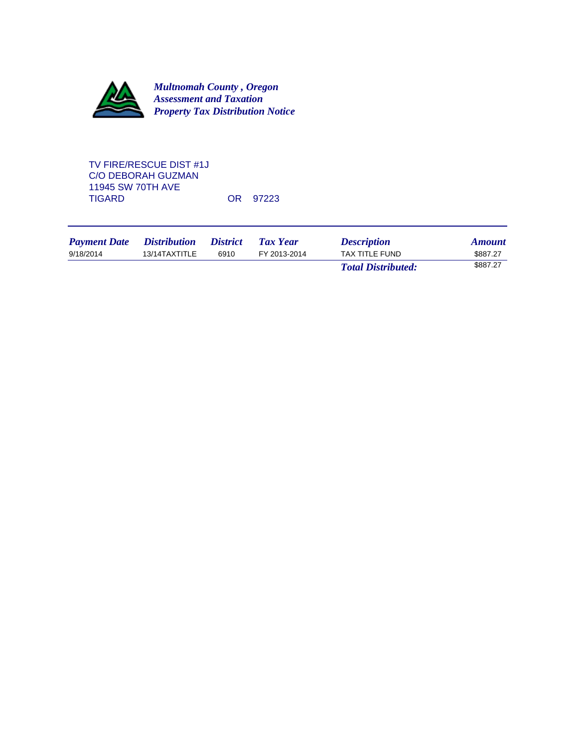***Multnomah County , Oregon***
***Assessment and Taxation***
***Property Tax Distribution Notice***

TV FIRE/RESCUE DIST #1J
C/O DEBORAH GUZMAN
11945 SW 70TH AVE
TIGARD OR 97223

| *Payment Date* | *Distribution* | *District* | *Tax Year* | *Description* | *Amount* |
|---|---|---|---|---|---|
| 9/18/2014 | 13/14TAXTITLE | 6910 | FY 2013-2014 | TAX TITLE FUND | $887.27 |
| | | | | ***Total Distributed:*** | $887.27 |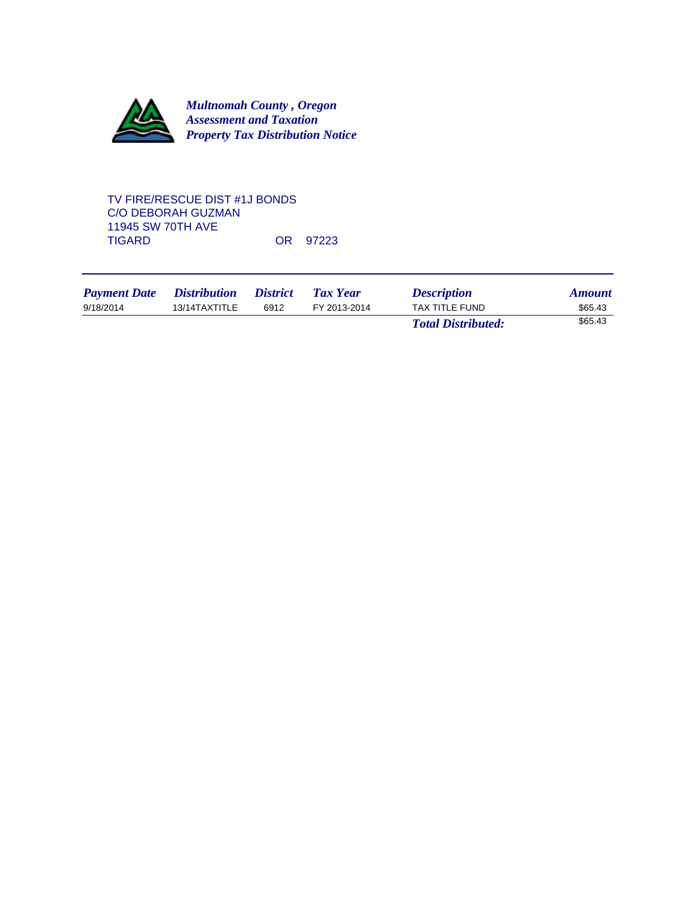***Multnomah County , Oregon***
***Assessment and Taxation***
***Property Tax Distribution Notice***

TV FIRE/RESCUE DIST #1J BONDS
C/O DEBORAH GUZMAN
11945 SW 70TH AVE
TIGARD OR 97223

| *Payment Date* | *Distribution* | *District* | *Tax Year* | *Description* | *Amount* |
|---|---|---|---|---|---|
| 9/18/2014 | 13/14TAXTITLE | 6912 | FY 2013-2014 | TAX TITLE FUND | $65.43 |
| | | | | ***Total Distributed:*** | $65.43 |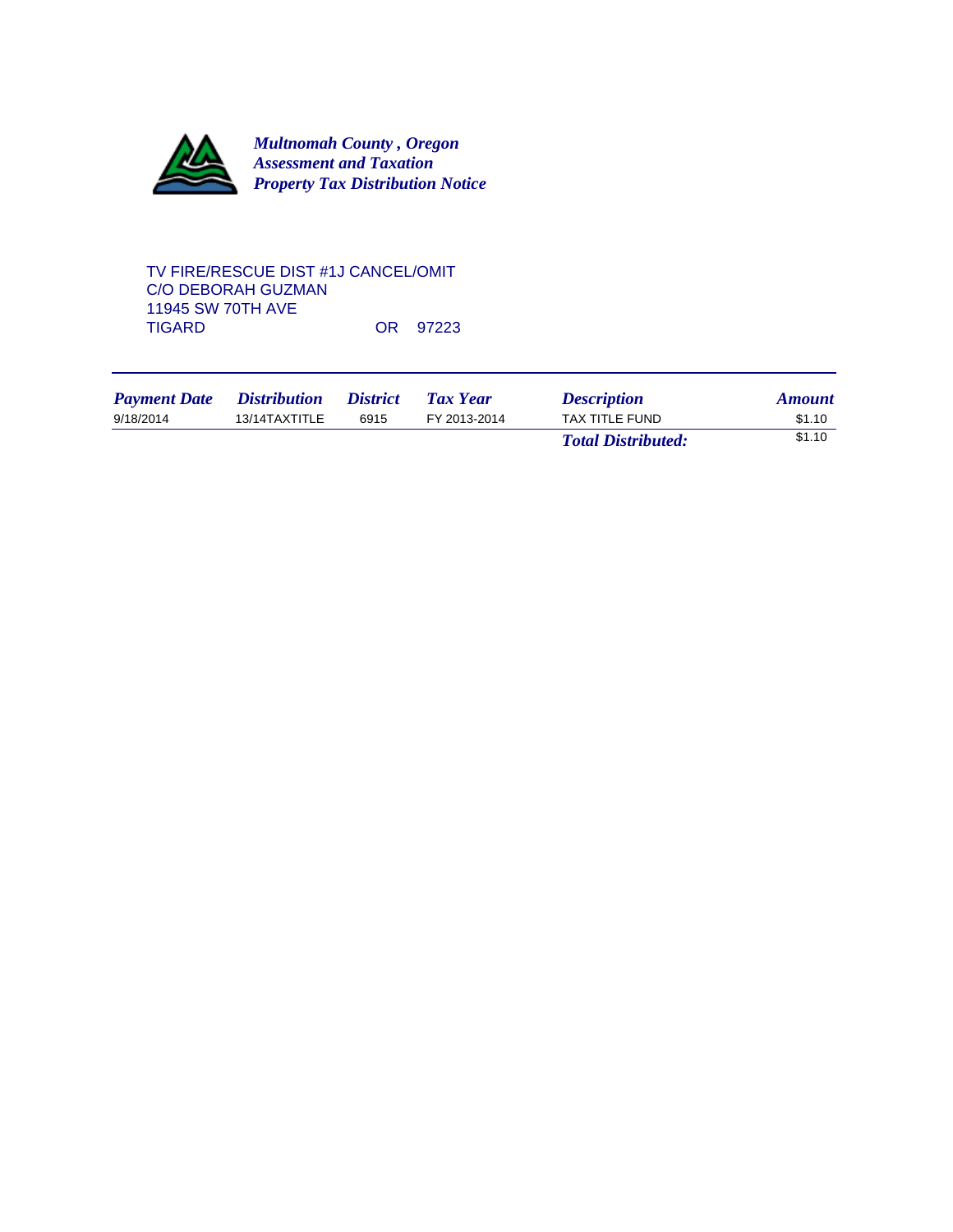***Multnomah County , Oregon***
***Assessment and Taxation***
***Property Tax Distribution Notice***

TV FIRE/RESCUE DIST #1J CANCEL/OMIT
C/O DEBORAH GUZMAN
11945 SW 70TH AVE
TIGARD OR 97223

| *Payment Date* | *Distribution* | *District* | *Tax Year* | *Description* | *Amount* |
|---|---|---|---|---|---|
| 9/18/2014 | 13/14TAXTITLE | 6915 | FY 2013-2014 | TAX TITLE FUND | $1.10 |
| | | | | ***Total Distributed:*** | $1.10 |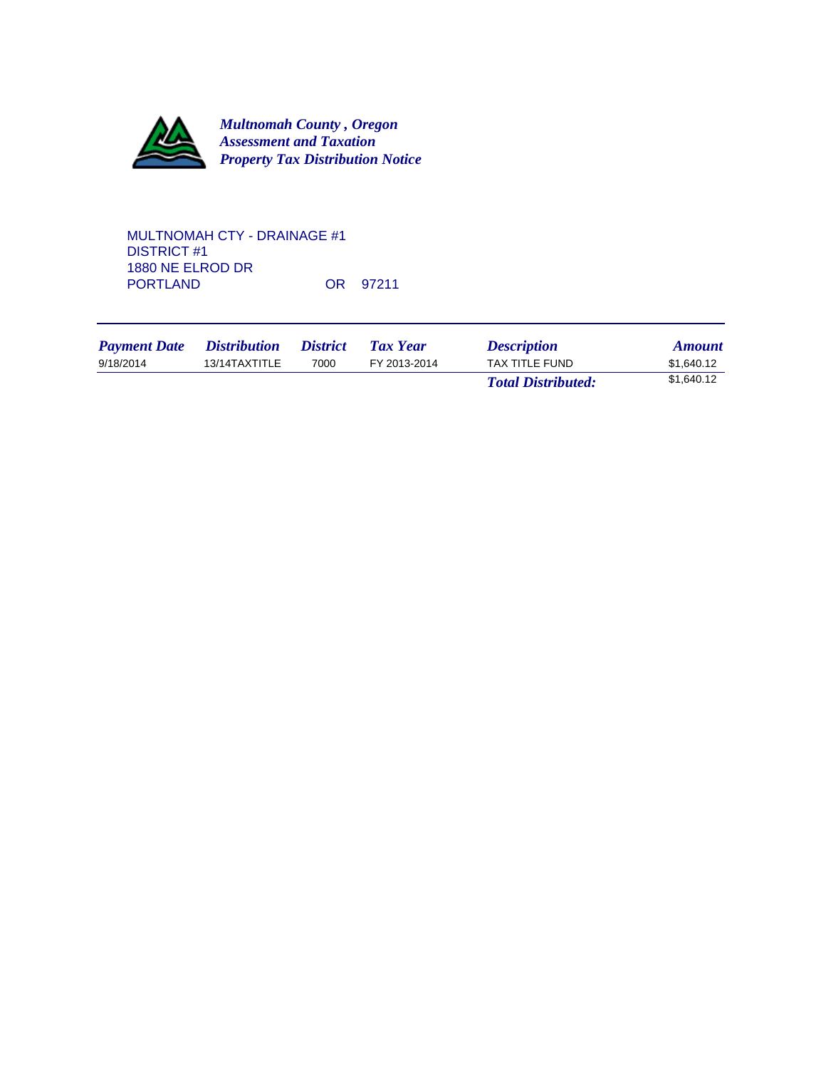***Multnomah County , Oregon***
***Assessment and Taxation***
***Property Tax Distribution Notice***

MULTNOMAH CTY - DRAINAGE #1
DISTRICT #1
1880 NE ELROD DR
PORTLAND OR 97211

| *Payment Date* | *Distribution* | *District* | *Tax Year* | *Description* | *Amount* |
|---|---|---|---|---|---|
| 9/18/2014 | 13/14TAXTITLE | 7000 | FY 2013-2014 | TAX TITLE FUND | $1,640.12 |
| | | | | ***Total Distributed:*** | $1,640.12 |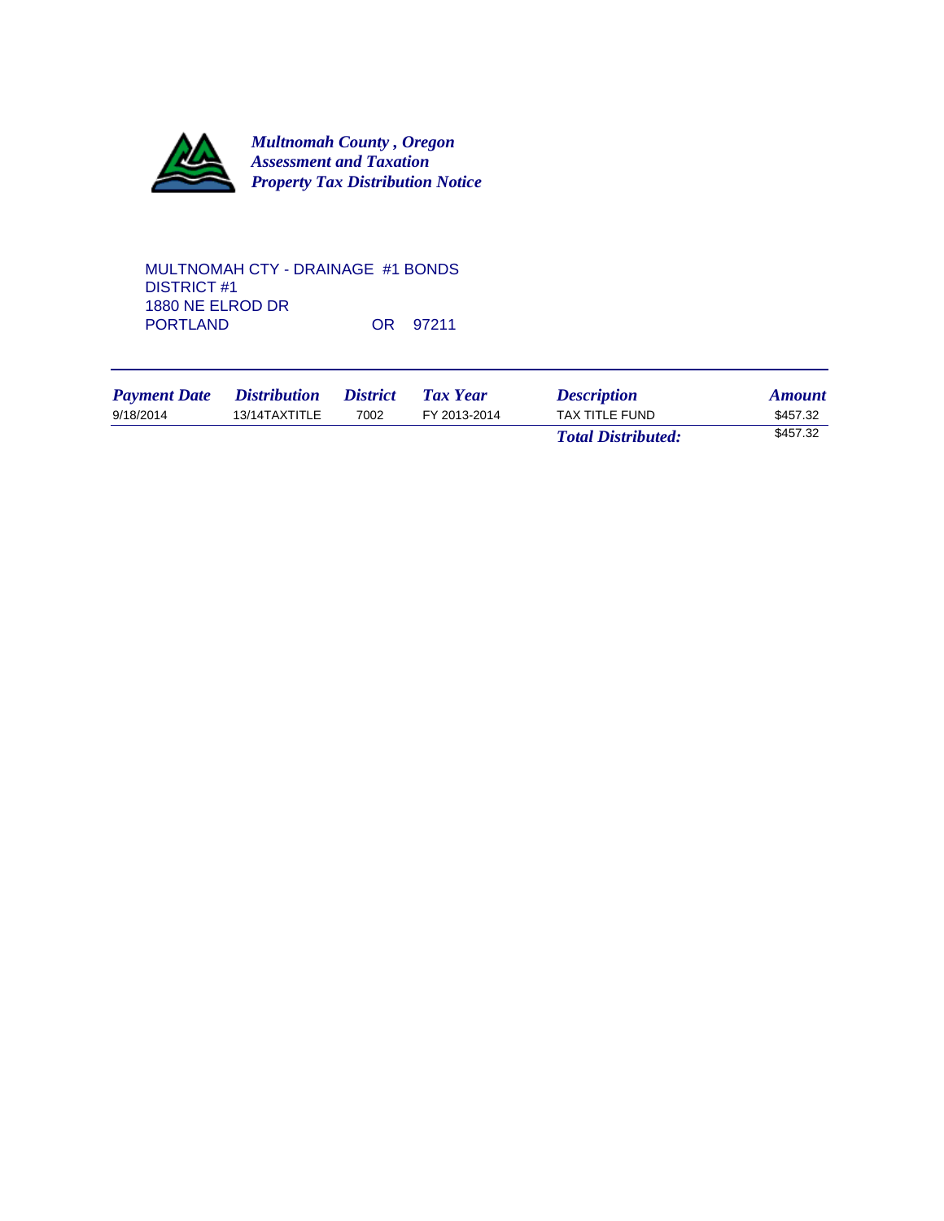*Multnomah County , Oregon*
*Assessment and Taxation*
*Property Tax Distribution Notice*

MULTNOMAH CTY - DRAINAGE #1 BONDS
DISTRICT #1
1880 NE ELROD DR
PORTLAND OR 97211

| *Payment Date* | *Distribution* | *District* | *Tax Year* | *Description* | *Amount* |
|---|---|---|---|---|---|
| 9/18/2014 | 13/14TAXTITLE | 7002 | FY 2013-2014 | TAX TITLE FUND | $457.32 |
| | | | | ***Total Distributed:*** | $457.32 |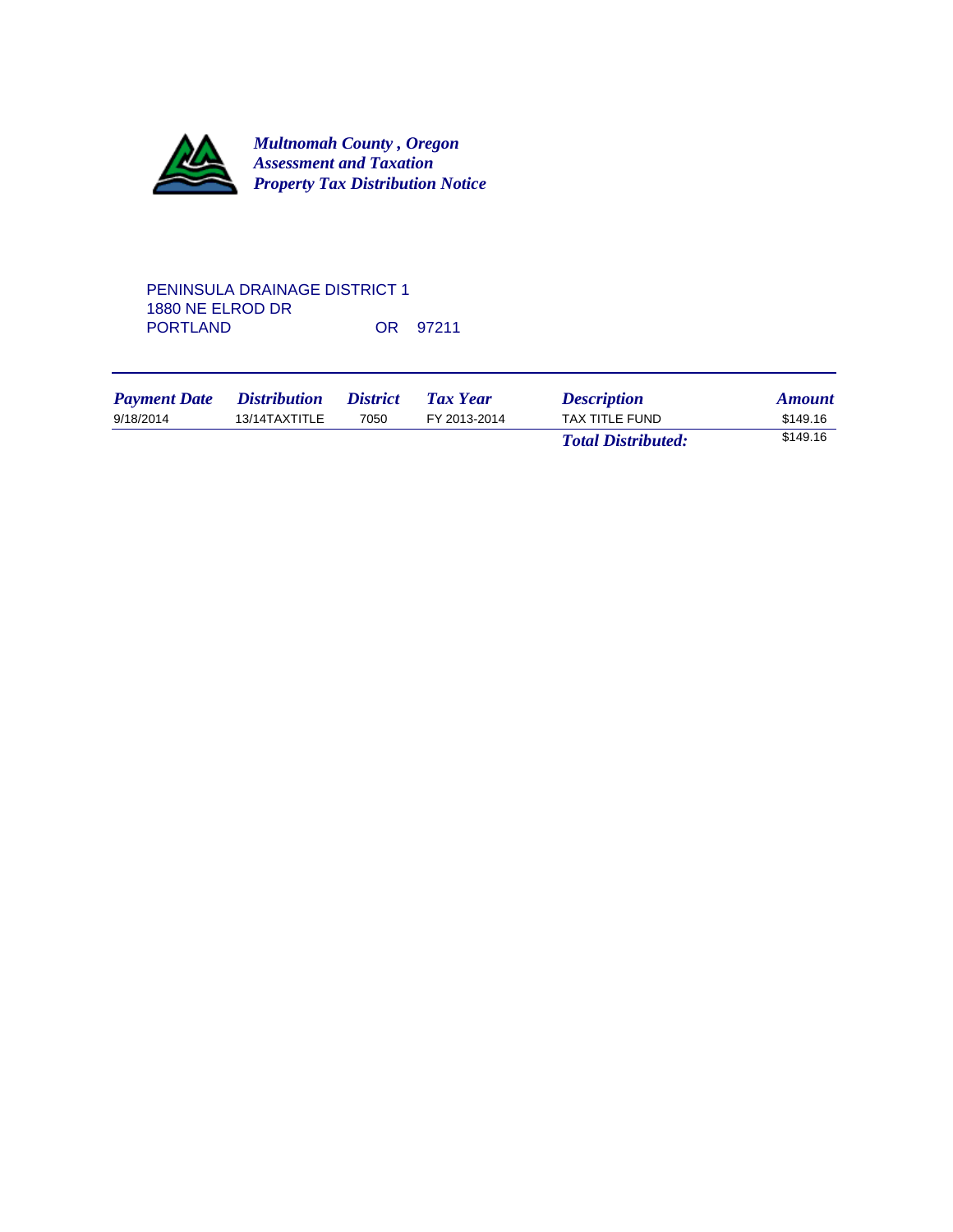***Multnomah County , Oregon***
***Assessment and Taxation***
***Property Tax Distribution Notice***

PENINSULA DRAINAGE DISTRICT 1
1880 NE ELROD DR
PORTLAND OR 97211

| *Payment Date* | *Distribution* | *District* | *Tax Year* | *Description* | *Amount* |
|---|---|---|---|---|---|
| 9/18/2014 | 13/14TAXTITLE | 7050 | FY 2013-2014 | TAX TITLE FUND | $149.16 |
| | | | | ***Total Distributed:*** | $149.16 |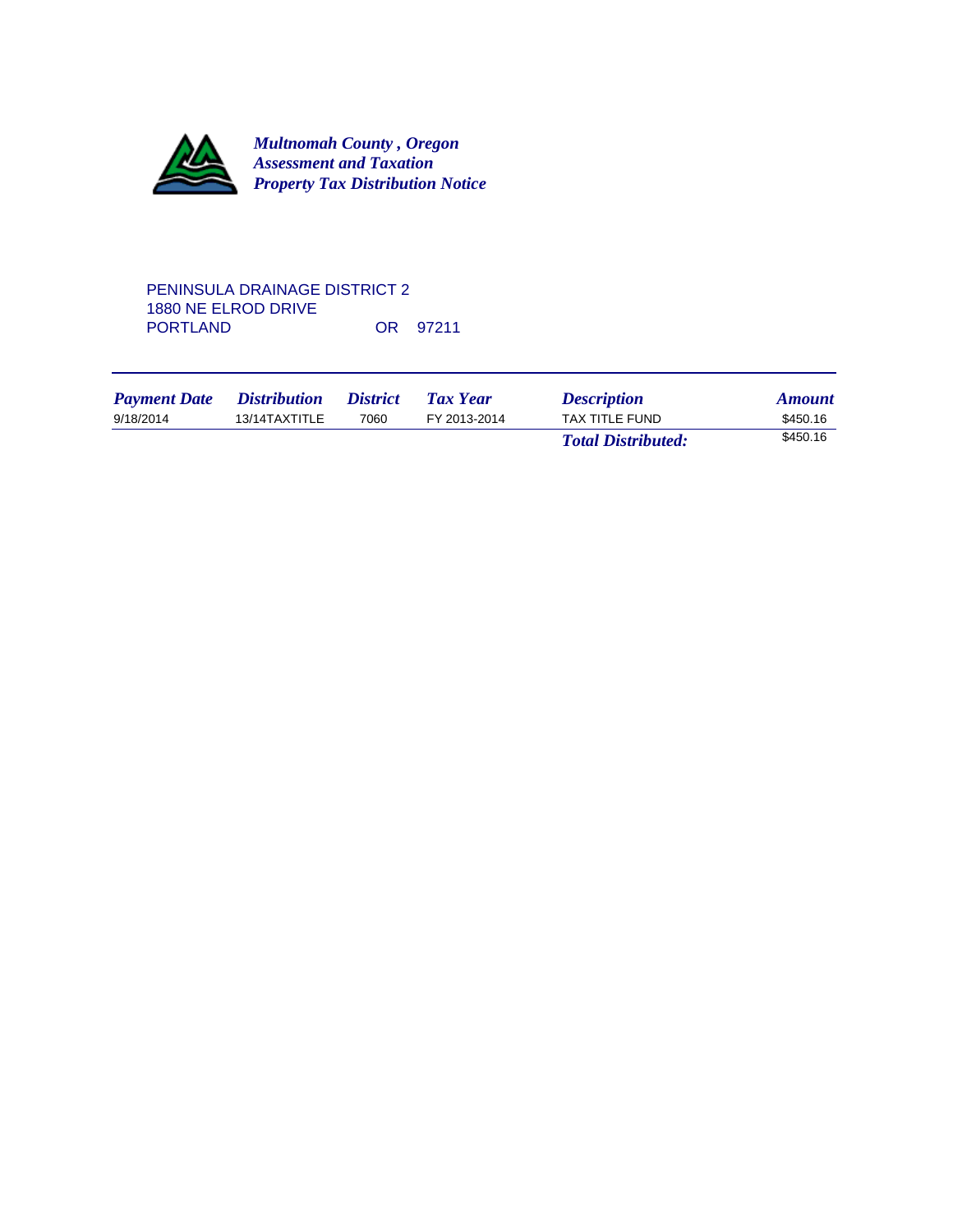***Multnomah County , Oregon***
***Assessment and Taxation***
***Property Tax Distribution Notice***

PENINSULA DRAINAGE DISTRICT 2
1880 NE ELROD DRIVE
PORTLAND OR 97211

| *Payment Date* | *Distribution* | *District* | *Tax Year* | *Description* | *Amount* |
|---|---|---|---|---|---|
| 9/18/2014 | 13/14TAXTITLE | 7060 | FY 2013-2014 | TAX TITLE FUND | $450.16 |
| | | | | ***Total Distributed:*** | $450.16 |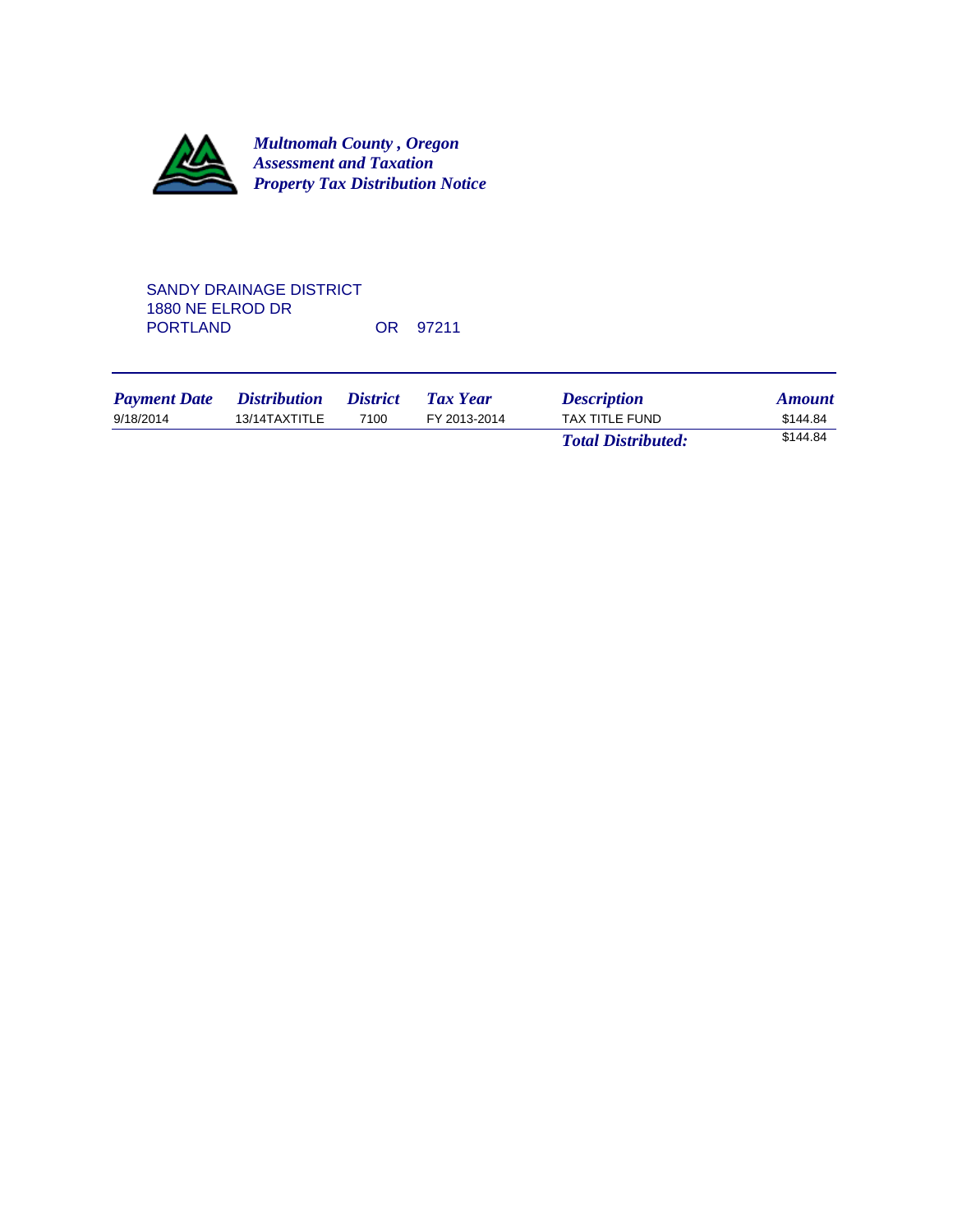***Multnomah County , Oregon***
***Assessment and Taxation***
***Property Tax Distribution Notice***

SANDY DRAINAGE DISTRICT
1880 NE ELROD DR
PORTLAND OR 97211

| *Payment Date* | *Distribution* | *District* | *Tax Year* | *Description* | *Amount* |
|---|---|---|---|---|---|
| 9/18/2014 | 13/14TAXTITLE | 7100 | FY 2013-2014 | TAX TITLE FUND | $144.84 |
| | | | | ***Total Distributed:*** | $144.84 |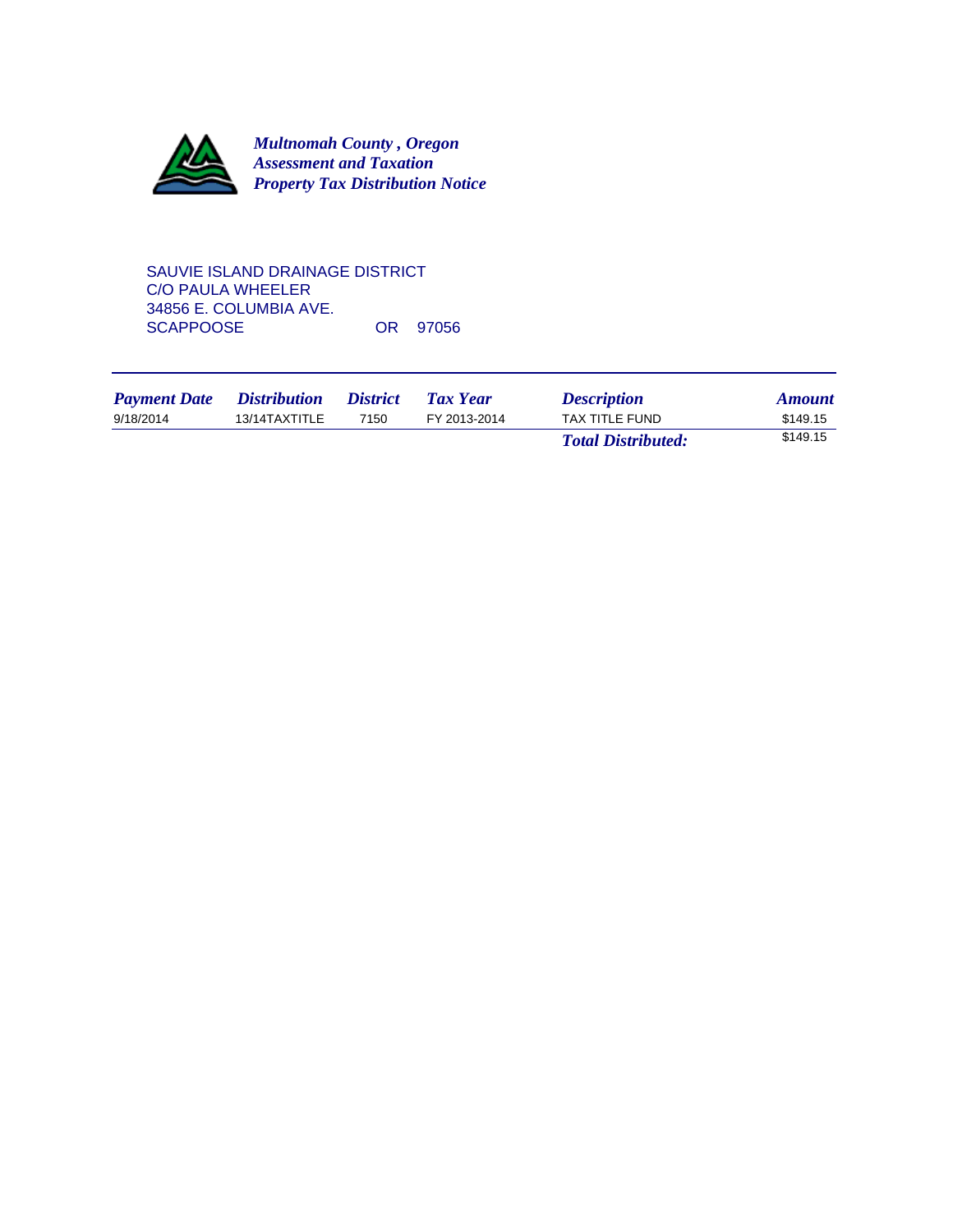***Multnomah County , Oregon***
***Assessment and Taxation***
***Property Tax Distribution Notice***

SAUVIE ISLAND DRAINAGE DISTRICT
C/O PAULA WHEELER
34856 E. COLUMBIA AVE.
SCAPPOOSE OR 97056

| *Payment Date* | *Distribution* | *District* | *Tax Year* | *Description* | *Amount* |
|---|---|---|---|---|---|
| 9/18/2014 | 13/14TAXTITLE | 7150 | FY 2013-2014 | TAX TITLE FUND | $149.15 |
| | | | | ***Total Distributed:*** | $149.15 |